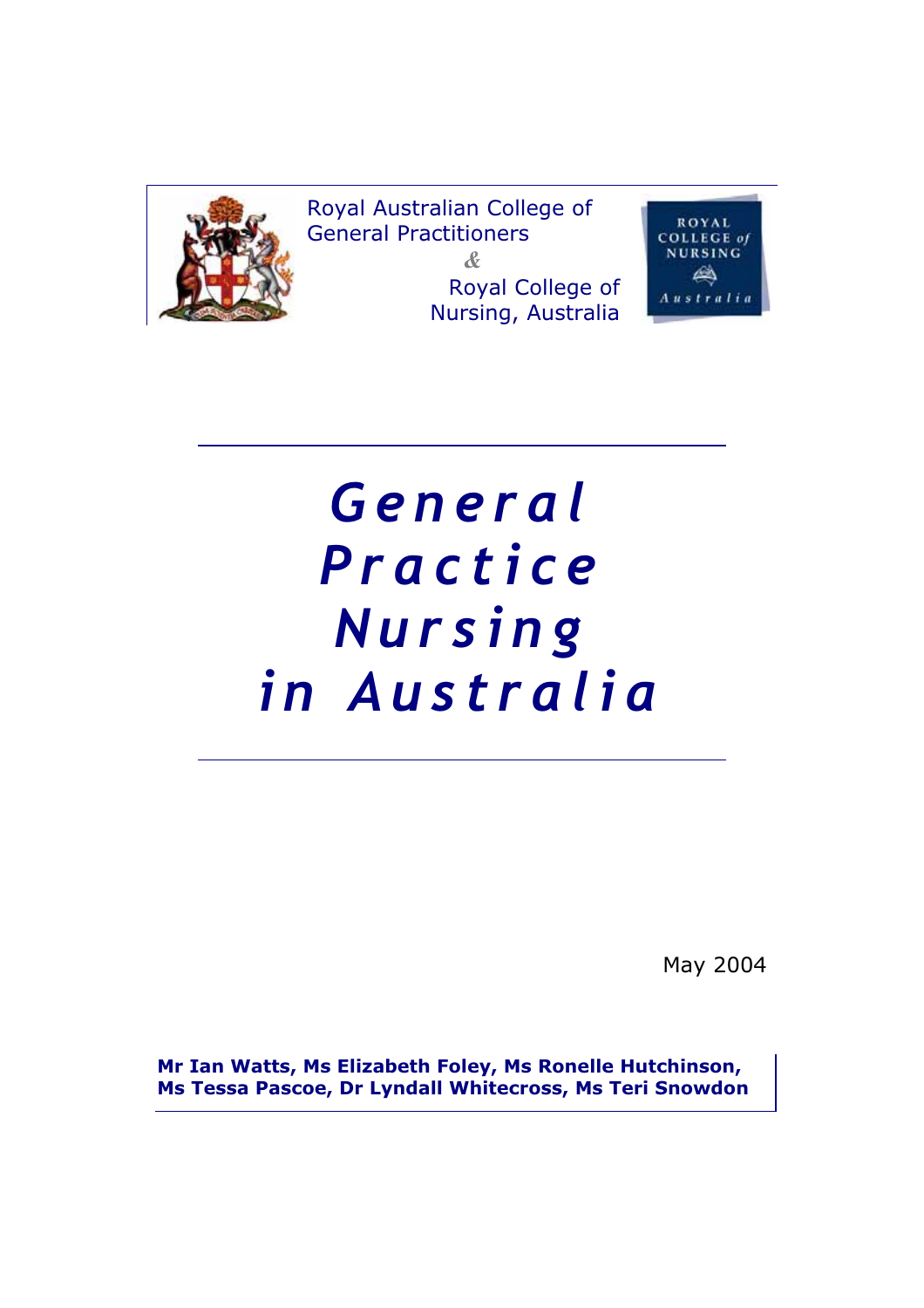Royal Australian College of General Practitioners

&

Royal College of Nursing, Australia

ROYAL COLLEGE of NURSING Australia

# *General Practice Nursing in Australia*

May 2004

**Mr Ian Watts, Ms Elizabeth Foley, Ms Ronelle Hutchinson, Ms Tessa Pascoe, Dr Lyndall Whitecross, Ms Teri Snowdon**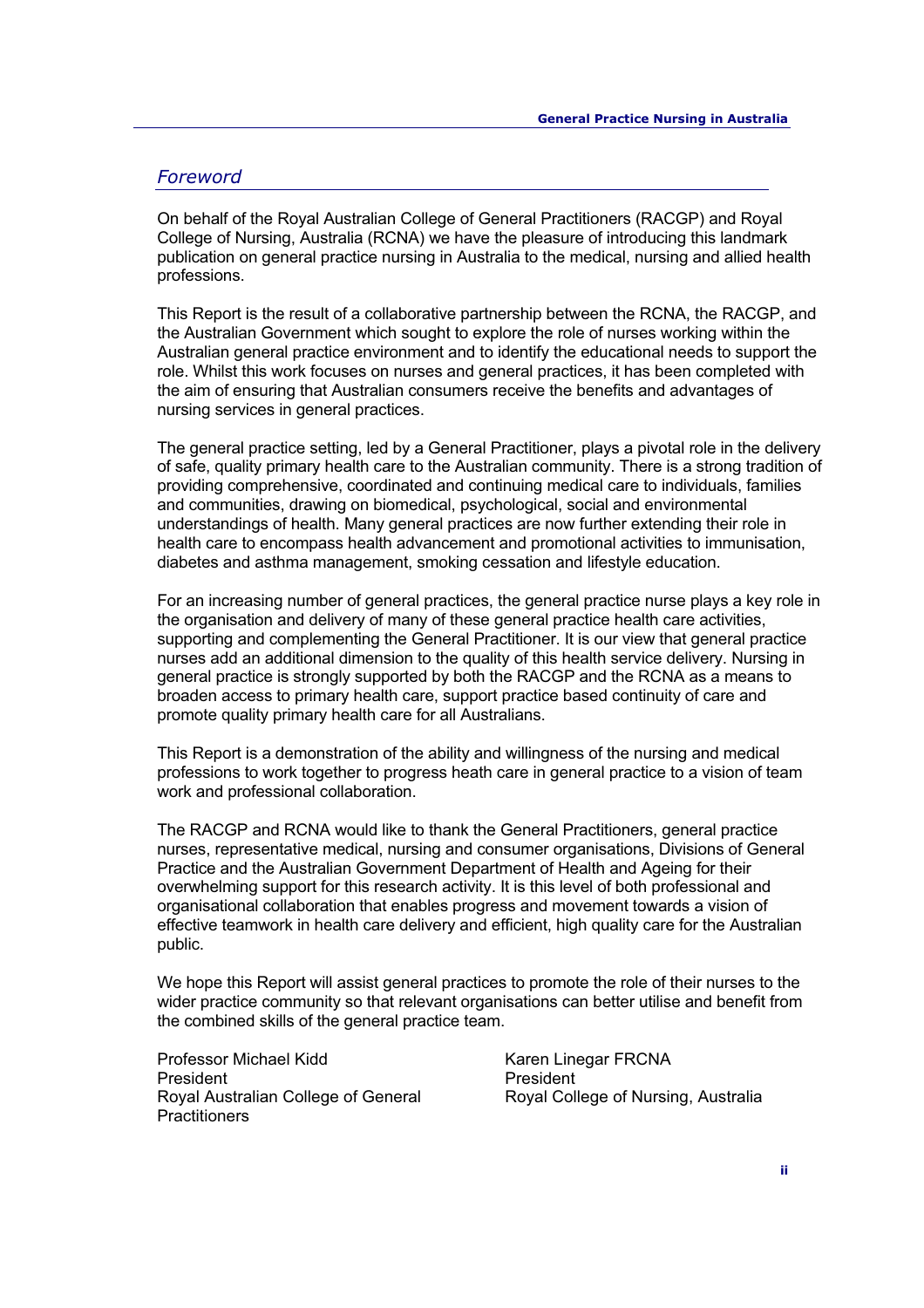## *Foreword*

On behalf of the Royal Australian College of General Practitioners (RACGP) and Royal College of Nursing, Australia (RCNA) we have the pleasure of introducing this landmark publication on general practice nursing in Australia to the medical, nursing and allied health professions.

This Report is the result of a collaborative partnership between the RCNA, the RACGP, and the Australian Government which sought to explore the role of nurses working within the Australian general practice environment and to identify the educational needs to support the role. Whilst this work focuses on nurses and general practices, it has been completed with the aim of ensuring that Australian consumers receive the benefits and advantages of nursing services in general practices.

The general practice setting, led by a General Practitioner, plays a pivotal role in the delivery of safe, quality primary health care to the Australian community. There is a strong tradition of providing comprehensive, coordinated and continuing medical care to individuals, families and communities, drawing on biomedical, psychological, social and environmental understandings of health. Many general practices are now further extending their role in health care to encompass health advancement and promotional activities to immunisation, diabetes and asthma management, smoking cessation and lifestyle education.

For an increasing number of general practices, the general practice nurse plays a key role in the organisation and delivery of many of these general practice health care activities, supporting and complementing the General Practitioner. It is our view that general practice nurses add an additional dimension to the quality of this health service delivery. Nursing in general practice is strongly supported by both the RACGP and the RCNA as a means to broaden access to primary health care, support practice based continuity of care and promote quality primary health care for all Australians.

This Report is a demonstration of the ability and willingness of the nursing and medical professions to work together to progress heath care in general practice to a vision of team work and professional collaboration.

The RACGP and RCNA would like to thank the General Practitioners, general practice nurses, representative medical, nursing and consumer organisations, Divisions of General Practice and the Australian Government Department of Health and Ageing for their overwhelming support for this research activity. It is this level of both professional and organisational collaboration that enables progress and movement towards a vision of effective teamwork in health care delivery and efficient, high quality care for the Australian public.

We hope this Report will assist general practices to promote the role of their nurses to the wider practice community so that relevant organisations can better utilise and benefit from the combined skills of the general practice team.

Professor Michael Kidd  
President  
Royal Australian College of General Practitioners

Karen Linegar FRCNA  
President  
Royal College of Nursing, Australia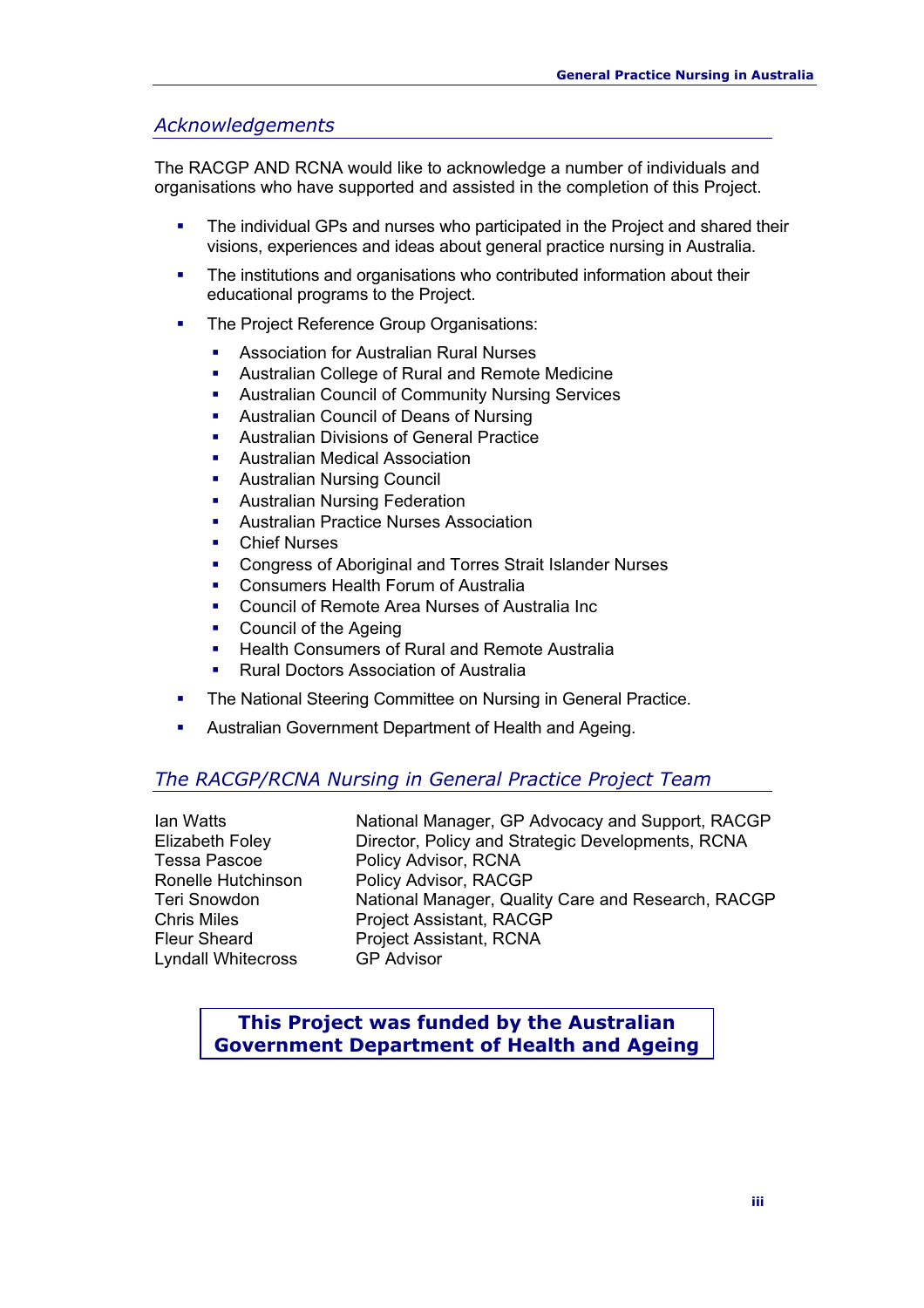## *Acknowledgements*

The RACGP AND RCNA would like to acknowledge a number of individuals and organisations who have supported and assisted in the completion of this Project.

- The individual GPs and nurses who participated in the Project and shared their visions, experiences and ideas about general practice nursing in Australia.
- The institutions and organisations who contributed information about their educational programs to the Project.
- The Project Reference Group Organisations:
    - Association for Australian Rural Nurses
    - Australian College of Rural and Remote Medicine
    - Australian Council of Community Nursing Services
    - Australian Council of Deans of Nursing
    - Australian Divisions of General Practice
    - Australian Medical Association
    - Australian Nursing Council
    - Australian Nursing Federation
    - Australian Practice Nurses Association
    - Chief Nurses
    - Congress of Aboriginal and Torres Strait Islander Nurses
    - Consumers Health Forum of Australia
    - Council of Remote Area Nurses of Australia Inc
    - Council of the Ageing
    - Health Consumers of Rural and Remote Australia
    - Rural Doctors Association of Australia
- The National Steering Committee on Nursing in General Practice.
- Australian Government Department of Health and Ageing.

## *The RACGP/RCNA Nursing in General Practice Project Team*

| | |
|---|---|
| Ian Watts | National Manager, GP Advocacy and Support, RACGP |
| Elizabeth Foley | Director, Policy and Strategic Developments, RCNA |
| Tessa Pascoe | Policy Advisor, RCNA |
| Ronelle Hutchinson | Policy Advisor, RACGP |
| Teri Snowdon | National Manager, Quality Care and Research, RACGP |
| Chris Miles | Project Assistant, RACGP |
| Fleur Sheard | Project Assistant, RCNA |
| Lyndall Whitecross | GP Advisor |

**This Project was funded by the Australian Government Department of Health and Ageing**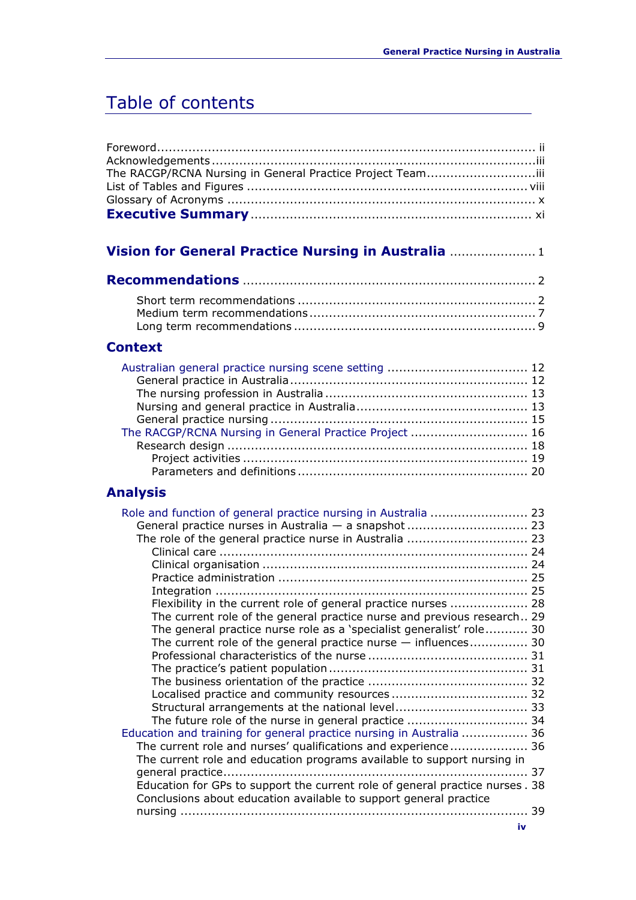# Table of contents

Foreword ..... ii
Acknowledgements ..... iii
The RACGP/RCNA Nursing in General Practice Project Team ..... iii
List of Tables and Figures ..... viii
Glossary of Acronyms ..... x
**Executive Summary** ..... xi

**Vision for General Practice Nursing in Australia** ..... 1

**Recommendations** ..... 2

- Short term recommendations ..... 2
- Medium term recommendations ..... 7
- Long term recommendations ..... 9

**Context**

- Australian general practice nursing scene setting ..... 12
  - General practice in Australia ..... 12
  - The nursing profession in Australia ..... 13
  - Nursing and general practice in Australia ..... 13
  - General practice nursing ..... 15
- The RACGP/RCNA Nursing in General Practice Project ..... 16
  - Research design ..... 18
    - Project activities ..... 19
    - Parameters and definitions ..... 20

**Analysis**

- Role and function of general practice nursing in Australia ..... 23
  - General practice nurses in Australia — a snapshot ..... 23
  - The role of the general practice nurse in Australia ..... 23
    - Clinical care ..... 24
    - Clinical organisation ..... 24
    - Practice administration ..... 25
    - Integration ..... 25
    - Flexibility in the current role of general practice nurses ..... 28
    - The current role of the general practice nurse and previous research ..... 29
    - The general practice nurse role as a 'specialist generalist' role ..... 30
    - The current role of the general practice nurse — influences ..... 30
    - Professional characteristics of the nurse ..... 31
    - The practice's patient population ..... 31
    - The business orientation of the practice ..... 32
    - Localised practice and community resources ..... 32
    - Structural arrangements at the national level ..... 33
    - The future role of the nurse in general practice ..... 34
- Education and training for general practice nursing in Australia ..... 36
  - The current role and nurses' qualifications and experience ..... 36
  - The current role and education programs available to support nursing in general practice ..... 37
  - Education for GPs to support the current role of general practice nurses ..... 38
  - Conclusions about education available to support general practice nursing ..... 39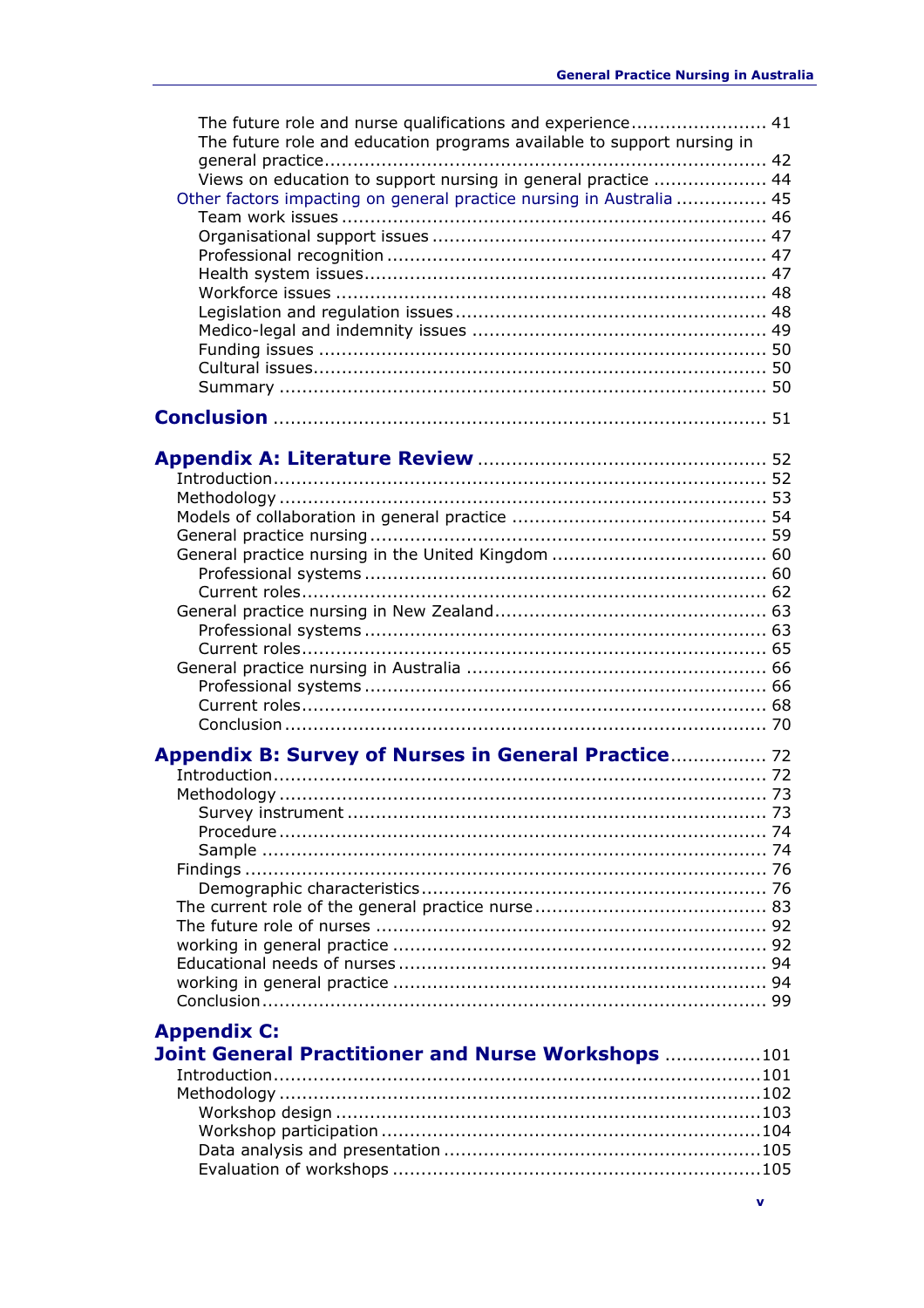The future role and nurse qualifications and experience ........................ 41
The future role and education programs available to support nursing in general practice ........................ 42
Views on education to support nursing in general practice ........................ 44
Other factors impacting on general practice nursing in Australia ........................ 45
Team work issues ........................ 46
Organisational support issues ........................ 47
Professional recognition ........................ 47
Health system issues ........................ 47
Workforce issues ........................ 48
Legislation and regulation issues ........................ 48
Medico-legal and indemnity issues ........................ 49
Funding issues ........................ 50
Cultural issues ........................ 50
Summary ........................ 50

**Conclusion** ........................ 51

**Appendix A: Literature Review** ........................ 52
Introduction ........................ 52
Methodology ........................ 53
Models of collaboration in general practice ........................ 54
General practice nursing ........................ 59
General practice nursing in the United Kingdom ........................ 60
Professional systems ........................ 60
Current roles ........................ 62
General practice nursing in New Zealand ........................ 63
Professional systems ........................ 63
Current roles ........................ 65
General practice nursing in Australia ........................ 66
Professional systems ........................ 66
Current roles ........................ 68
Conclusion ........................ 70

**Appendix B: Survey of Nurses in General Practice** ........................ 72
Introduction ........................ 72
Methodology ........................ 73
Survey instrument ........................ 73
Procedure ........................ 74
Sample ........................ 74
Findings ........................ 76
Demographic characteristics ........................ 76
The current role of the general practice nurse ........................ 83
The future role of nurses ........................ 92
working in general practice ........................ 92
Educational needs of nurses ........................ 94
working in general practice ........................ 94
Conclusion ........................ 99

**Appendix C: Joint General Practitioner and Nurse Workshops** ........................ 101
Introduction ........................ 101
Methodology ........................ 102
Workshop design ........................ 103
Workshop participation ........................ 104
Data analysis and presentation ........................ 105
Evaluation of workshops ........................ 105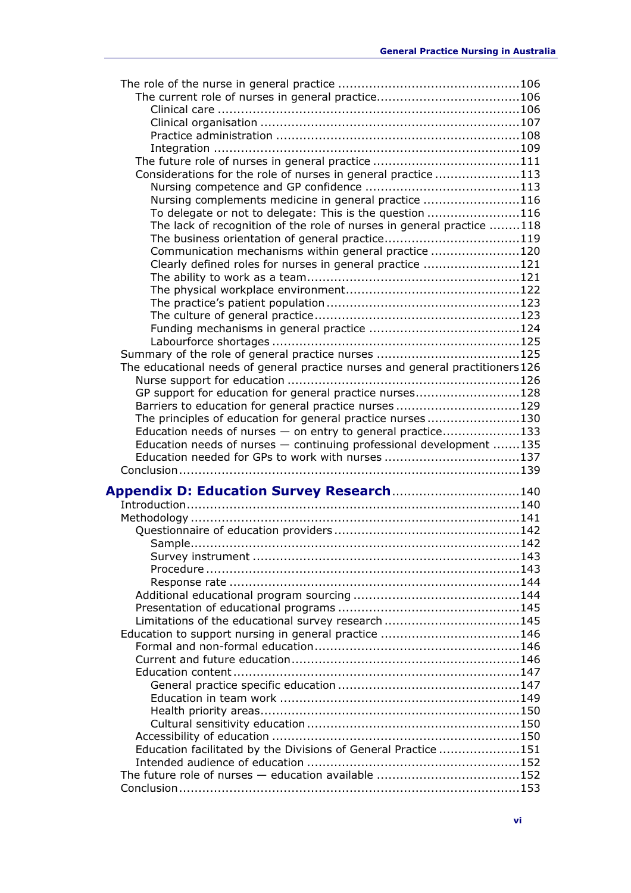The role of the nurse in general practice ............................................106
- The current role of nurses in general practice....................................106
  - Clinical care ............................................................................106
  - Clinical organisation .................................................................107
  - Practice administration ..............................................................108
  - Integration ..............................................................................109
- The future role of nurses in general practice .....................................111
- Considerations for the role of nurses in general practice .....................113
  - Nursing competence and GP confidence .......................................113
  - Nursing complements medicine in general practice ........................116
  - To delegate or not to delegate: This is the question .......................116
  - The lack of recognition of the role of nurses in general practice ........118
  - The business orientation of general practice..................................119
  - Communication mechanisms within general practice ......................120
  - Clearly defined roles for nurses in general practice ........................121
  - The ability to work as a team......................................................121
  - The physical workplace environment............................................122
  - The practice's patient population .................................................123
  - The culture of general practice....................................................123
  - Funding mechanisms in general practice ......................................124
  - Labourforce shortages ...............................................................125

Summary of the role of general practice nurses ....................................125

The educational needs of general practice nurses and general practitioners 126
- Nurse support for education ...........................................................126
- GP support for education for general practice nurses..........................128
- Barriers to education for general practice nurses ...............................129
- The principles of education for general practice nurses .......................130
- Education needs of nurses — on entry to general practice....................133
- Education needs of nurses — continuing professional development .......135
- Education needed for GPs to work with nurses ..................................137

Conclusion.......................................................................................139

## Appendix D: Education Survey Research ................................140

Introduction......................................................................................140

Methodology ....................................................................................141
- Questionnaire of education providers ...............................................142
  - Sample...................................................................................142
  - Survey instrument ....................................................................143
  - Procedure ...............................................................................143
  - Response rate .........................................................................144
- Additional educational program sourcing ..........................................144
- Presentation of educational programs ..............................................145
- Limitations of the educational survey research ..................................145

Education to support nursing in general practice ...................................146
- Formal and non-formal education....................................................146
- Current and future education..........................................................146
- Education content ........................................................................147
  - General practice specific education ..............................................147
  - Education in team work .............................................................149
  - Health priority areas..................................................................150
  - Cultural sensitivity education ......................................................150
- Accessibility of education ...............................................................150
- Education facilitated by the Divisions of General Practice ....................151
- Intended audience of education ......................................................152

The future role of nurses — education available ....................................152

Conclusion.......................................................................................153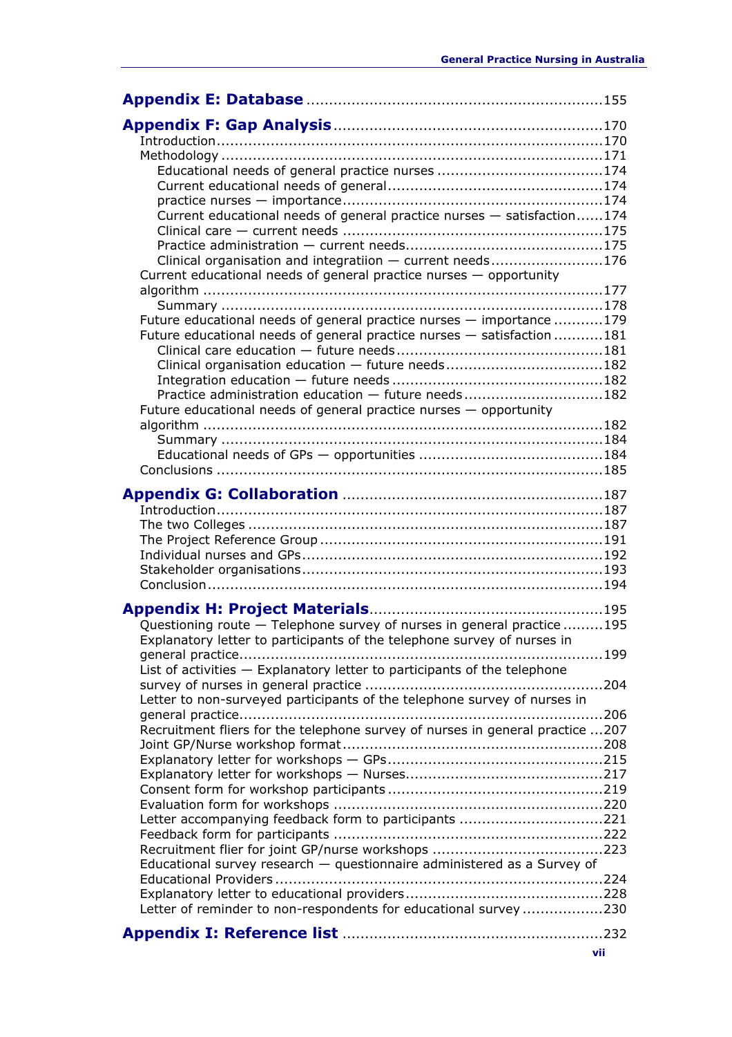**Appendix E: Database** ....................................................................155

**Appendix F: Gap Analysis** ...............................................................170

Introduction..........................................................................................170
Methodology .........................................................................................171
Educational needs of general practice nurses .......................................174
Current educational needs of general...................................................174
practice nurses — importance.............................................................174
Current educational needs of general practice nurses — satisfaction......174
Clinical care — current needs .............................................................175
Practice administration — current needs..............................................175
Clinical organisation and integratiion — current needs.........................176
Current educational needs of general practice nurses — opportunity algorithm ..........................................................................................177
Summary .........................................................................................178
Future educational needs of general practice nurses — importance ...........179
Future educational needs of general practice nurses — satisfaction ...........181
Clinical care education — future needs ...............................................181
Clinical organisation education — future needs....................................182
Integration education — future needs .................................................182
Practice administration education — future needs................................182
Future educational needs of general practice nurses — opportunity algorithm ..........................................................................................182
Summary .........................................................................................184
Educational needs of GPs — opportunities ..........................................184
Conclusions ..........................................................................................185

**Appendix G: Collaboration** ..............................................................187

Introduction..........................................................................................187
The two Colleges ..................................................................................187
The Project Reference Group ................................................................191
Individual nurses and GPs.....................................................................192
Stakeholder organisations.....................................................................193
Conclusion............................................................................................194

**Appendix H: Project Materials**.......................................................195

Questioning route — Telephone survey of nurses in general practice .........195
Explanatory letter to participants of the telephone survey of nurses in general practice......................................................................................199
List of activities — Explanatory letter to participants of the telephone survey of nurses in general practice ......................................................204
Letter to non-surveyed participants of the telephone survey of nurses in general practice......................................................................................206
Recruitment fliers for the telephone survey of nurses in general practice ...207
Joint GP/Nurse workshop format ............................................................208
Explanatory letter for workshops — GPs..................................................215
Explanatory letter for workshops — Nurses..............................................217
Consent form for workshop participants ..................................................219
Evaluation form for workshops ..............................................................220
Letter accompanying feedback form to participants ..................................221
Feedback form for participants ..............................................................222
Recruitment flier for joint GP/nurse workshops ........................................223
Educational survey research — questionnaire administered as a Survey of Educational Providers ............................................................................224
Explanatory letter to educational providers..............................................228
Letter of reminder to non-respondents for educational survey ..................230

**Appendix I: Reference list** ..............................................................232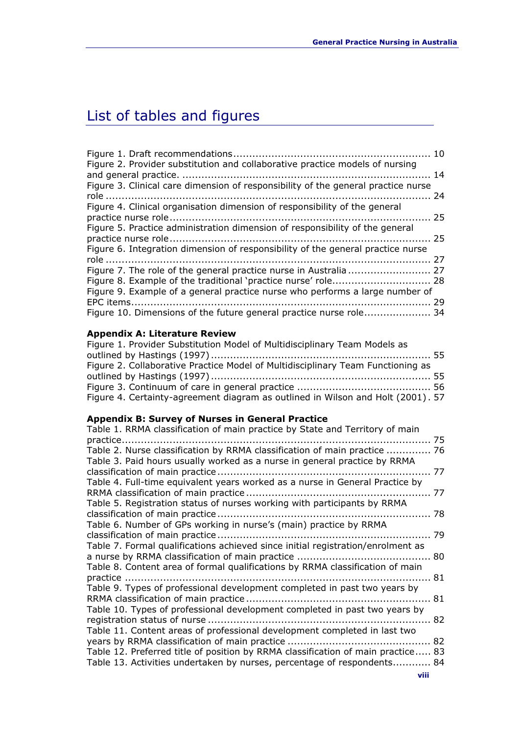# List of tables and figures

Figure 1. Draft recommendations ............................................................ 10
Figure 2. Provider substitution and collaborative practice models of nursing and general practice. ............................................................ 14
Figure 3. Clinical care dimension of responsibility of the general practice nurse role ............................................................ 24
Figure 4. Clinical organisation dimension of responsibility of the general practice nurse role ............................................................ 25
Figure 5. Practice administration dimension of responsibility of the general practice nurse role ............................................................ 25
Figure 6. Integration dimension of responsibility of the general practice nurse role ............................................................ 27
Figure 7. The role of the general practice nurse in Australia ............................ 27
Figure 8. Example of the traditional 'practice nurse' role ............................ 28
Figure 9. Example of a general practice nurse who performs a large number of EPC items ............................................................ 29
Figure 10. Dimensions of the future general practice nurse role ..................... 34

**Appendix A: Literature Review**

Figure 1. Provider Substitution Model of Multidisciplinary Team Models as outlined by Hastings (1997) ............................................................ 55
Figure 2. Collaborative Practice Model of Multidisciplinary Team Functioning as outlined by Hastings (1997) ............................................................ 55
Figure 3. Continuum of care in general practice ............................................ 56
Figure 4. Certainty-agreement diagram as outlined in Wilson and Holt (2001). 57

**Appendix B: Survey of Nurses in General Practice**

Table 1. RRMA classification of main practice by State and Territory of main practice ............................................................ 75
Table 2. Nurse classification by RRMA classification of main practice .............. 76
Table 3. Paid hours usually worked as a nurse in general practice by RRMA classification of main practice ............................................................ 77
Table 4. Full-time equivalent years worked as a nurse in General Practice by RRMA classification of main practice ............................................................ 77
Table 5. Registration status of nurses working with participants by RRMA classification of main practice ............................................................ 78
Table 6. Number of GPs working in nurse's (main) practice by RRMA classification of main practice ............................................................ 79
Table 7. Formal qualifications achieved since initial registration/enrolment as a nurse by RRMA classification of main practice ............................................ 80
Table 8. Content area of formal qualifications by RRMA classification of main practice ............................................................ 81
Table 9. Types of professional development completed in past two years by RRMA classification of main practice ............................................................ 81
Table 10. Types of professional development completed in past two years by registration status of nurse ............................................................ 82
Table 11. Content areas of professional development completed in last two years by RRMA classification of main practice ............................................ 82
Table 12. Preferred title of position by RRMA classification of main practice ..... 83
Table 13. Activities undertaken by nurses, percentage of respondents ............ 84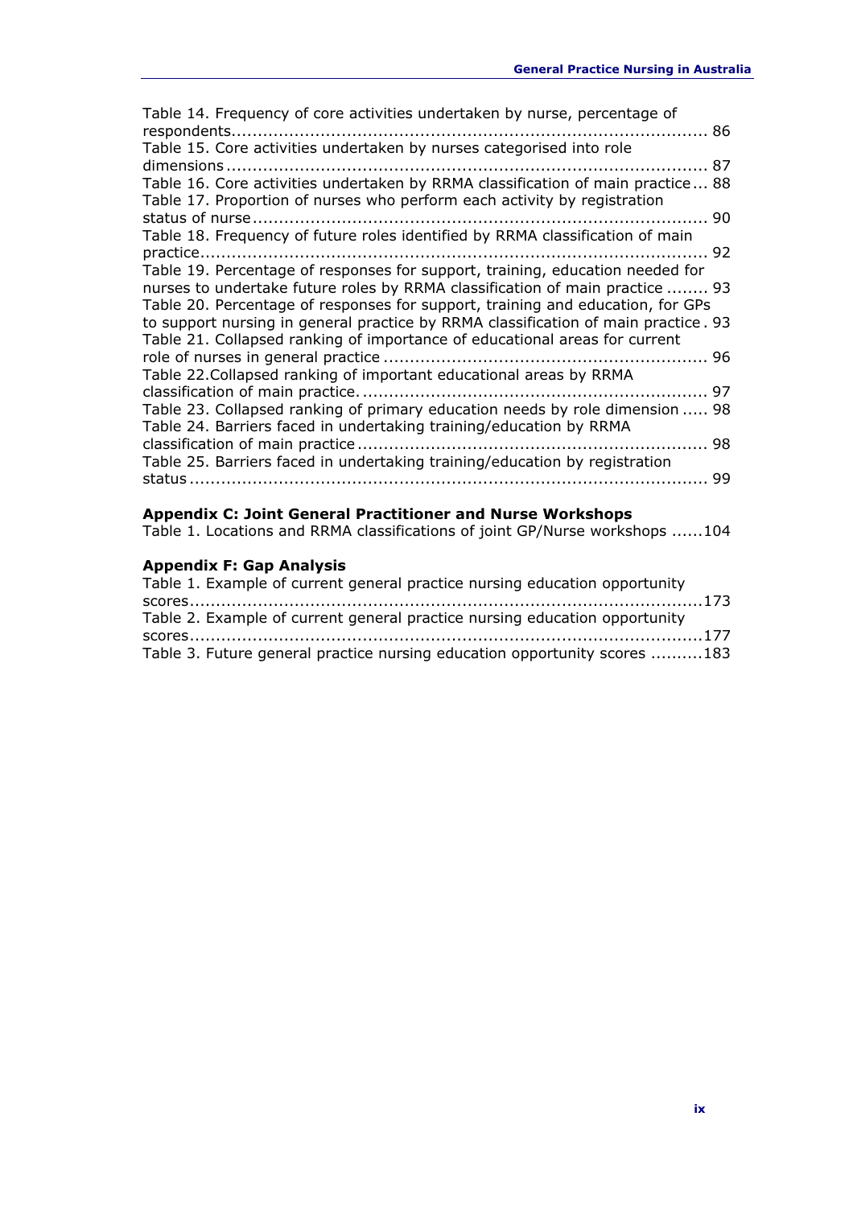Table 14. Frequency of core activities undertaken by nurse, percentage of respondents........................................................................................ 86
Table 15. Core activities undertaken by nurses categorised into role dimensions ......................................................................................... 87
Table 16. Core activities undertaken by RRMA classification of main practice ... 88
Table 17. Proportion of nurses who perform each activity by registration status of nurse..................................................................................... 90
Table 18. Frequency of future roles identified by RRMA classification of main practice................................................................................................ 92
Table 19. Percentage of responses for support, training, education needed for nurses to undertake future roles by RRMA classification of main practice ........ 93
Table 20. Percentage of responses for support, training and education, for GPs to support nursing in general practice by RRMA classification of main practice . 93
Table 21. Collapsed ranking of importance of educational areas for current role of nurses in general practice ............................................................. 96
Table 22.Collapsed ranking of important educational areas by RRMA classification of main practice.................................................................. 97
Table 23. Collapsed ranking of primary education needs by role dimension ..... 98
Table 24. Barriers faced in undertaking training/education by RRMA classification of main practice.................................................................. 98
Table 25. Barriers faced in undertaking training/education by registration status ................................................................................................. 99

**Appendix C: Joint General Practitioner and Nurse Workshops**

Table 1. Locations and RRMA classifications of joint GP/Nurse workshops ......104

**Appendix F: Gap Analysis**

Table 1. Example of current general practice nursing education opportunity scores.................................................................................................173
Table 2. Example of current general practice nursing education opportunity scores.................................................................................................177
Table 3. Future general practice nursing education opportunity scores ..........183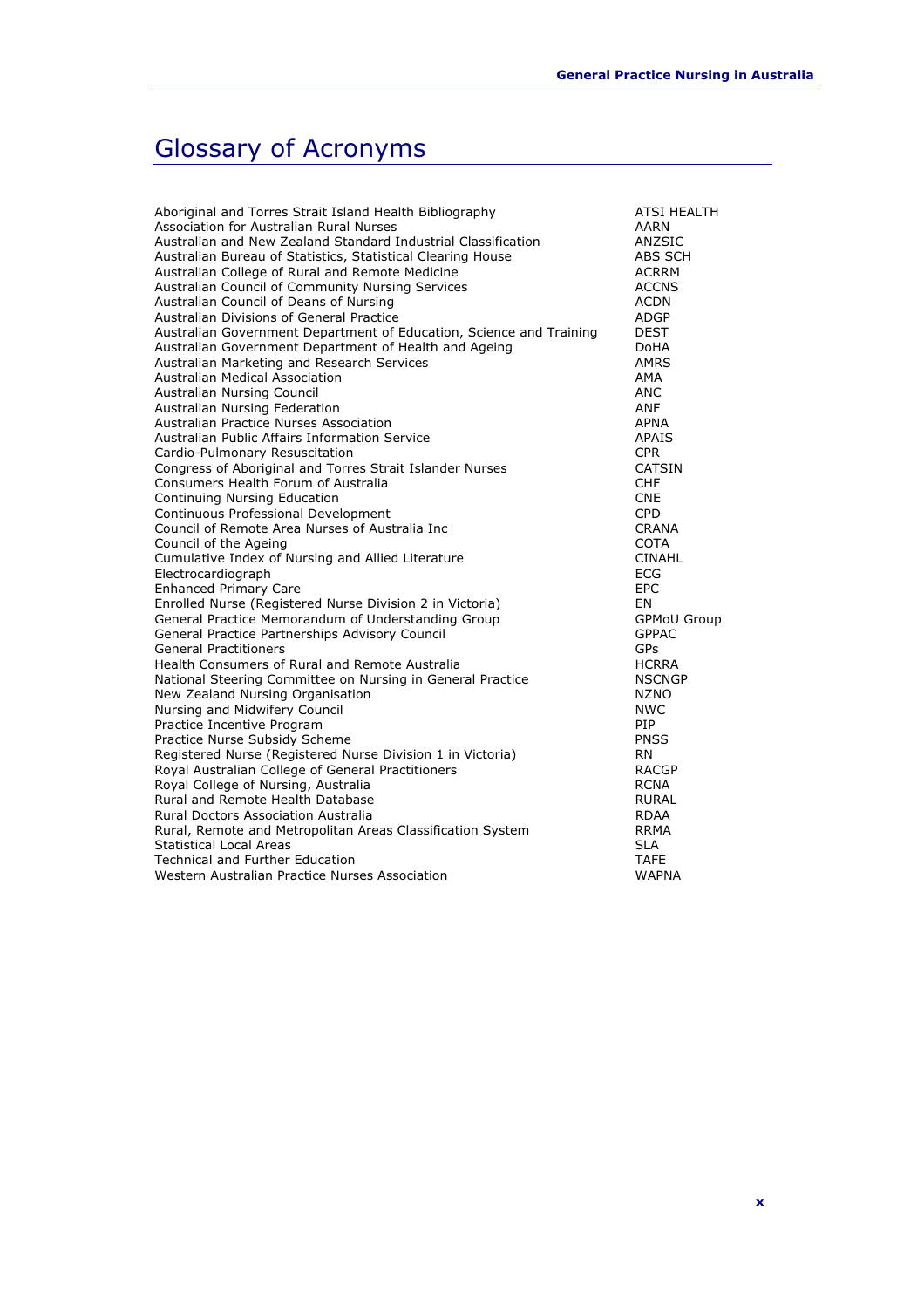# Glossary of Acronyms

| | |
|---|---|
| Aboriginal and Torres Strait Island Health Bibliography | ATSI HEALTH |
| Association for Australian Rural Nurses | AARN |
| Australian and New Zealand Standard Industrial Classification | ANZSIC |
| Australian Bureau of Statistics, Statistical Clearing House | ABS SCH |
| Australian College of Rural and Remote Medicine | ACRRM |
| Australian Council of Community Nursing Services | ACCNS |
| Australian Council of Deans of Nursing | ACDN |
| Australian Divisions of General Practice | ADGP |
| Australian Government Department of Education, Science and Training | DEST |
| Australian Government Department of Health and Ageing | DoHA |
| Australian Marketing and Research Services | AMRS |
| Australian Medical Association | AMA |
| Australian Nursing Council | ANC |
| Australian Nursing Federation | ANF |
| Australian Practice Nurses Association | APNA |
| Australian Public Affairs Information Service | APAIS |
| Cardio-Pulmonary Resuscitation | CPR |
| Congress of Aboriginal and Torres Strait Islander Nurses | CATSIN |
| Consumers Health Forum of Australia | CHF |
| Continuing Nursing Education | CNE |
| Continuous Professional Development | CPD |
| Council of Remote Area Nurses of Australia Inc | CRANA |
| Council of the Ageing | COTA |
| Cumulative Index of Nursing and Allied Literature | CINAHL |
| Electrocardiograph | ECG |
| Enhanced Primary Care | EPC |
| Enrolled Nurse (Registered Nurse Division 2 in Victoria) | EN |
| General Practice Memorandum of Understanding Group | GPMoU Group |
| General Practice Partnerships Advisory Council | GPPAC |
| General Practitioners | GPs |
| Health Consumers of Rural and Remote Australia | HCRRA |
| National Steering Committee on Nursing in General Practice | NSCNGP |
| New Zealand Nursing Organisation | NZNO |
| Nursing and Midwifery Council | NWC |
| Practice Incentive Program | PIP |
| Practice Nurse Subsidy Scheme | PNSS |
| Registered Nurse (Registered Nurse Division 1 in Victoria) | RN |
| Royal Australian College of General Practitioners | RACGP |
| Royal College of Nursing, Australia | RCNA |
| Rural and Remote Health Database | RURAL |
| Rural Doctors Association Australia | RDAA |
| Rural, Remote and Metropolitan Areas Classification System | RRMA |
| Statistical Local Areas | SLA |
| Technical and Further Education | TAFE |
| Western Australian Practice Nurses Association | WAPNA |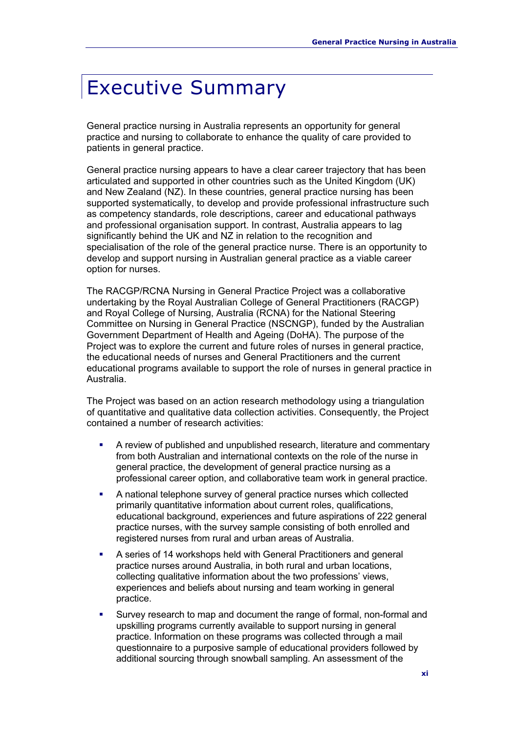# Executive Summary

General practice nursing in Australia represents an opportunity for general practice and nursing to collaborate to enhance the quality of care provided to patients in general practice.

General practice nursing appears to have a clear career trajectory that has been articulated and supported in other countries such as the United Kingdom (UK) and New Zealand (NZ). In these countries, general practice nursing has been supported systematically, to develop and provide professional infrastructure such as competency standards, role descriptions, career and educational pathways and professional organisation support. In contrast, Australia appears to lag significantly behind the UK and NZ in relation to the recognition and specialisation of the role of the general practice nurse. There is an opportunity to develop and support nursing in Australian general practice as a viable career option for nurses.

The RACGP/RCNA Nursing in General Practice Project was a collaborative undertaking by the Royal Australian College of General Practitioners (RACGP) and Royal College of Nursing, Australia (RCNA) for the National Steering Committee on Nursing in General Practice (NSCNGP), funded by the Australian Government Department of Health and Ageing (DoHA). The purpose of the Project was to explore the current and future roles of nurses in general practice, the educational needs of nurses and General Practitioners and the current educational programs available to support the role of nurses in general practice in Australia.

The Project was based on an action research methodology using a triangulation of quantitative and qualitative data collection activities. Consequently, the Project contained a number of research activities:

- A review of published and unpublished research, literature and commentary from both Australian and international contexts on the role of the nurse in general practice, the development of general practice nursing as a professional career option, and collaborative team work in general practice.
- A national telephone survey of general practice nurses which collected primarily quantitative information about current roles, qualifications, educational background, experiences and future aspirations of 222 general practice nurses, with the survey sample consisting of both enrolled and registered nurses from rural and urban areas of Australia.
- A series of 14 workshops held with General Practitioners and general practice nurses around Australia, in both rural and urban locations, collecting qualitative information about the two professions' views, experiences and beliefs about nursing and team working in general practice.
- Survey research to map and document the range of formal, non-formal and upskilling programs currently available to support nursing in general practice. Information on these programs was collected through a mail questionnaire to a purposive sample of educational providers followed by additional sourcing through snowball sampling. An assessment of the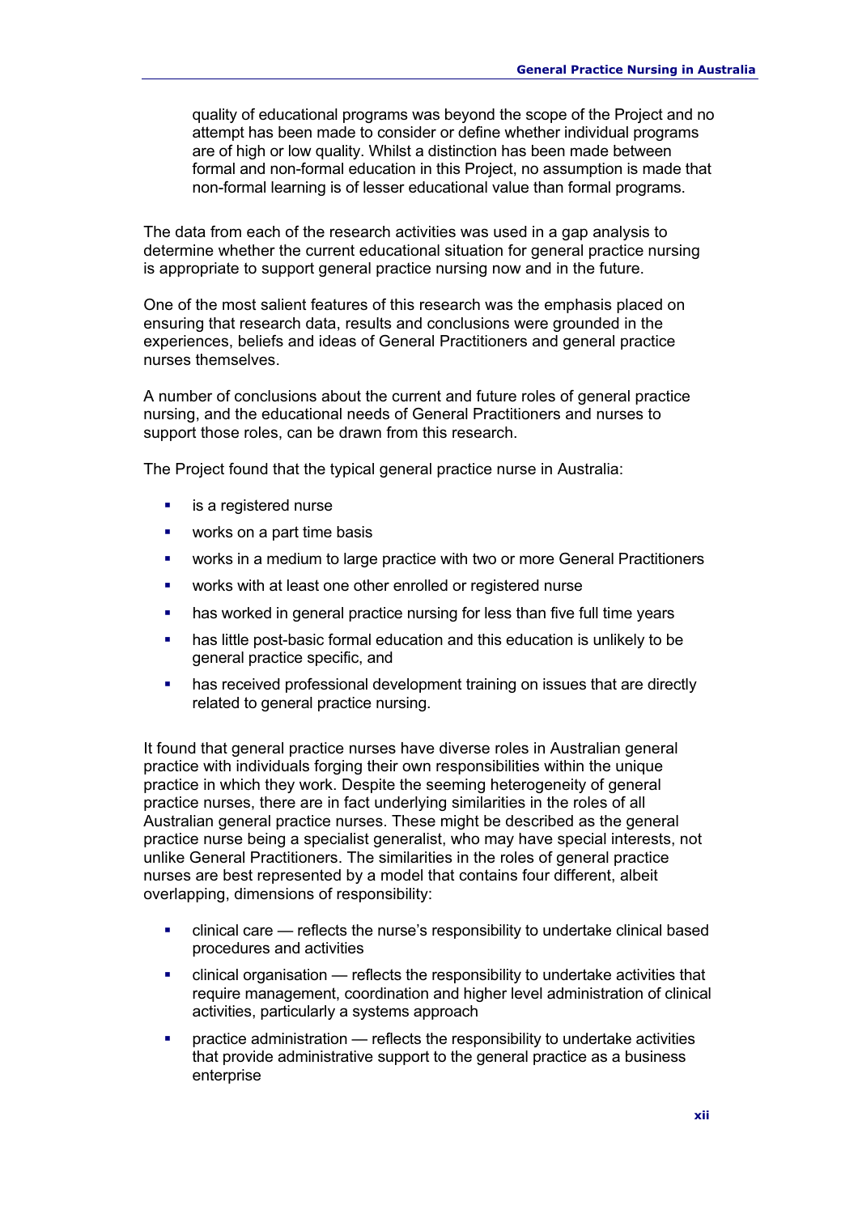quality of educational programs was beyond the scope of the Project and no attempt has been made to consider or define whether individual programs are of high or low quality. Whilst a distinction has been made between formal and non-formal education in this Project, no assumption is made that non-formal learning is of lesser educational value than formal programs.

The data from each of the research activities was used in a gap analysis to determine whether the current educational situation for general practice nursing is appropriate to support general practice nursing now and in the future.

One of the most salient features of this research was the emphasis placed on ensuring that research data, results and conclusions were grounded in the experiences, beliefs and ideas of General Practitioners and general practice nurses themselves.

A number of conclusions about the current and future roles of general practice nursing, and the educational needs of General Practitioners and nurses to support those roles, can be drawn from this research.

The Project found that the typical general practice nurse in Australia:

- is a registered nurse
- works on a part time basis
- works in a medium to large practice with two or more General Practitioners
- works with at least one other enrolled or registered nurse
- has worked in general practice nursing for less than five full time years
- has little post-basic formal education and this education is unlikely to be general practice specific, and
- has received professional development training on issues that are directly related to general practice nursing.

It found that general practice nurses have diverse roles in Australian general practice with individuals forging their own responsibilities within the unique practice in which they work. Despite the seeming heterogeneity of general practice nurses, there are in fact underlying similarities in the roles of all Australian general practice nurses. These might be described as the general practice nurse being a specialist generalist, who may have special interests, not unlike General Practitioners. The similarities in the roles of general practice nurses are best represented by a model that contains four different, albeit overlapping, dimensions of responsibility:

- clinical care — reflects the nurse's responsibility to undertake clinical based procedures and activities
- clinical organisation — reflects the responsibility to undertake activities that require management, coordination and higher level administration of clinical activities, particularly a systems approach
- practice administration — reflects the responsibility to undertake activities that provide administrative support to the general practice as a business enterprise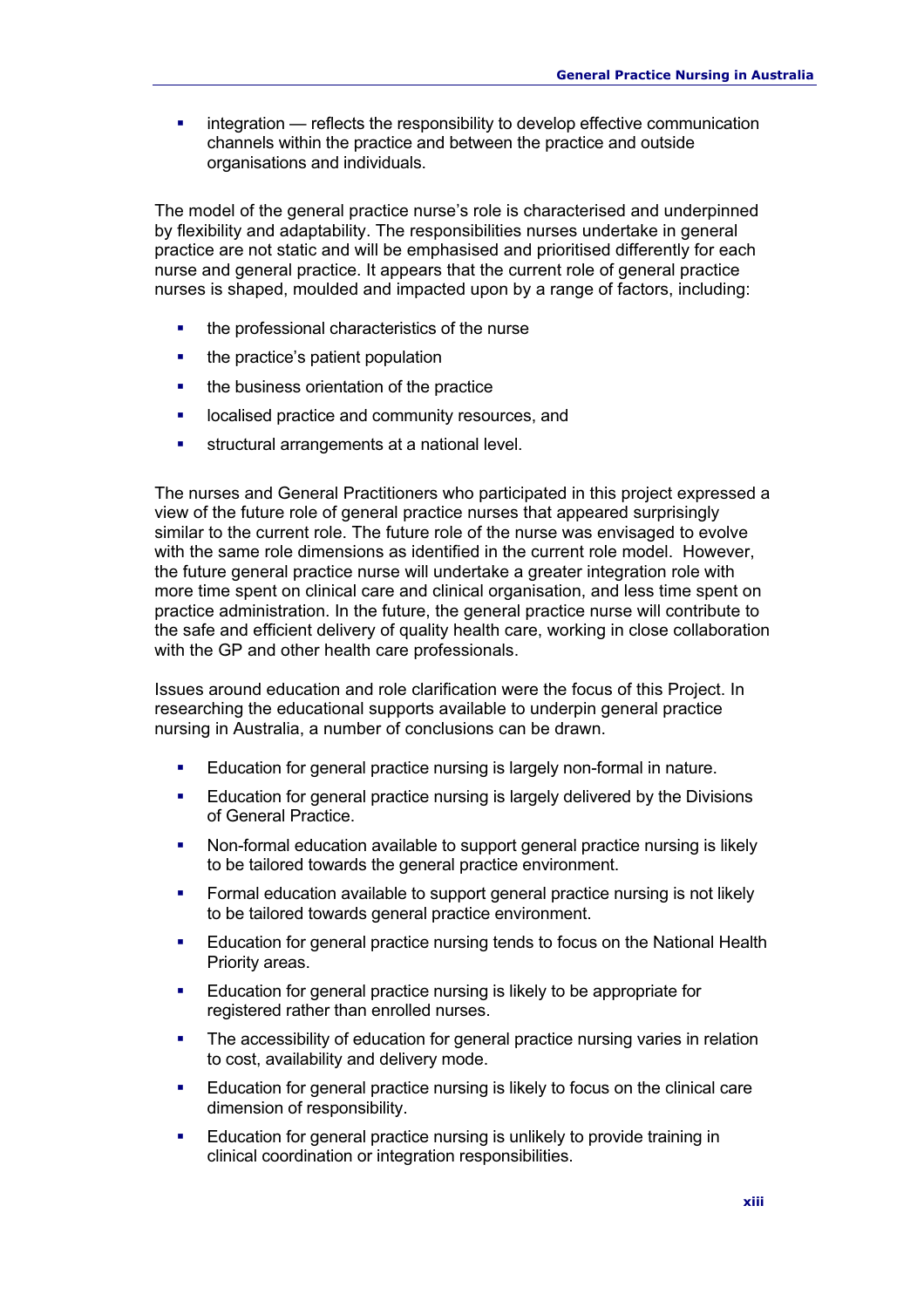- integration — reflects the responsibility to develop effective communication channels within the practice and between the practice and outside organisations and individuals.

The model of the general practice nurse's role is characterised and underpinned by flexibility and adaptability. The responsibilities nurses undertake in general practice are not static and will be emphasised and prioritised differently for each nurse and general practice. It appears that the current role of general practice nurses is shaped, moulded and impacted upon by a range of factors, including:

- the professional characteristics of the nurse
- the practice's patient population
- the business orientation of the practice
- localised practice and community resources, and
- structural arrangements at a national level.

The nurses and General Practitioners who participated in this project expressed a view of the future role of general practice nurses that appeared surprisingly similar to the current role. The future role of the nurse was envisaged to evolve with the same role dimensions as identified in the current role model. However, the future general practice nurse will undertake a greater integration role with more time spent on clinical care and clinical organisation, and less time spent on practice administration. In the future, the general practice nurse will contribute to the safe and efficient delivery of quality health care, working in close collaboration with the GP and other health care professionals.

Issues around education and role clarification were the focus of this Project. In researching the educational supports available to underpin general practice nursing in Australia, a number of conclusions can be drawn.

- Education for general practice nursing is largely non-formal in nature.
- Education for general practice nursing is largely delivered by the Divisions of General Practice.
- Non-formal education available to support general practice nursing is likely to be tailored towards the general practice environment.
- Formal education available to support general practice nursing is not likely to be tailored towards general practice environment.
- Education for general practice nursing tends to focus on the National Health Priority areas.
- Education for general practice nursing is likely to be appropriate for registered rather than enrolled nurses.
- The accessibility of education for general practice nursing varies in relation to cost, availability and delivery mode.
- Education for general practice nursing is likely to focus on the clinical care dimension of responsibility.
- Education for general practice nursing is unlikely to provide training in clinical coordination or integration responsibilities.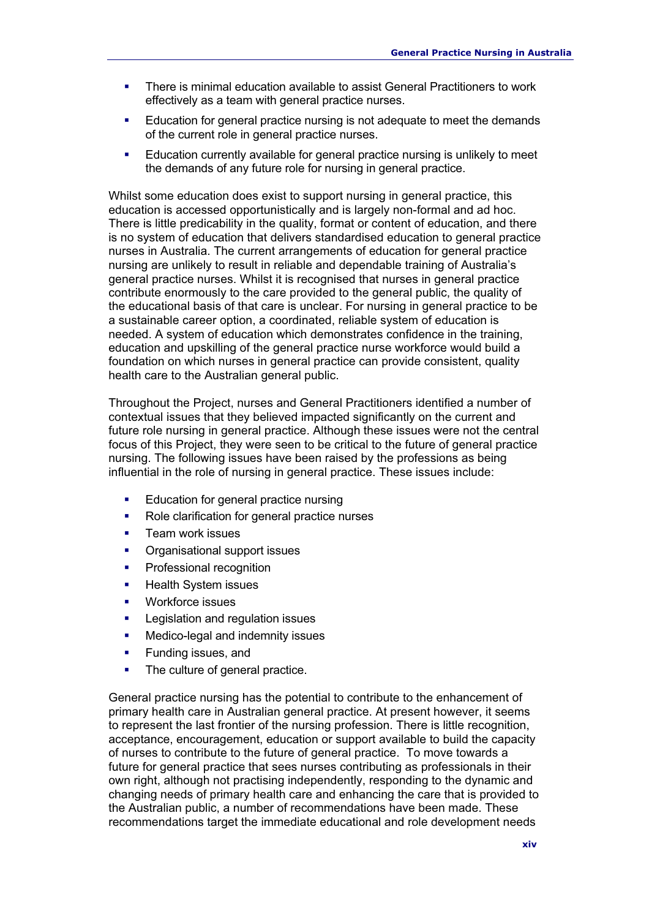- There is minimal education available to assist General Practitioners to work effectively as a team with general practice nurses.
- Education for general practice nursing is not adequate to meet the demands of the current role in general practice nurses.
- Education currently available for general practice nursing is unlikely to meet the demands of any future role for nursing in general practice.

Whilst some education does exist to support nursing in general practice, this education is accessed opportunistically and is largely non-formal and ad hoc. There is little predicability in the quality, format or content of education, and there is no system of education that delivers standardised education to general practice nurses in Australia. The current arrangements of education for general practice nursing are unlikely to result in reliable and dependable training of Australia's general practice nurses. Whilst it is recognised that nurses in general practice contribute enormously to the care provided to the general public, the quality of the educational basis of that care is unclear. For nursing in general practice to be a sustainable career option, a coordinated, reliable system of education is needed. A system of education which demonstrates confidence in the training, education and upskilling of the general practice nurse workforce would build a foundation on which nurses in general practice can provide consistent, quality health care to the Australian general public.

Throughout the Project, nurses and General Practitioners identified a number of contextual issues that they believed impacted significantly on the current and future role nursing in general practice. Although these issues were not the central focus of this Project, they were seen to be critical to the future of general practice nursing. The following issues have been raised by the professions as being influential in the role of nursing in general practice. These issues include:

- Education for general practice nursing
- Role clarification for general practice nurses
- Team work issues
- Organisational support issues
- Professional recognition
- Health System issues
- Workforce issues
- Legislation and regulation issues
- Medico-legal and indemnity issues
- Funding issues, and
- The culture of general practice.

General practice nursing has the potential to contribute to the enhancement of primary health care in Australian general practice. At present however, it seems to represent the last frontier of the nursing profession. There is little recognition, acceptance, encouragement, education or support available to build the capacity of nurses to contribute to the future of general practice. To move towards a future for general practice that sees nurses contributing as professionals in their own right, although not practising independently, responding to the dynamic and changing needs of primary health care and enhancing the care that is provided to the Australian public, a number of recommendations have been made. These recommendations target the immediate educational and role development needs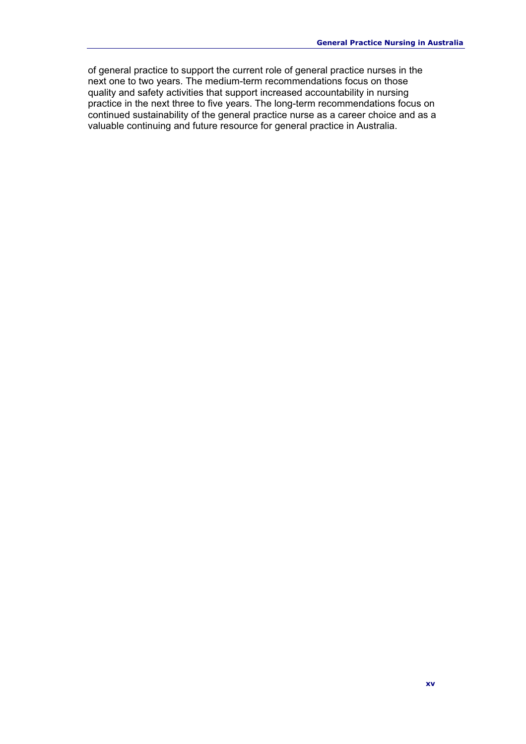of general practice to support the current role of general practice nurses in the next one to two years. The medium-term recommendations focus on those quality and safety activities that support increased accountability in nursing practice in the next three to five years. The long-term recommendations focus on continued sustainability of the general practice nurse as a career choice and as a valuable continuing and future resource for general practice in Australia.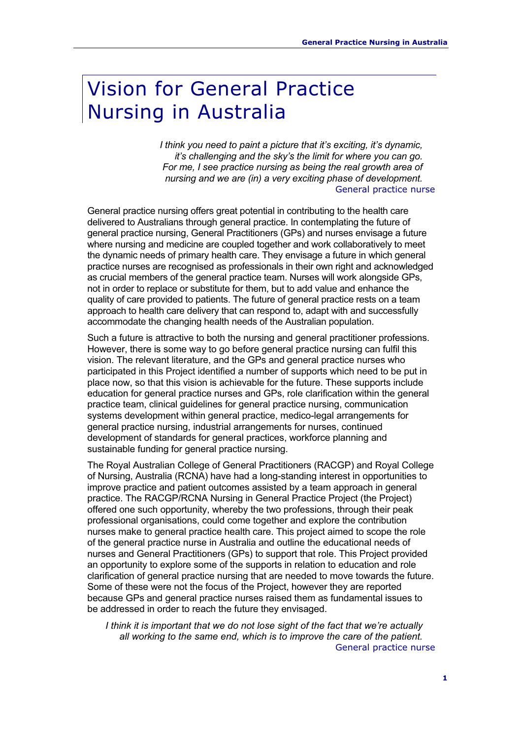# Vision for General Practice Nursing in Australia

> *I think you need to paint a picture that it's exciting, it's dynamic, it's challenging and the sky's the limit for where you can go. For me, I see practice nursing as being the real growth area of nursing and we are (in) a very exciting phase of development.*
>
> General practice nurse

General practice nursing offers great potential in contributing to the health care delivered to Australians through general practice. In contemplating the future of general practice nursing, General Practitioners (GPs) and nurses envisage a future where nursing and medicine are coupled together and work collaboratively to meet the dynamic needs of primary health care. They envisage a future in which general practice nurses are recognised as professionals in their own right and acknowledged as crucial members of the general practice team. Nurses will work alongside GPs, not in order to replace or substitute for them, but to add value and enhance the quality of care provided to patients. The future of general practice rests on a team approach to health care delivery that can respond to, adapt with and successfully accommodate the changing health needs of the Australian population.

Such a future is attractive to both the nursing and general practitioner professions. However, there is some way to go before general practice nursing can fulfil this vision. The relevant literature, and the GPs and general practice nurses who participated in this Project identified a number of supports which need to be put in place now, so that this vision is achievable for the future. These supports include education for general practice nurses and GPs, role clarification within the general practice team, clinical guidelines for general practice nursing, communication systems development within general practice, medico-legal arrangements for general practice nursing, industrial arrangements for nurses, continued development of standards for general practices, workforce planning and sustainable funding for general practice nursing.

The Royal Australian College of General Practitioners (RACGP) and Royal College of Nursing, Australia (RCNA) have had a long-standing interest in opportunities to improve practice and patient outcomes assisted by a team approach in general practice. The RACGP/RCNA Nursing in General Practice Project (the Project) offered one such opportunity, whereby the two professions, through their peak professional organisations, could come together and explore the contribution nurses make to general practice health care. This project aimed to scope the role of the general practice nurse in Australia and outline the educational needs of nurses and General Practitioners (GPs) to support that role. This Project provided an opportunity to explore some of the supports in relation to education and role clarification of general practice nursing that are needed to move towards the future. Some of these were not the focus of the Project, however they are reported because GPs and general practice nurses raised them as fundamental issues to be addressed in order to reach the future they envisaged.

> *I think it is important that we do not lose sight of the fact that we're actually all working to the same end, which is to improve the care of the patient.*
>
> General practice nurse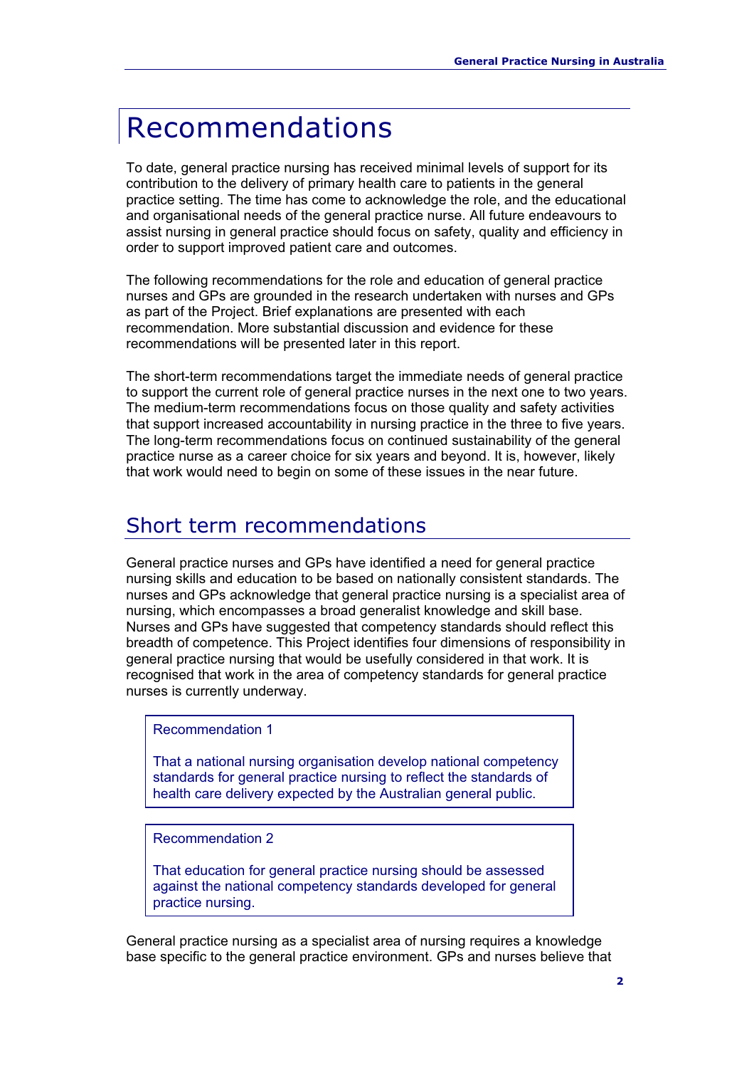# Recommendations

To date, general practice nursing has received minimal levels of support for its contribution to the delivery of primary health care to patients in the general practice setting. The time has come to acknowledge the role, and the educational and organisational needs of the general practice nurse. All future endeavours to assist nursing in general practice should focus on safety, quality and efficiency in order to support improved patient care and outcomes.

The following recommendations for the role and education of general practice nurses and GPs are grounded in the research undertaken with nurses and GPs as part of the Project. Brief explanations are presented with each recommendation. More substantial discussion and evidence for these recommendations will be presented later in this report.

The short-term recommendations target the immediate needs of general practice to support the current role of general practice nurses in the next one to two years. The medium-term recommendations focus on those quality and safety activities that support increased accountability in nursing practice in the three to five years. The long-term recommendations focus on continued sustainability of the general practice nurse as a career choice for six years and beyond. It is, however, likely that work would need to begin on some of these issues in the near future.

## Short term recommendations

General practice nurses and GPs have identified a need for general practice nursing skills and education to be based on nationally consistent standards. The nurses and GPs acknowledge that general practice nursing is a specialist area of nursing, which encompasses a broad generalist knowledge and skill base. Nurses and GPs have suggested that competency standards should reflect this breadth of competence. This Project identifies four dimensions of responsibility in general practice nursing that would be usefully considered in that work. It is recognised that work in the area of competency standards for general practice nurses is currently underway.

> Recommendation 1
>
> That a national nursing organisation develop national competency standards for general practice nursing to reflect the standards of health care delivery expected by the Australian general public.

> Recommendation 2
>
> That education for general practice nursing should be assessed against the national competency standards developed for general practice nursing.

General practice nursing as a specialist area of nursing requires a knowledge base specific to the general practice environment. GPs and nurses believe that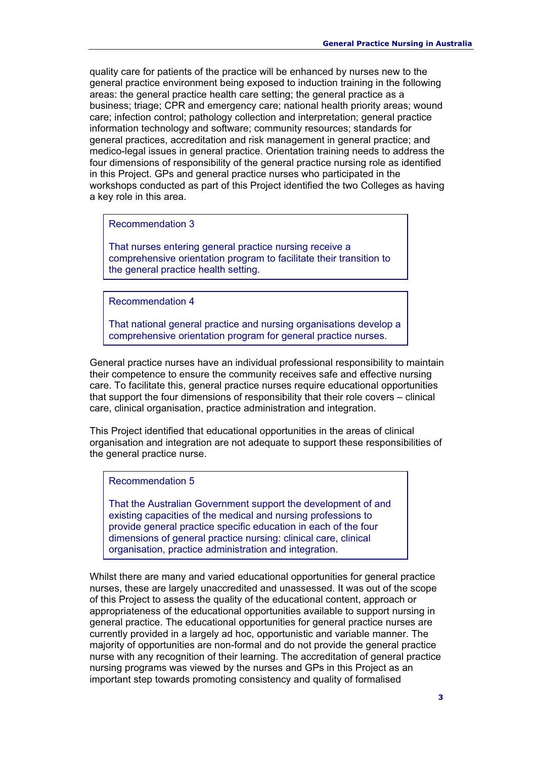quality care for patients of the practice will be enhanced by nurses new to the general practice environment being exposed to induction training in the following areas: the general practice health care setting; the general practice as a business; triage; CPR and emergency care; national health priority areas; wound care; infection control; pathology collection and interpretation; general practice information technology and software; community resources; standards for general practices, accreditation and risk management in general practice; and medico-legal issues in general practice. Orientation training needs to address the four dimensions of responsibility of the general practice nursing role as identified in this Project. GPs and general practice nurses who participated in the workshops conducted as part of this Project identified the two Colleges as having a key role in this area.

> Recommendation 3
>
> That nurses entering general practice nursing receive a comprehensive orientation program to facilitate their transition to the general practice health setting.

> Recommendation 4
>
> That national general practice and nursing organisations develop a comprehensive orientation program for general practice nurses.

General practice nurses have an individual professional responsibility to maintain their competence to ensure the community receives safe and effective nursing care. To facilitate this, general practice nurses require educational opportunities that support the four dimensions of responsibility that their role covers – clinical care, clinical organisation, practice administration and integration.

This Project identified that educational opportunities in the areas of clinical organisation and integration are not adequate to support these responsibilities of the general practice nurse.

> Recommendation 5
>
> That the Australian Government support the development of and existing capacities of the medical and nursing professions to provide general practice specific education in each of the four dimensions of general practice nursing: clinical care, clinical organisation, practice administration and integration.

Whilst there are many and varied educational opportunities for general practice nurses, these are largely unaccredited and unassessed. It was out of the scope of this Project to assess the quality of the educational content, approach or appropriateness of the educational opportunities available to support nursing in general practice. The educational opportunities for general practice nurses are currently provided in a largely ad hoc, opportunistic and variable manner. The majority of opportunities are non-formal and do not provide the general practice nurse with any recognition of their learning. The accreditation of general practice nursing programs was viewed by the nurses and GPs in this Project as an important step towards promoting consistency and quality of formalised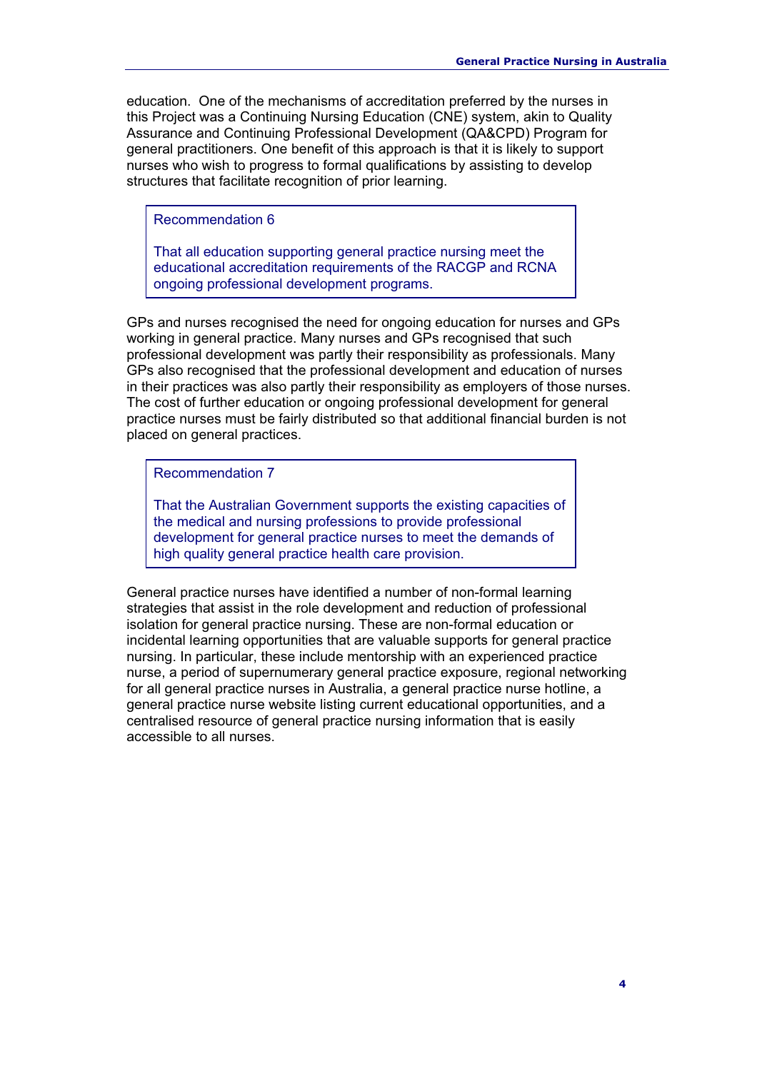education. One of the mechanisms of accreditation preferred by the nurses in this Project was a Continuing Nursing Education (CNE) system, akin to Quality Assurance and Continuing Professional Development (QA&CPD) Program for general practitioners. One benefit of this approach is that it is likely to support nurses who wish to progress to formal qualifications by assisting to develop structures that facilitate recognition of prior learning.

> Recommendation 6
>
> That all education supporting general practice nursing meet the educational accreditation requirements of the RACGP and RCNA ongoing professional development programs.

GPs and nurses recognised the need for ongoing education for nurses and GPs working in general practice. Many nurses and GPs recognised that such professional development was partly their responsibility as professionals. Many GPs also recognised that the professional development and education of nurses in their practices was also partly their responsibility as employers of those nurses. The cost of further education or ongoing professional development for general practice nurses must be fairly distributed so that additional financial burden is not placed on general practices.

> Recommendation 7
>
> That the Australian Government supports the existing capacities of the medical and nursing professions to provide professional development for general practice nurses to meet the demands of high quality general practice health care provision.

General practice nurses have identified a number of non-formal learning strategies that assist in the role development and reduction of professional isolation for general practice nursing. These are non-formal education or incidental learning opportunities that are valuable supports for general practice nursing. In particular, these include mentorship with an experienced practice nurse, a period of supernumerary general practice exposure, regional networking for all general practice nurses in Australia, a general practice nurse hotline, a general practice nurse website listing current educational opportunities, and a centralised resource of general practice nursing information that is easily accessible to all nurses.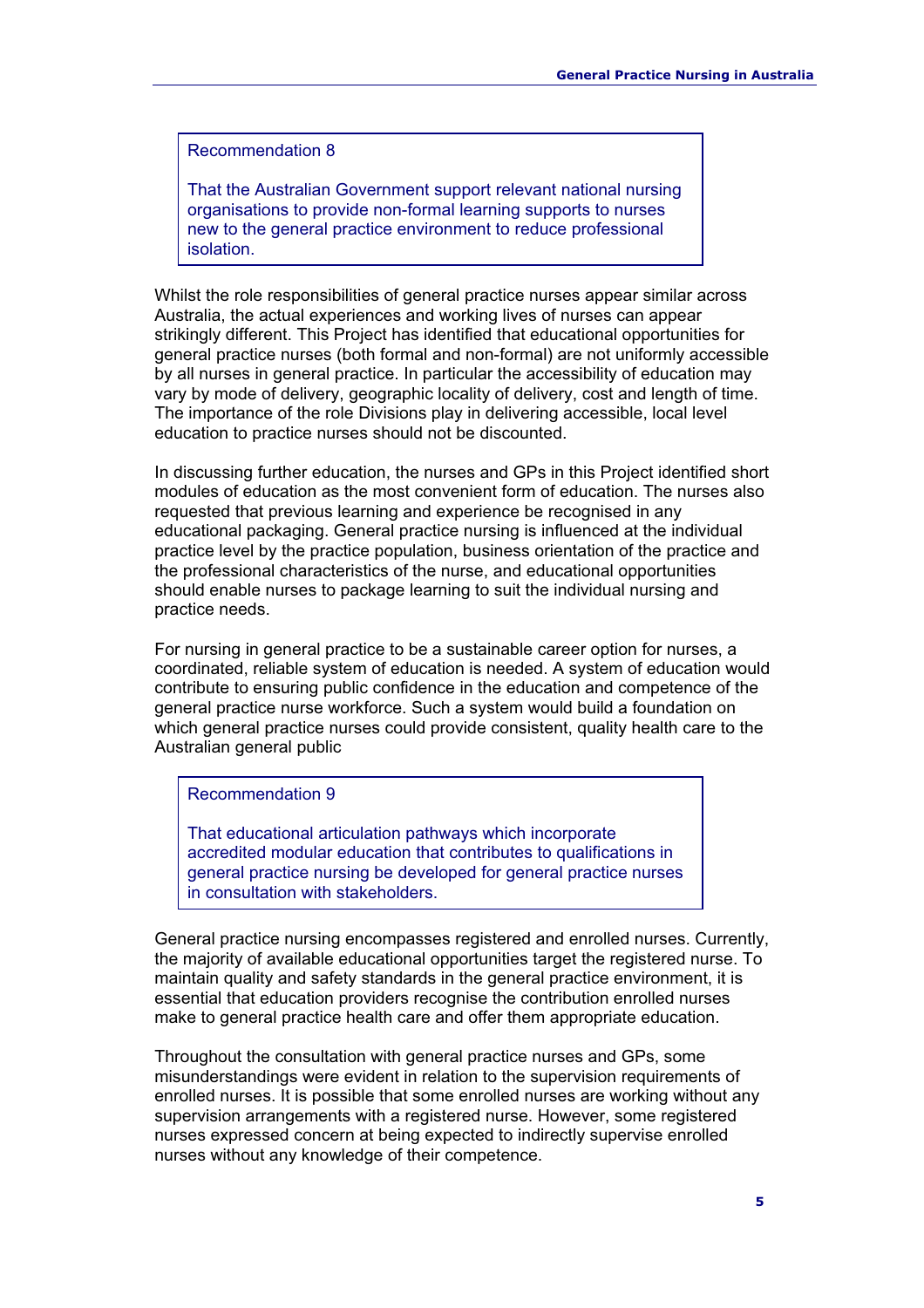> Recommendation 8
>
> That the Australian Government support relevant national nursing organisations to provide non-formal learning supports to nurses new to the general practice environment to reduce professional isolation.

Whilst the role responsibilities of general practice nurses appear similar across Australia, the actual experiences and working lives of nurses can appear strikingly different. This Project has identified that educational opportunities for general practice nurses (both formal and non-formal) are not uniformly accessible by all nurses in general practice. In particular the accessibility of education may vary by mode of delivery, geographic locality of delivery, cost and length of time. The importance of the role Divisions play in delivering accessible, local level education to practice nurses should not be discounted.

In discussing further education, the nurses and GPs in this Project identified short modules of education as the most convenient form of education. The nurses also requested that previous learning and experience be recognised in any educational packaging. General practice nursing is influenced at the individual practice level by the practice population, business orientation of the practice and the professional characteristics of the nurse, and educational opportunities should enable nurses to package learning to suit the individual nursing and practice needs.

For nursing in general practice to be a sustainable career option for nurses, a coordinated, reliable system of education is needed. A system of education would contribute to ensuring public confidence in the education and competence of the general practice nurse workforce. Such a system would build a foundation on which general practice nurses could provide consistent, quality health care to the Australian general public

> Recommendation 9
>
> That educational articulation pathways which incorporate accredited modular education that contributes to qualifications in general practice nursing be developed for general practice nurses in consultation with stakeholders.

General practice nursing encompasses registered and enrolled nurses. Currently, the majority of available educational opportunities target the registered nurse. To maintain quality and safety standards in the general practice environment, it is essential that education providers recognise the contribution enrolled nurses make to general practice health care and offer them appropriate education.

Throughout the consultation with general practice nurses and GPs, some misunderstandings were evident in relation to the supervision requirements of enrolled nurses. It is possible that some enrolled nurses are working without any supervision arrangements with a registered nurse. However, some registered nurses expressed concern at being expected to indirectly supervise enrolled nurses without any knowledge of their competence.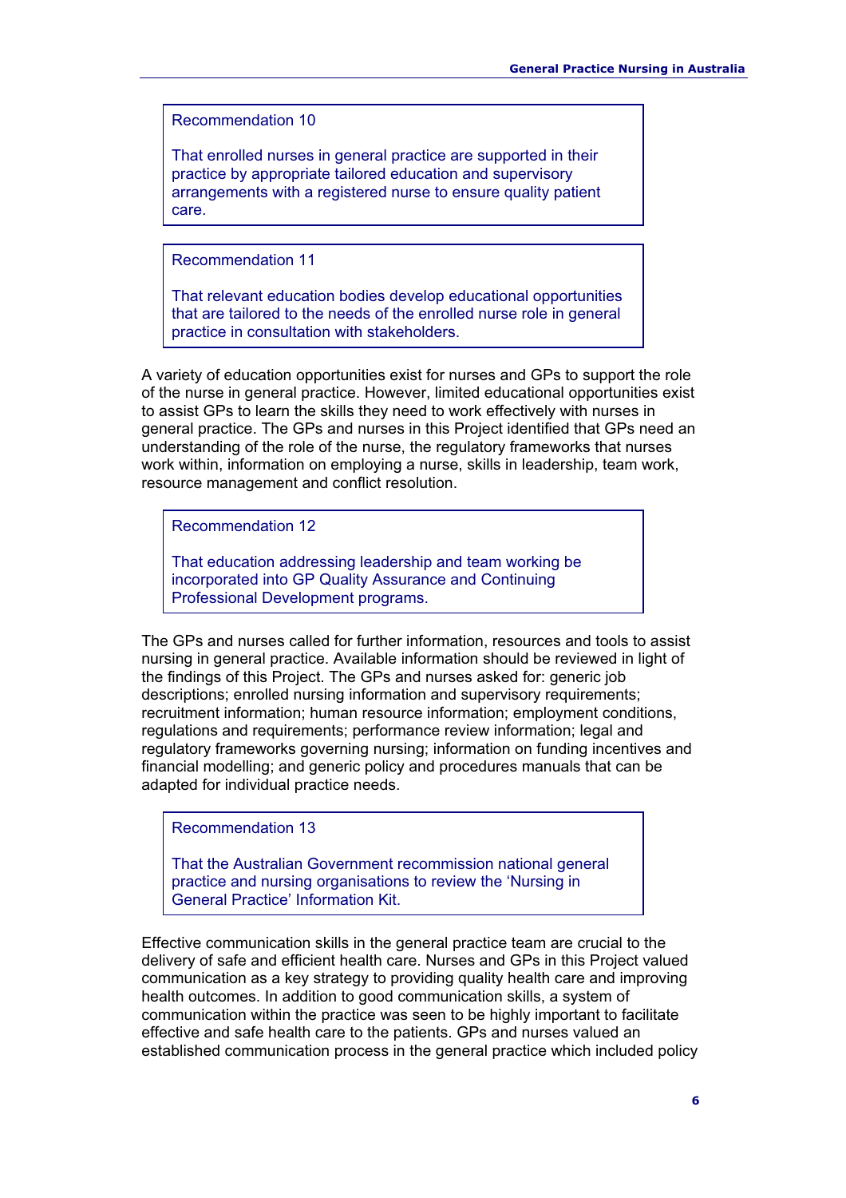> Recommendation 10
>
> That enrolled nurses in general practice are supported in their practice by appropriate tailored education and supervisory arrangements with a registered nurse to ensure quality patient care.

> Recommendation 11
>
> That relevant education bodies develop educational opportunities that are tailored to the needs of the enrolled nurse role in general practice in consultation with stakeholders.

A variety of education opportunities exist for nurses and GPs to support the role of the nurse in general practice. However, limited educational opportunities exist to assist GPs to learn the skills they need to work effectively with nurses in general practice. The GPs and nurses in this Project identified that GPs need an understanding of the role of the nurse, the regulatory frameworks that nurses work within, information on employing a nurse, skills in leadership, team work, resource management and conflict resolution.

> Recommendation 12
>
> That education addressing leadership and team working be incorporated into GP Quality Assurance and Continuing Professional Development programs.

The GPs and nurses called for further information, resources and tools to assist nursing in general practice. Available information should be reviewed in light of the findings of this Project. The GPs and nurses asked for: generic job descriptions; enrolled nursing information and supervisory requirements; recruitment information; human resource information; employment conditions, regulations and requirements; performance review information; legal and regulatory frameworks governing nursing; information on funding incentives and financial modelling; and generic policy and procedures manuals that can be adapted for individual practice needs.

> Recommendation 13
>
> That the Australian Government recommission national general practice and nursing organisations to review the 'Nursing in General Practice' Information Kit.

Effective communication skills in the general practice team are crucial to the delivery of safe and efficient health care. Nurses and GPs in this Project valued communication as a key strategy to providing quality health care and improving health outcomes. In addition to good communication skills, a system of communication within the practice was seen to be highly important to facilitate effective and safe health care to the patients. GPs and nurses valued an established communication process in the general practice which included policy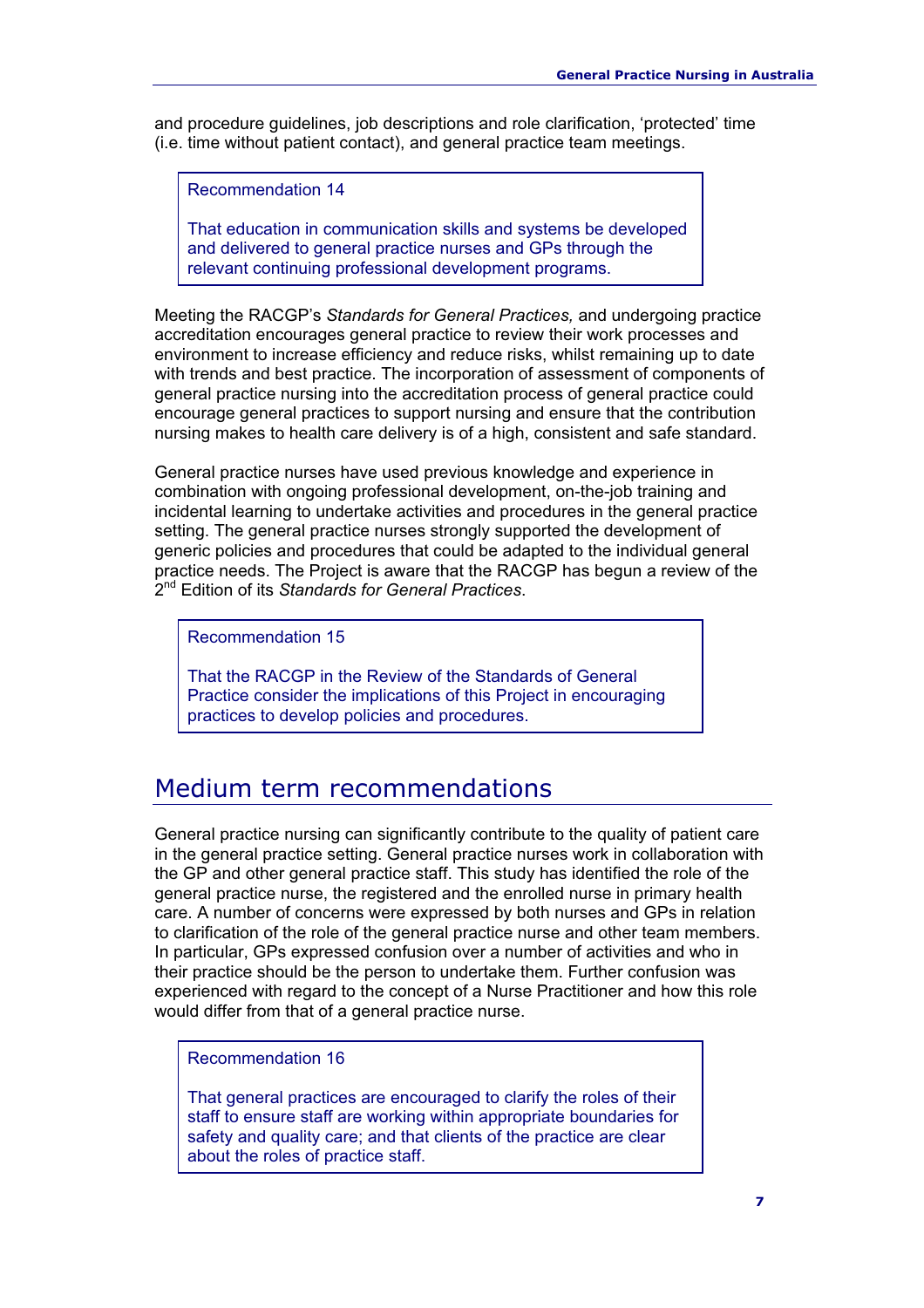and procedure guidelines, job descriptions and role clarification, 'protected' time (i.e. time without patient contact), and general practice team meetings.

> Recommendation 14
>
> That education in communication skills and systems be developed and delivered to general practice nurses and GPs through the relevant continuing professional development programs.

Meeting the RACGP's *Standards for General Practices,* and undergoing practice accreditation encourages general practice to review their work processes and environment to increase efficiency and reduce risks, whilst remaining up to date with trends and best practice. The incorporation of assessment of components of general practice nursing into the accreditation process of general practice could encourage general practices to support nursing and ensure that the contribution nursing makes to health care delivery is of a high, consistent and safe standard.

General practice nurses have used previous knowledge and experience in combination with ongoing professional development, on-the-job training and incidental learning to undertake activities and procedures in the general practice setting. The general practice nurses strongly supported the development of generic policies and procedures that could be adapted to the individual general practice needs. The Project is aware that the RACGP has begun a review of the 2nd Edition of its *Standards for General Practices*.

> Recommendation 15
>
> That the RACGP in the Review of the Standards of General Practice consider the implications of this Project in encouraging practices to develop policies and procedures.

## Medium term recommendations

General practice nursing can significantly contribute to the quality of patient care in the general practice setting. General practice nurses work in collaboration with the GP and other general practice staff. This study has identified the role of the general practice nurse, the registered and the enrolled nurse in primary health care. A number of concerns were expressed by both nurses and GPs in relation to clarification of the role of the general practice nurse and other team members. In particular, GPs expressed confusion over a number of activities and who in their practice should be the person to undertake them. Further confusion was experienced with regard to the concept of a Nurse Practitioner and how this role would differ from that of a general practice nurse.

> Recommendation 16
>
> That general practices are encouraged to clarify the roles of their staff to ensure staff are working within appropriate boundaries for safety and quality care; and that clients of the practice are clear about the roles of practice staff.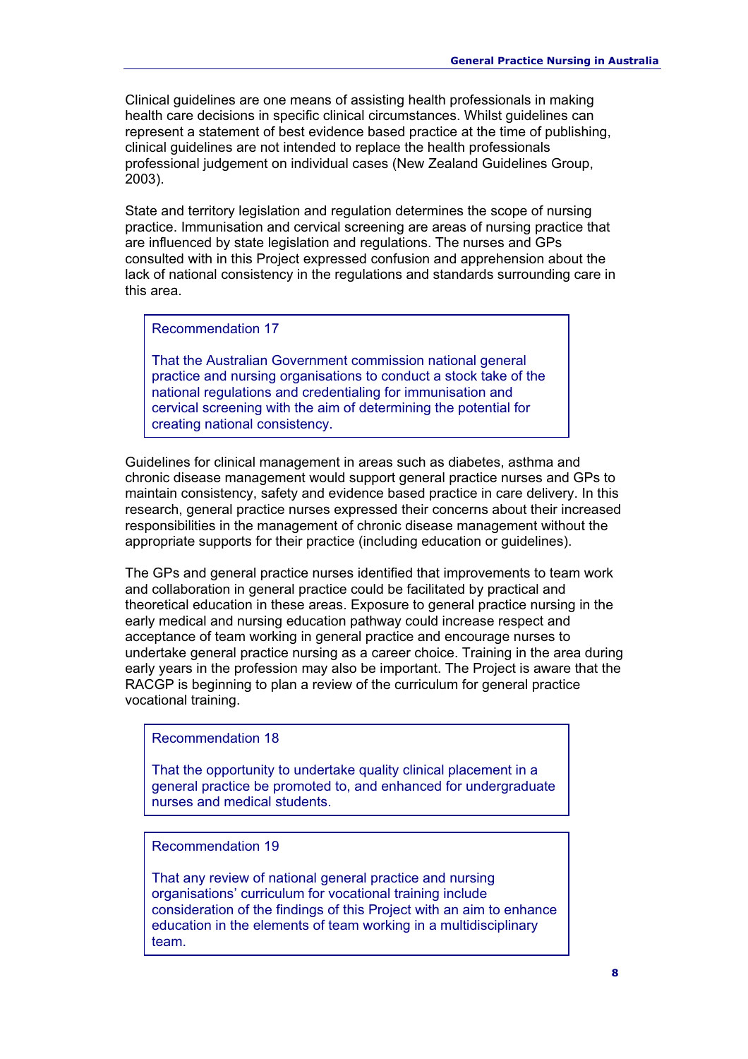Clinical guidelines are one means of assisting health professionals in making health care decisions in specific clinical circumstances. Whilst guidelines can represent a statement of best evidence based practice at the time of publishing, clinical guidelines are not intended to replace the health professionals professional judgement on individual cases (New Zealand Guidelines Group, 2003).

State and territory legislation and regulation determines the scope of nursing practice. Immunisation and cervical screening are areas of nursing practice that are influenced by state legislation and regulations. The nurses and GPs consulted with in this Project expressed confusion and apprehension about the lack of national consistency in the regulations and standards surrounding care in this area.

> Recommendation 17
>
> That the Australian Government commission national general practice and nursing organisations to conduct a stock take of the national regulations and credentialing for immunisation and cervical screening with the aim of determining the potential for creating national consistency.

Guidelines for clinical management in areas such as diabetes, asthma and chronic disease management would support general practice nurses and GPs to maintain consistency, safety and evidence based practice in care delivery. In this research, general practice nurses expressed their concerns about their increased responsibilities in the management of chronic disease management without the appropriate supports for their practice (including education or guidelines).

The GPs and general practice nurses identified that improvements to team work and collaboration in general practice could be facilitated by practical and theoretical education in these areas. Exposure to general practice nursing in the early medical and nursing education pathway could increase respect and acceptance of team working in general practice and encourage nurses to undertake general practice nursing as a career choice. Training in the area during early years in the profession may also be important. The Project is aware that the RACGP is beginning to plan a review of the curriculum for general practice vocational training.

> Recommendation 18
>
> That the opportunity to undertake quality clinical placement in a general practice be promoted to, and enhanced for undergraduate nurses and medical students.

> Recommendation 19
>
> That any review of national general practice and nursing organisations' curriculum for vocational training include consideration of the findings of this Project with an aim to enhance education in the elements of team working in a multidisciplinary team.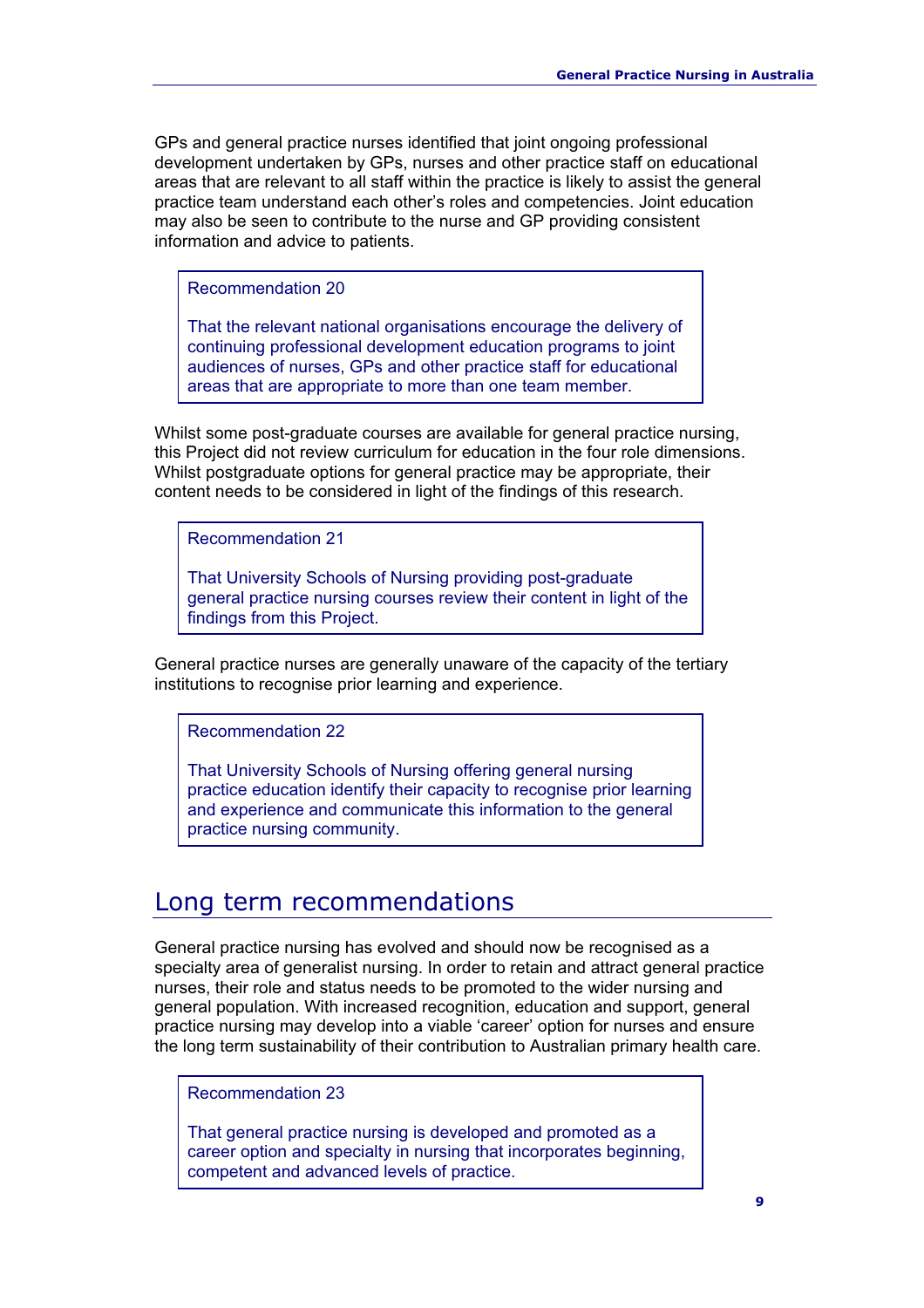GPs and general practice nurses identified that joint ongoing professional development undertaken by GPs, nurses and other practice staff on educational areas that are relevant to all staff within the practice is likely to assist the general practice team understand each other's roles and competencies. Joint education may also be seen to contribute to the nurse and GP providing consistent information and advice to patients.

> Recommendation 20
>
> That the relevant national organisations encourage the delivery of continuing professional development education programs to joint audiences of nurses, GPs and other practice staff for educational areas that are appropriate to more than one team member.

Whilst some post-graduate courses are available for general practice nursing, this Project did not review curriculum for education in the four role dimensions. Whilst postgraduate options for general practice may be appropriate, their content needs to be considered in light of the findings of this research.

> Recommendation 21
>
> That University Schools of Nursing providing post-graduate general practice nursing courses review their content in light of the findings from this Project.

General practice nurses are generally unaware of the capacity of the tertiary institutions to recognise prior learning and experience.

> Recommendation 22
>
> That University Schools of Nursing offering general nursing practice education identify their capacity to recognise prior learning and experience and communicate this information to the general practice nursing community.

## Long term recommendations

General practice nursing has evolved and should now be recognised as a specialty area of generalist nursing. In order to retain and attract general practice nurses, their role and status needs to be promoted to the wider nursing and general population. With increased recognition, education and support, general practice nursing may develop into a viable 'career' option for nurses and ensure the long term sustainability of their contribution to Australian primary health care.

> Recommendation 23
>
> That general practice nursing is developed and promoted as a career option and specialty in nursing that incorporates beginning, competent and advanced levels of practice.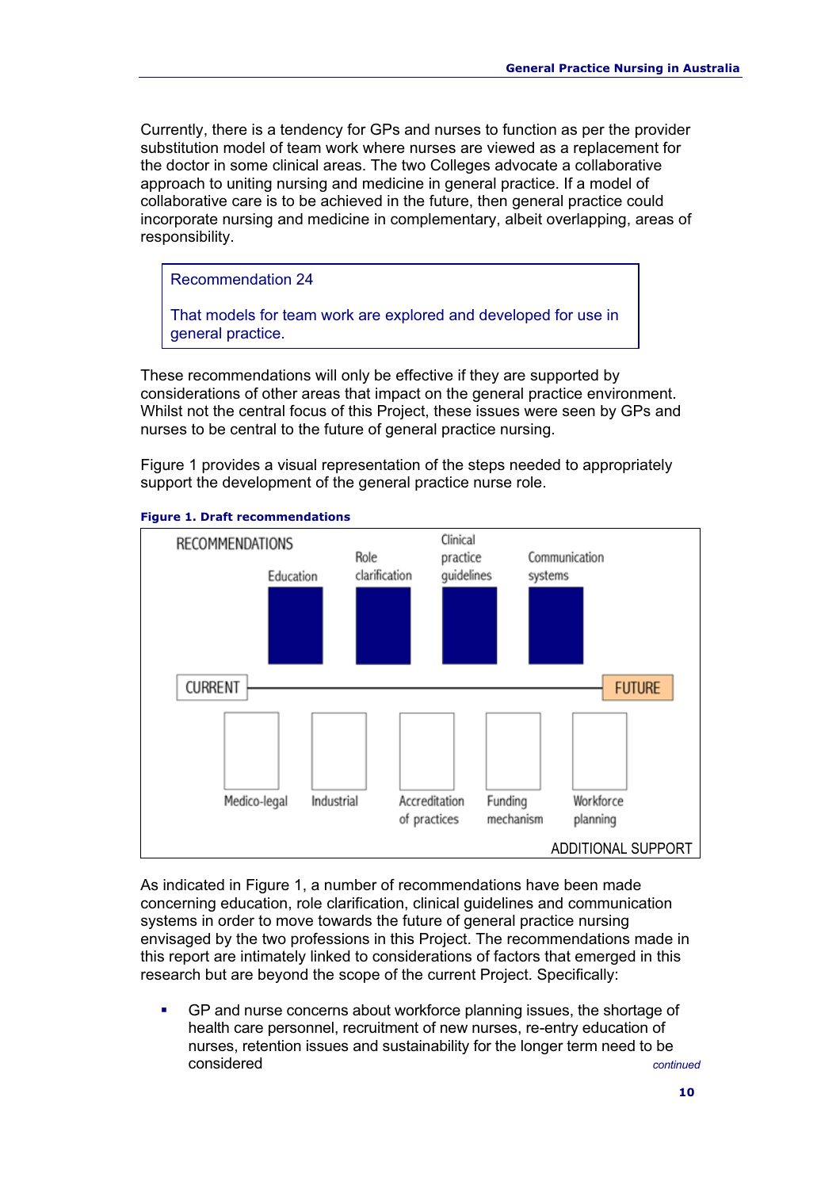Currently, there is a tendency for GPs and nurses to function as per the provider substitution model of team work where nurses are viewed as a replacement for the doctor in some clinical areas. The two Colleges advocate a collaborative approach to uniting nursing and medicine in general practice. If a model of collaborative care is to be achieved in the future, then general practice could incorporate nursing and medicine in complementary, albeit overlapping, areas of responsibility.

> Recommendation 24
>
> That models for team work are explored and developed for use in general practice.

These recommendations will only be effective if they are supported by considerations of other areas that impact on the general practice environment. Whilst not the central focus of this Project, these issues were seen by GPs and nurses to be central to the future of general practice nursing.

Figure 1 provides a visual representation of the steps needed to appropriately support the development of the general practice nurse role.

**Figure 1. Draft recommendations**

RECOMMENDATIONS: Education | Role clarification | Clinical practice guidelines | Communication systems

CURRENT → FUTURE

ADDITIONAL SUPPORT: Medico-legal | Industrial | Accreditation of practices | Funding mechanism | Workforce planning

As indicated in Figure 1, a number of recommendations have been made concerning education, role clarification, clinical guidelines and communication systems in order to move towards the future of general practice nursing envisaged by the two professions in this Project. The recommendations made in this report are intimately linked to considerations of factors that emerged in this research but are beyond the scope of the current Project. Specifically:

- GP and nurse concerns about workforce planning issues, the shortage of health care personnel, recruitment of new nurses, re-entry education of nurses, retention issues and sustainability for the longer term need to be considered

*continued*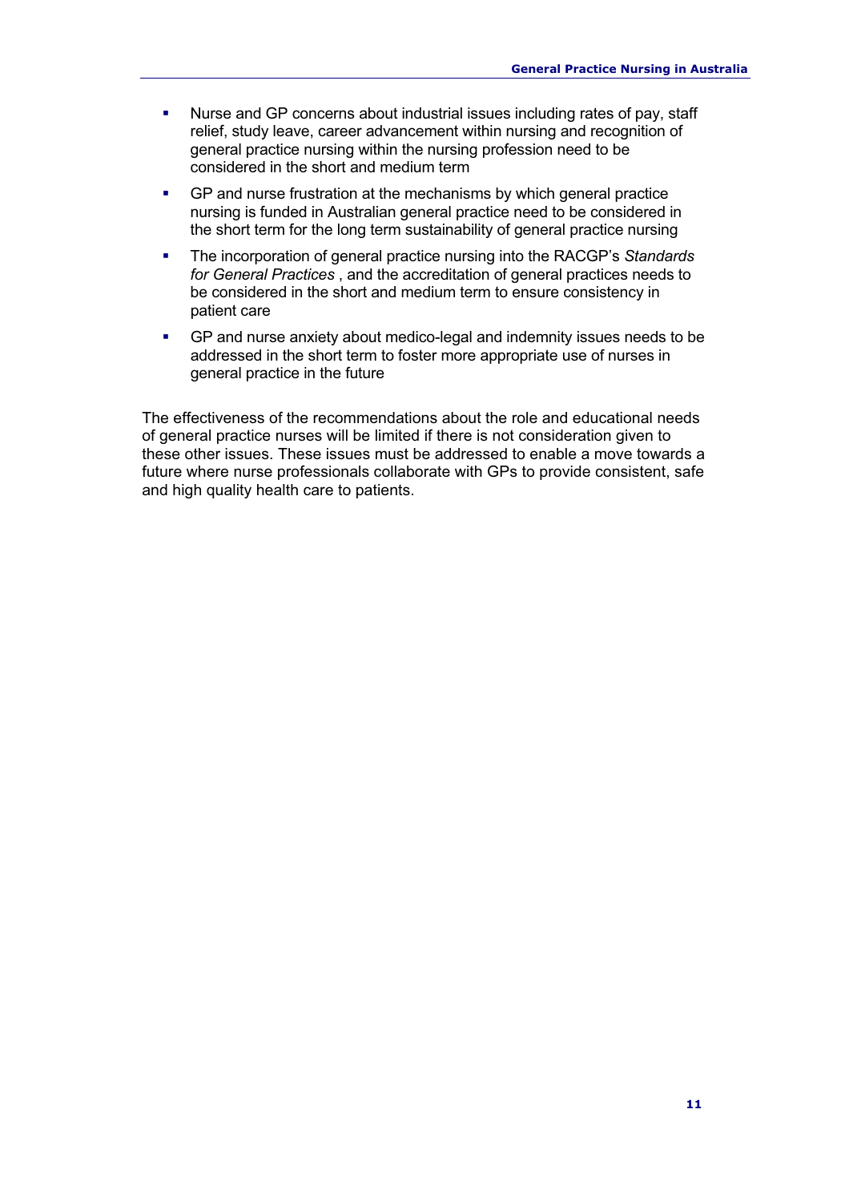- Nurse and GP concerns about industrial issues including rates of pay, staff relief, study leave, career advancement within nursing and recognition of general practice nursing within the nursing profession need to be considered in the short and medium term
- GP and nurse frustration at the mechanisms by which general practice nursing is funded in Australian general practice need to be considered in the short term for the long term sustainability of general practice nursing
- The incorporation of general practice nursing into the RACGP's *Standards for General Practices* , and the accreditation of general practices needs to be considered in the short and medium term to ensure consistency in patient care
- GP and nurse anxiety about medico-legal and indemnity issues needs to be addressed in the short term to foster more appropriate use of nurses in general practice in the future

The effectiveness of the recommendations about the role and educational needs of general practice nurses will be limited if there is not consideration given to these other issues. These issues must be addressed to enable a move towards a future where nurse professionals collaborate with GPs to provide consistent, safe and high quality health care to patients.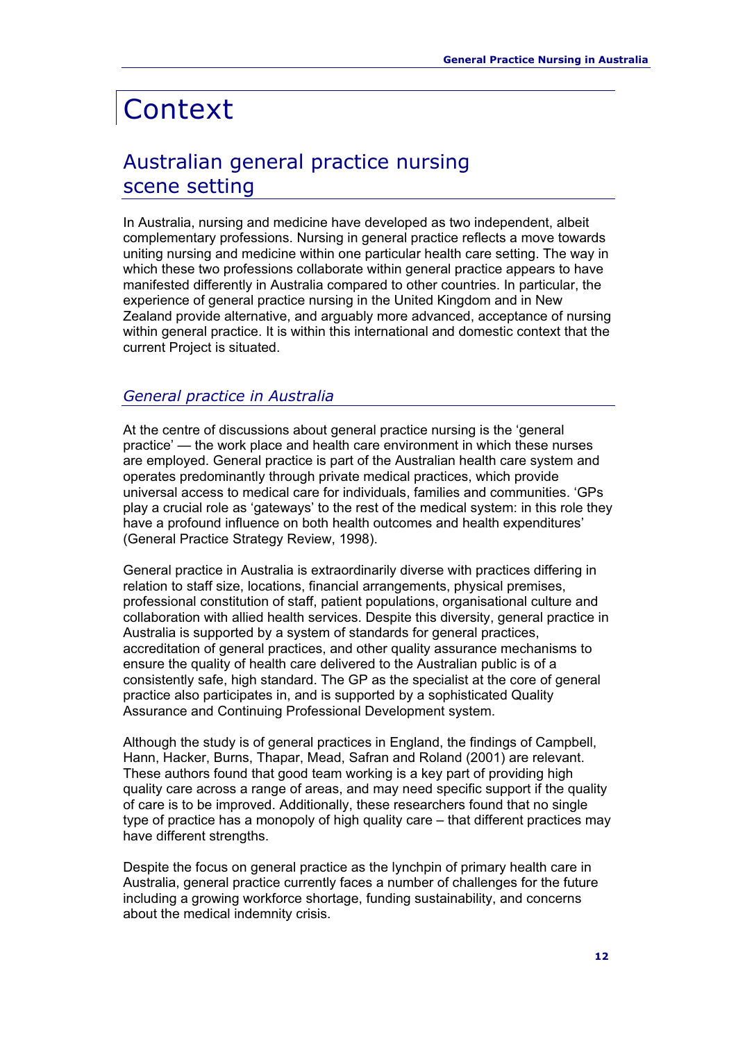# Context

## Australian general practice nursing scene setting

In Australia, nursing and medicine have developed as two independent, albeit complementary professions. Nursing in general practice reflects a move towards uniting nursing and medicine within one particular health care setting. The way in which these two professions collaborate within general practice appears to have manifested differently in Australia compared to other countries. In particular, the experience of general practice nursing in the United Kingdom and in New Zealand provide alternative, and arguably more advanced, acceptance of nursing within general practice. It is within this international and domestic context that the current Project is situated.

### *General practice in Australia*

At the centre of discussions about general practice nursing is the 'general practice' — the work place and health care environment in which these nurses are employed. General practice is part of the Australian health care system and operates predominantly through private medical practices, which provide universal access to medical care for individuals, families and communities. 'GPs play a crucial role as 'gateways' to the rest of the medical system: in this role they have a profound influence on both health outcomes and health expenditures' (General Practice Strategy Review, 1998).

General practice in Australia is extraordinarily diverse with practices differing in relation to staff size, locations, financial arrangements, physical premises, professional constitution of staff, patient populations, organisational culture and collaboration with allied health services. Despite this diversity, general practice in Australia is supported by a system of standards for general practices, accreditation of general practices, and other quality assurance mechanisms to ensure the quality of health care delivered to the Australian public is of a consistently safe, high standard. The GP as the specialist at the core of general practice also participates in, and is supported by a sophisticated Quality Assurance and Continuing Professional Development system.

Although the study is of general practices in England, the findings of Campbell, Hann, Hacker, Burns, Thapar, Mead, Safran and Roland (2001) are relevant. These authors found that good team working is a key part of providing high quality care across a range of areas, and may need specific support if the quality of care is to be improved. Additionally, these researchers found that no single type of practice has a monopoly of high quality care – that different practices may have different strengths.

Despite the focus on general practice as the lynchpin of primary health care in Australia, general practice currently faces a number of challenges for the future including a growing workforce shortage, funding sustainability, and concerns about the medical indemnity crisis.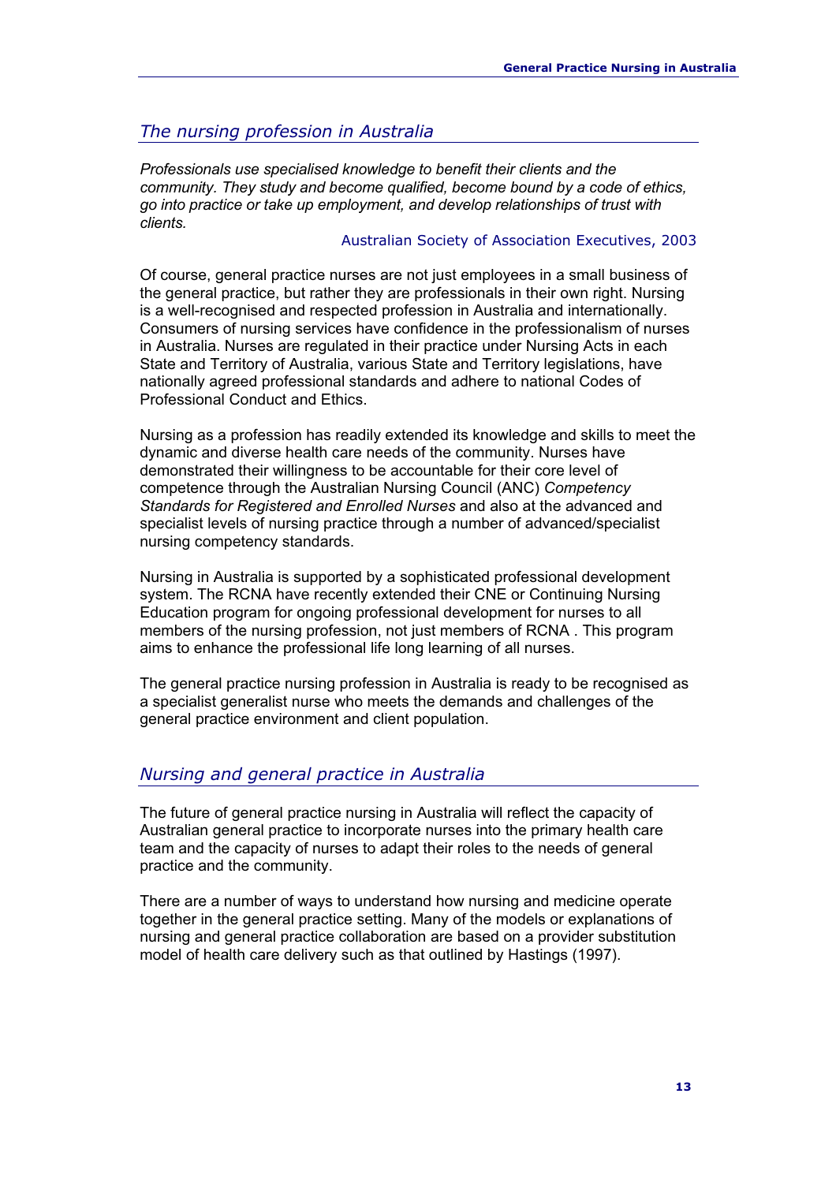## *The nursing profession in Australia*

*Professionals use specialised knowledge to benefit their clients and the community. They study and become qualified, become bound by a code of ethics, go into practice or take up employment, and develop relationships of trust with clients.*

Australian Society of Association Executives, 2003

Of course, general practice nurses are not just employees in a small business of the general practice, but rather they are professionals in their own right. Nursing is a well-recognised and respected profession in Australia and internationally. Consumers of nursing services have confidence in the professionalism of nurses in Australia. Nurses are regulated in their practice under Nursing Acts in each State and Territory of Australia, various State and Territory legislations, have nationally agreed professional standards and adhere to national Codes of Professional Conduct and Ethics.

Nursing as a profession has readily extended its knowledge and skills to meet the dynamic and diverse health care needs of the community. Nurses have demonstrated their willingness to be accountable for their core level of competence through the Australian Nursing Council (ANC) *Competency Standards for Registered and Enrolled Nurses* and also at the advanced and specialist levels of nursing practice through a number of advanced/specialist nursing competency standards.

Nursing in Australia is supported by a sophisticated professional development system. The RCNA have recently extended their CNE or Continuing Nursing Education program for ongoing professional development for nurses to all members of the nursing profession, not just members of RCNA . This program aims to enhance the professional life long learning of all nurses.

The general practice nursing profession in Australia is ready to be recognised as a specialist generalist nurse who meets the demands and challenges of the general practice environment and client population.

## *Nursing and general practice in Australia*

The future of general practice nursing in Australia will reflect the capacity of Australian general practice to incorporate nurses into the primary health care team and the capacity of nurses to adapt their roles to the needs of general practice and the community.

There are a number of ways to understand how nursing and medicine operate together in the general practice setting. Many of the models or explanations of nursing and general practice collaboration are based on a provider substitution model of health care delivery such as that outlined by Hastings (1997).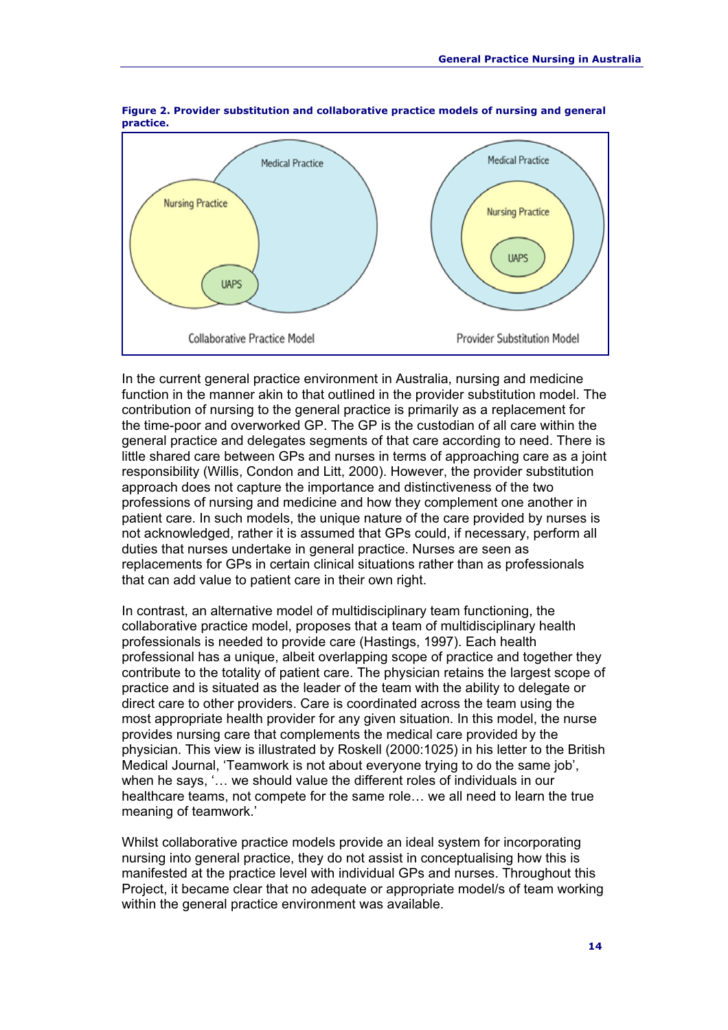**Figure 2. Provider substitution and collaborative practice models of nursing and general practice.**

In the current general practice environment in Australia, nursing and medicine function in the manner akin to that outlined in the provider substitution model. The contribution of nursing to the general practice is primarily as a replacement for the time-poor and overworked GP. The GP is the custodian of all care within the general practice and delegates segments of that care according to need. There is little shared care between GPs and nurses in terms of approaching care as a joint responsibility (Willis, Condon and Litt, 2000). However, the provider substitution approach does not capture the importance and distinctiveness of the two professions of nursing and medicine and how they complement one another in patient care. In such models, the unique nature of the care provided by nurses is not acknowledged, rather it is assumed that GPs could, if necessary, perform all duties that nurses undertake in general practice. Nurses are seen as replacements for GPs in certain clinical situations rather than as professionals that can add value to patient care in their own right.

In contrast, an alternative model of multidisciplinary team functioning, the collaborative practice model, proposes that a team of multidisciplinary health professionals is needed to provide care (Hastings, 1997). Each health professional has a unique, albeit overlapping scope of practice and together they contribute to the totality of patient care. The physician retains the largest scope of practice and is situated as the leader of the team with the ability to delegate or direct care to other providers. Care is coordinated across the team using the most appropriate health provider for any given situation. In this model, the nurse provides nursing care that complements the medical care provided by the physician. This view is illustrated by Roskell (2000:1025) in his letter to the British Medical Journal, 'Teamwork is not about everyone trying to do the same job', when he says, '… we should value the different roles of individuals in our healthcare teams, not compete for the same role… we all need to learn the true meaning of teamwork.'

Whilst collaborative practice models provide an ideal system for incorporating nursing into general practice, they do not assist in conceptualising how this is manifested at the practice level with individual GPs and nurses. Throughout this Project, it became clear that no adequate or appropriate model/s of team working within the general practice environment was available.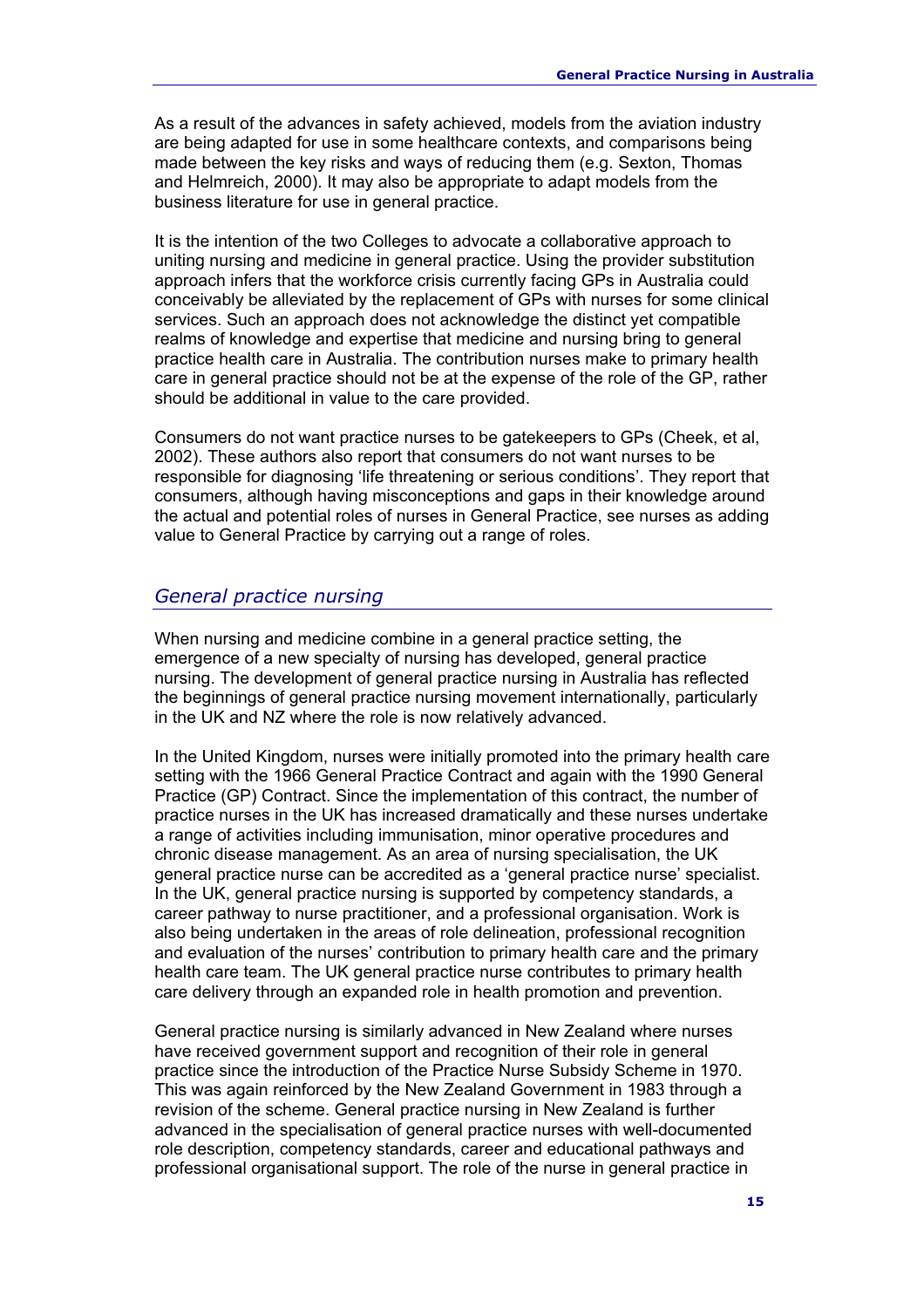As a result of the advances in safety achieved, models from the aviation industry are being adapted for use in some healthcare contexts, and comparisons being made between the key risks and ways of reducing them (e.g. Sexton, Thomas and Helmreich, 2000). It may also be appropriate to adapt models from the business literature for use in general practice.

It is the intention of the two Colleges to advocate a collaborative approach to uniting nursing and medicine in general practice. Using the provider substitution approach infers that the workforce crisis currently facing GPs in Australia could conceivably be alleviated by the replacement of GPs with nurses for some clinical services. Such an approach does not acknowledge the distinct yet compatible realms of knowledge and expertise that medicine and nursing bring to general practice health care in Australia. The contribution nurses make to primary health care in general practice should not be at the expense of the role of the GP, rather should be additional in value to the care provided.

Consumers do not want practice nurses to be gatekeepers to GPs (Cheek, et al, 2002). These authors also report that consumers do not want nurses to be responsible for diagnosing 'life threatening or serious conditions'. They report that consumers, although having misconceptions and gaps in their knowledge around the actual and potential roles of nurses in General Practice, see nurses as adding value to General Practice by carrying out a range of roles.

## *General practice nursing*

When nursing and medicine combine in a general practice setting, the emergence of a new specialty of nursing has developed, general practice nursing. The development of general practice nursing in Australia has reflected the beginnings of general practice nursing movement internationally, particularly in the UK and NZ where the role is now relatively advanced.

In the United Kingdom, nurses were initially promoted into the primary health care setting with the 1966 General Practice Contract and again with the 1990 General Practice (GP) Contract. Since the implementation of this contract, the number of practice nurses in the UK has increased dramatically and these nurses undertake a range of activities including immunisation, minor operative procedures and chronic disease management. As an area of nursing specialisation, the UK general practice nurse can be accredited as a 'general practice nurse' specialist. In the UK, general practice nursing is supported by competency standards, a career pathway to nurse practitioner, and a professional organisation. Work is also being undertaken in the areas of role delineation, professional recognition and evaluation of the nurses' contribution to primary health care and the primary health care team. The UK general practice nurse contributes to primary health care delivery through an expanded role in health promotion and prevention.

General practice nursing is similarly advanced in New Zealand where nurses have received government support and recognition of their role in general practice since the introduction of the Practice Nurse Subsidy Scheme in 1970. This was again reinforced by the New Zealand Government in 1983 through a revision of the scheme. General practice nursing in New Zealand is further advanced in the specialisation of general practice nurses with well-documented role description, competency standards, career and educational pathways and professional organisational support. The role of the nurse in general practice in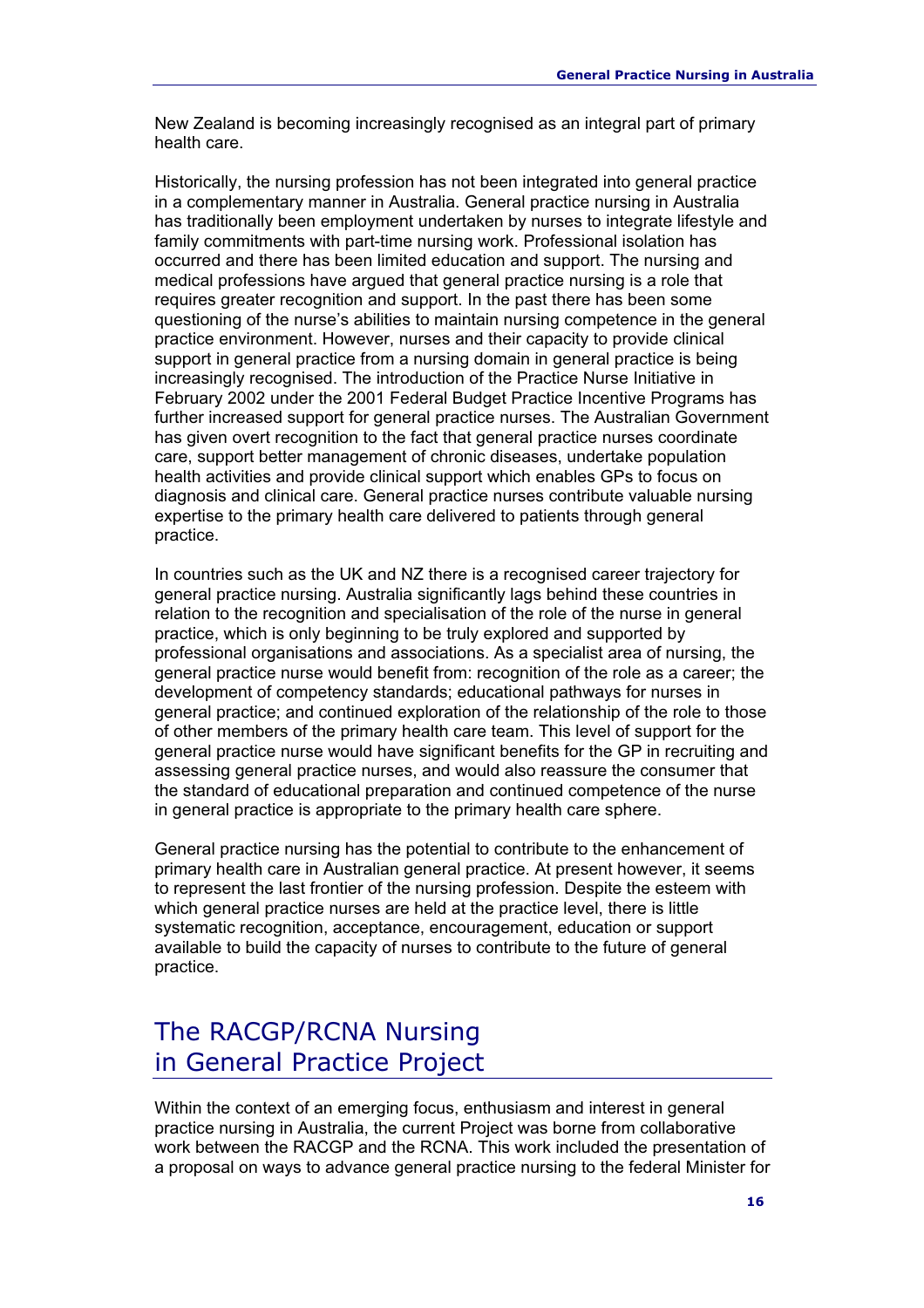New Zealand is becoming increasingly recognised as an integral part of primary health care.

Historically, the nursing profession has not been integrated into general practice in a complementary manner in Australia. General practice nursing in Australia has traditionally been employment undertaken by nurses to integrate lifestyle and family commitments with part-time nursing work. Professional isolation has occurred and there has been limited education and support. The nursing and medical professions have argued that general practice nursing is a role that requires greater recognition and support. In the past there has been some questioning of the nurse's abilities to maintain nursing competence in the general practice environment. However, nurses and their capacity to provide clinical support in general practice from a nursing domain in general practice is being increasingly recognised. The introduction of the Practice Nurse Initiative in February 2002 under the 2001 Federal Budget Practice Incentive Programs has further increased support for general practice nurses. The Australian Government has given overt recognition to the fact that general practice nurses coordinate care, support better management of chronic diseases, undertake population health activities and provide clinical support which enables GPs to focus on diagnosis and clinical care. General practice nurses contribute valuable nursing expertise to the primary health care delivered to patients through general practice.

In countries such as the UK and NZ there is a recognised career trajectory for general practice nursing. Australia significantly lags behind these countries in relation to the recognition and specialisation of the role of the nurse in general practice, which is only beginning to be truly explored and supported by professional organisations and associations. As a specialist area of nursing, the general practice nurse would benefit from: recognition of the role as a career; the development of competency standards; educational pathways for nurses in general practice; and continued exploration of the relationship of the role to those of other members of the primary health care team. This level of support for the general practice nurse would have significant benefits for the GP in recruiting and assessing general practice nurses, and would also reassure the consumer that the standard of educational preparation and continued competence of the nurse in general practice is appropriate to the primary health care sphere.

General practice nursing has the potential to contribute to the enhancement of primary health care in Australian general practice. At present however, it seems to represent the last frontier of the nursing profession. Despite the esteem with which general practice nurses are held at the practice level, there is little systematic recognition, acceptance, encouragement, education or support available to build the capacity of nurses to contribute to the future of general practice.

## The RACGP/RCNA Nursing in General Practice Project

Within the context of an emerging focus, enthusiasm and interest in general practice nursing in Australia, the current Project was borne from collaborative work between the RACGP and the RCNA. This work included the presentation of a proposal on ways to advance general practice nursing to the federal Minister for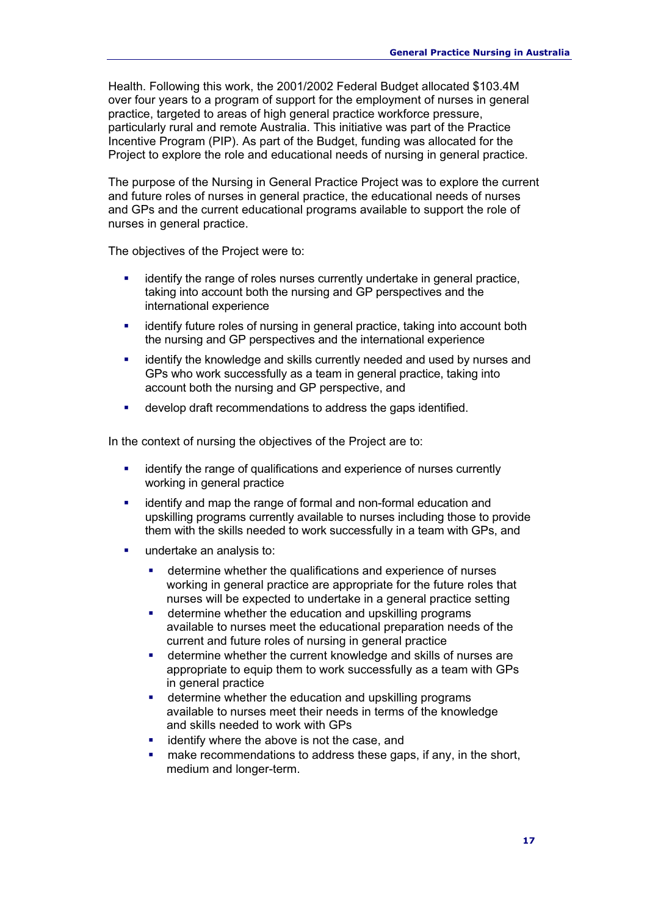Health. Following this work, the 2001/2002 Federal Budget allocated $103.4M over four years to a program of support for the employment of nurses in general practice, targeted to areas of high general practice workforce pressure, particularly rural and remote Australia. This initiative was part of the Practice Incentive Program (PIP). As part of the Budget, funding was allocated for the Project to explore the role and educational needs of nursing in general practice.

The purpose of the Nursing in General Practice Project was to explore the current and future roles of nurses in general practice, the educational needs of nurses and GPs and the current educational programs available to support the role of nurses in general practice.

The objectives of the Project were to:

- identify the range of roles nurses currently undertake in general practice, taking into account both the nursing and GP perspectives and the international experience
- identify future roles of nursing in general practice, taking into account both the nursing and GP perspectives and the international experience
- identify the knowledge and skills currently needed and used by nurses and GPs who work successfully as a team in general practice, taking into account both the nursing and GP perspective, and
- develop draft recommendations to address the gaps identified.

In the context of nursing the objectives of the Project are to:

- identify the range of qualifications and experience of nurses currently working in general practice
- identify and map the range of formal and non-formal education and upskilling programs currently available to nurses including those to provide them with the skills needed to work successfully in a team with GPs, and
- undertake an analysis to:
    - determine whether the qualifications and experience of nurses working in general practice are appropriate for the future roles that nurses will be expected to undertake in a general practice setting
    - determine whether the education and upskilling programs available to nurses meet the educational preparation needs of the current and future roles of nursing in general practice
    - determine whether the current knowledge and skills of nurses are appropriate to equip them to work successfully as a team with GPs in general practice
    - determine whether the education and upskilling programs available to nurses meet their needs in terms of the knowledge and skills needed to work with GPs
    - identify where the above is not the case, and
    - make recommendations to address these gaps, if any, in the short, medium and longer-term.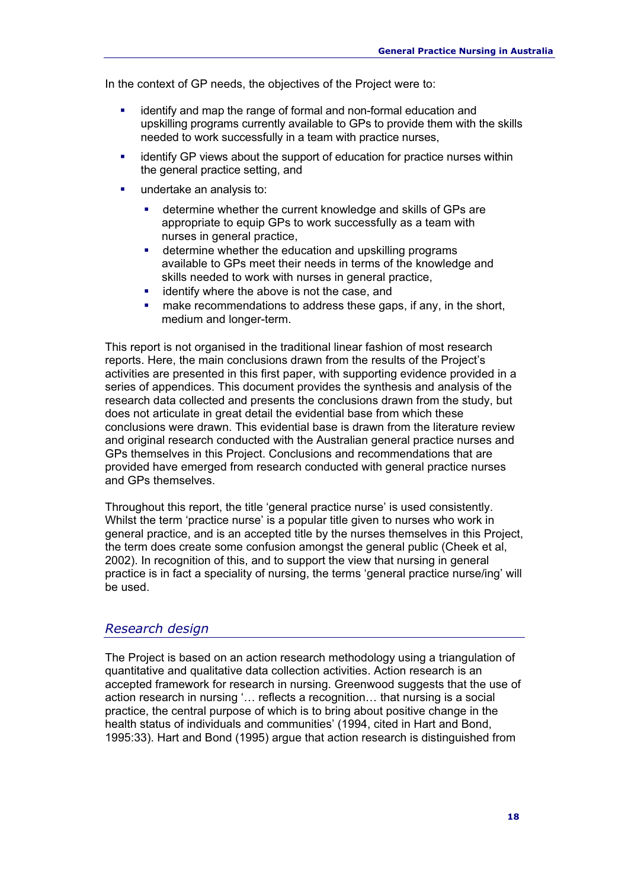In the context of GP needs, the objectives of the Project were to:

- identify and map the range of formal and non-formal education and upskilling programs currently available to GPs to provide them with the skills needed to work successfully in a team with practice nurses,
- identify GP views about the support of education for practice nurses within the general practice setting, and
- undertake an analysis to:
  - determine whether the current knowledge and skills of GPs are appropriate to equip GPs to work successfully as a team with nurses in general practice,
  - determine whether the education and upskilling programs available to GPs meet their needs in terms of the knowledge and skills needed to work with nurses in general practice,
  - identify where the above is not the case, and
  - make recommendations to address these gaps, if any, in the short, medium and longer-term.

This report is not organised in the traditional linear fashion of most research reports. Here, the main conclusions drawn from the results of the Project's activities are presented in this first paper, with supporting evidence provided in a series of appendices. This document provides the synthesis and analysis of the research data collected and presents the conclusions drawn from the study, but does not articulate in great detail the evidential base from which these conclusions were drawn. This evidential base is drawn from the literature review and original research conducted with the Australian general practice nurses and GPs themselves in this Project. Conclusions and recommendations that are provided have emerged from research conducted with general practice nurses and GPs themselves.

Throughout this report, the title 'general practice nurse' is used consistently. Whilst the term 'practice nurse' is a popular title given to nurses who work in general practice, and is an accepted title by the nurses themselves in this Project, the term does create some confusion amongst the general public (Cheek et al, 2002). In recognition of this, and to support the view that nursing in general practice is in fact a speciality of nursing, the terms 'general practice nurse/ing' will be used.

## *Research design*

The Project is based on an action research methodology using a triangulation of quantitative and qualitative data collection activities. Action research is an accepted framework for research in nursing. Greenwood suggests that the use of action research in nursing '… reflects a recognition… that nursing is a social practice, the central purpose of which is to bring about positive change in the health status of individuals and communities' (1994, cited in Hart and Bond, 1995:33). Hart and Bond (1995) argue that action research is distinguished from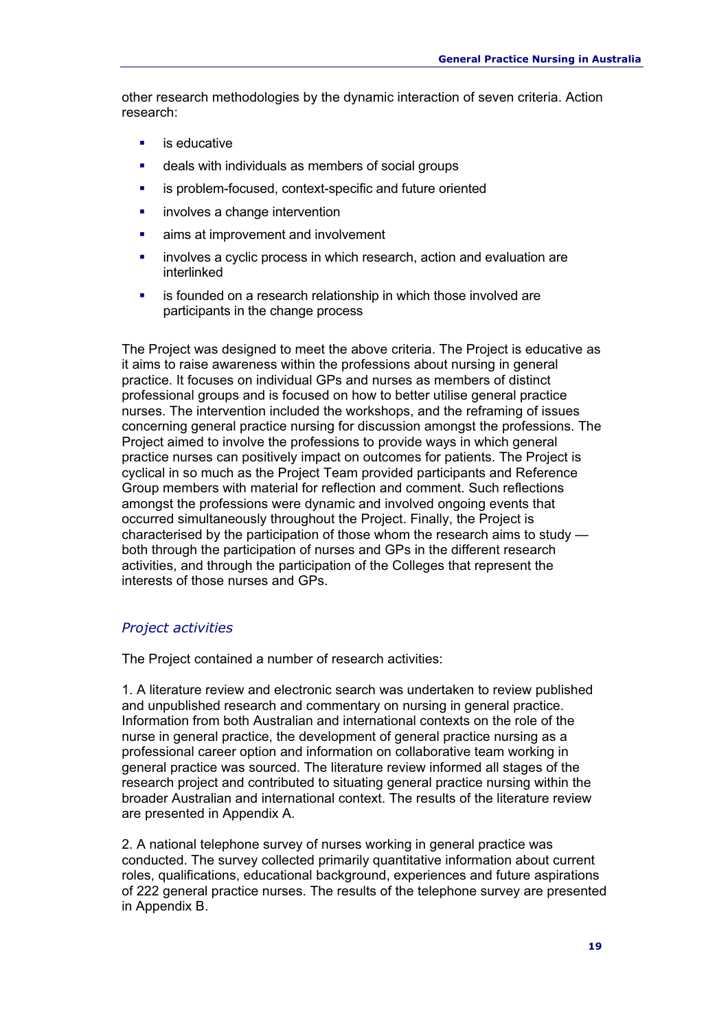other research methodologies by the dynamic interaction of seven criteria. Action research:

- is educative
- deals with individuals as members of social groups
- is problem-focused, context-specific and future oriented
- involves a change intervention
- aims at improvement and involvement
- involves a cyclic process in which research, action and evaluation are interlinked
- is founded on a research relationship in which those involved are participants in the change process

The Project was designed to meet the above criteria. The Project is educative as it aims to raise awareness within the professions about nursing in general practice. It focuses on individual GPs and nurses as members of distinct professional groups and is focused on how to better utilise general practice nurses. The intervention included the workshops, and the reframing of issues concerning general practice nursing for discussion amongst the professions. The Project aimed to involve the professions to provide ways in which general practice nurses can positively impact on outcomes for patients. The Project is cyclical in so much as the Project Team provided participants and Reference Group members with material for reflection and comment. Such reflections amongst the professions were dynamic and involved ongoing events that occurred simultaneously throughout the Project. Finally, the Project is characterised by the participation of those whom the research aims to study — both through the participation of nurses and GPs in the different research activities, and through the participation of the Colleges that represent the interests of those nurses and GPs.

### *Project activities*

The Project contained a number of research activities:

1. A literature review and electronic search was undertaken to review published and unpublished research and commentary on nursing in general practice. Information from both Australian and international contexts on the role of the nurse in general practice, the development of general practice nursing as a professional career option and information on collaborative team working in general practice was sourced. The literature review informed all stages of the research project and contributed to situating general practice nursing within the broader Australian and international context. The results of the literature review are presented in Appendix A.

2. A national telephone survey of nurses working in general practice was conducted. The survey collected primarily quantitative information about current roles, qualifications, educational background, experiences and future aspirations of 222 general practice nurses. The results of the telephone survey are presented in Appendix B.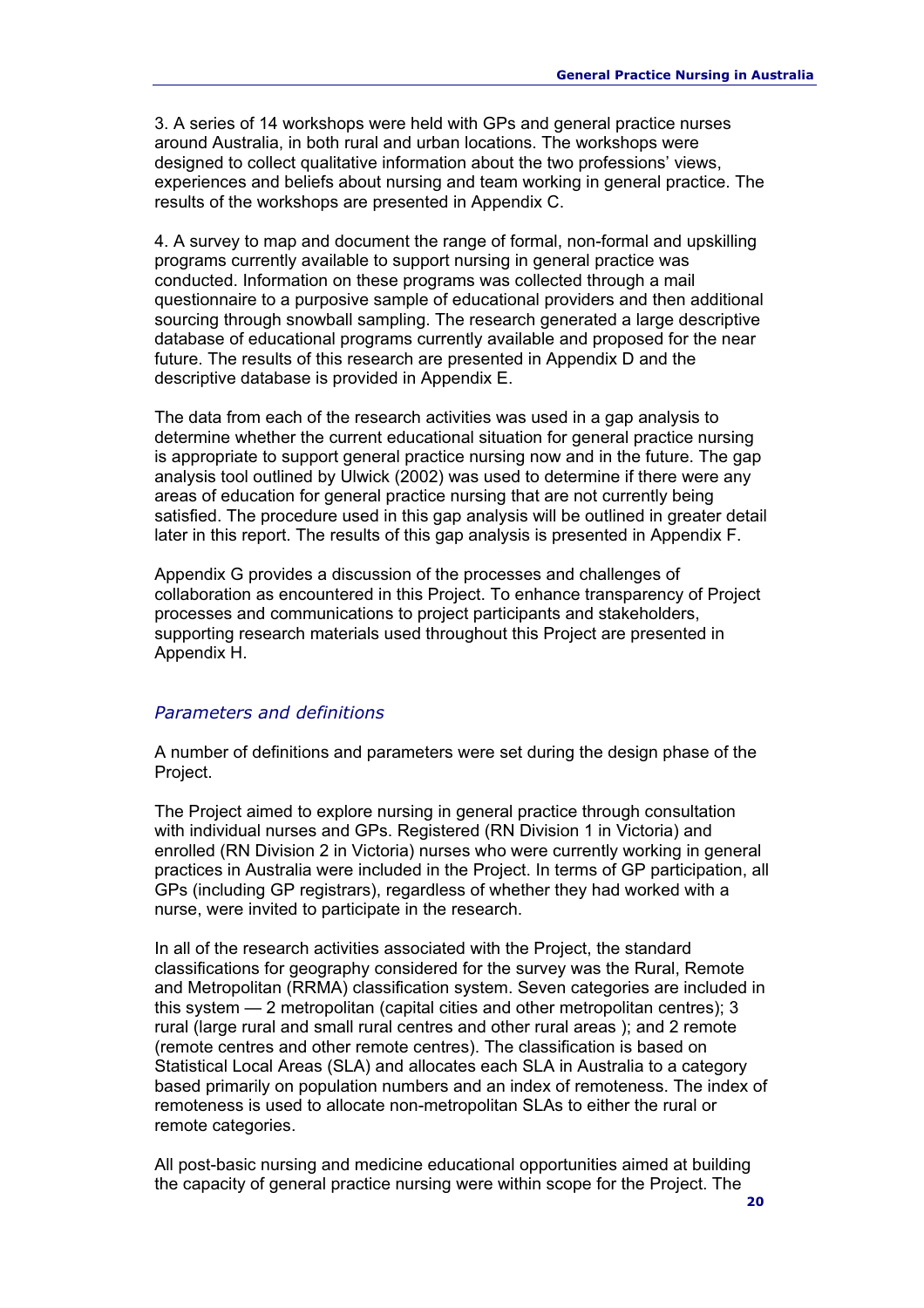3. A series of 14 workshops were held with GPs and general practice nurses around Australia, in both rural and urban locations. The workshops were designed to collect qualitative information about the two professions' views, experiences and beliefs about nursing and team working in general practice. The results of the workshops are presented in Appendix C.

4. A survey to map and document the range of formal, non-formal and upskilling programs currently available to support nursing in general practice was conducted. Information on these programs was collected through a mail questionnaire to a purposive sample of educational providers and then additional sourcing through snowball sampling. The research generated a large descriptive database of educational programs currently available and proposed for the near future. The results of this research are presented in Appendix D and the descriptive database is provided in Appendix E.

The data from each of the research activities was used in a gap analysis to determine whether the current educational situation for general practice nursing is appropriate to support general practice nursing now and in the future. The gap analysis tool outlined by Ulwick (2002) was used to determine if there were any areas of education for general practice nursing that are not currently being satisfied. The procedure used in this gap analysis will be outlined in greater detail later in this report. The results of this gap analysis is presented in Appendix F.

Appendix G provides a discussion of the processes and challenges of collaboration as encountered in this Project. To enhance transparency of Project processes and communications to project participants and stakeholders, supporting research materials used throughout this Project are presented in Appendix H.

### *Parameters and definitions*

A number of definitions and parameters were set during the design phase of the Project.

The Project aimed to explore nursing in general practice through consultation with individual nurses and GPs. Registered (RN Division 1 in Victoria) and enrolled (RN Division 2 in Victoria) nurses who were currently working in general practices in Australia were included in the Project. In terms of GP participation, all GPs (including GP registrars), regardless of whether they had worked with a nurse, were invited to participate in the research.

In all of the research activities associated with the Project, the standard classifications for geography considered for the survey was the Rural, Remote and Metropolitan (RRMA) classification system. Seven categories are included in this system — 2 metropolitan (capital cities and other metropolitan centres); 3 rural (large rural and small rural centres and other rural areas ); and 2 remote (remote centres and other remote centres). The classification is based on Statistical Local Areas (SLA) and allocates each SLA in Australia to a category based primarily on population numbers and an index of remoteness. The index of remoteness is used to allocate non-metropolitan SLAs to either the rural or remote categories.

All post-basic nursing and medicine educational opportunities aimed at building the capacity of general practice nursing were within scope for the Project. The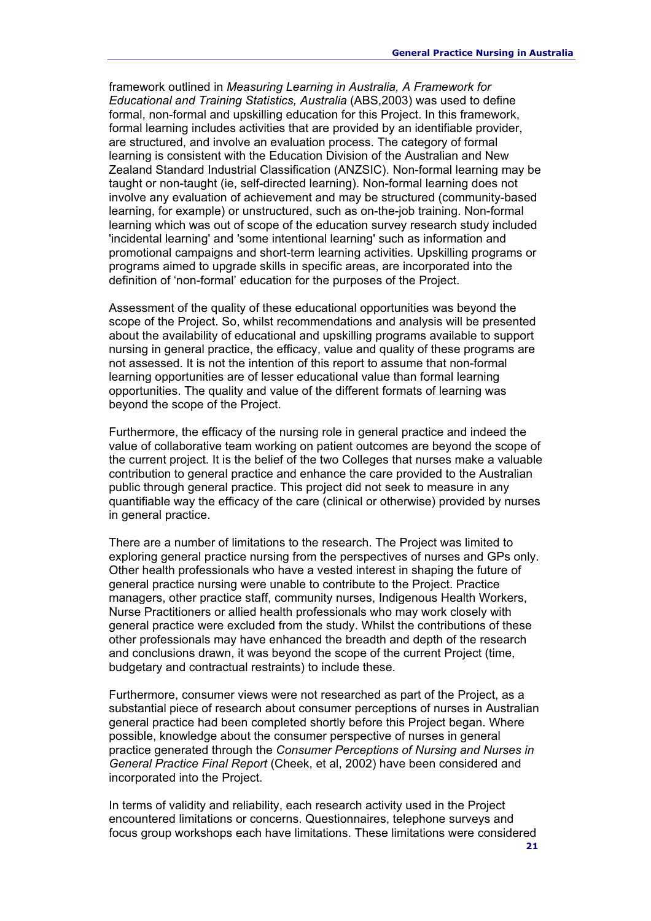framework outlined in *Measuring Learning in Australia, A Framework for Educational and Training Statistics, Australia* (ABS,2003) was used to define formal, non-formal and upskilling education for this Project. In this framework, formal learning includes activities that are provided by an identifiable provider, are structured, and involve an evaluation process. The category of formal learning is consistent with the Education Division of the Australian and New Zealand Standard Industrial Classification (ANZSIC). Non-formal learning may be taught or non-taught (ie, self-directed learning). Non-formal learning does not involve any evaluation of achievement and may be structured (community-based learning, for example) or unstructured, such as on-the-job training. Non-formal learning which was out of scope of the education survey research study included 'incidental learning' and 'some intentional learning' such as information and promotional campaigns and short-term learning activities. Upskilling programs or programs aimed to upgrade skills in specific areas, are incorporated into the definition of 'non-formal' education for the purposes of the Project.

Assessment of the quality of these educational opportunities was beyond the scope of the Project. So, whilst recommendations and analysis will be presented about the availability of educational and upskilling programs available to support nursing in general practice, the efficacy, value and quality of these programs are not assessed. It is not the intention of this report to assume that non-formal learning opportunities are of lesser educational value than formal learning opportunities. The quality and value of the different formats of learning was beyond the scope of the Project.

Furthermore, the efficacy of the nursing role in general practice and indeed the value of collaborative team working on patient outcomes are beyond the scope of the current project. It is the belief of the two Colleges that nurses make a valuable contribution to general practice and enhance the care provided to the Australian public through general practice. This project did not seek to measure in any quantifiable way the efficacy of the care (clinical or otherwise) provided by nurses in general practice.

There are a number of limitations to the research. The Project was limited to exploring general practice nursing from the perspectives of nurses and GPs only. Other health professionals who have a vested interest in shaping the future of general practice nursing were unable to contribute to the Project. Practice managers, other practice staff, community nurses, Indigenous Health Workers, Nurse Practitioners or allied health professionals who may work closely with general practice were excluded from the study. Whilst the contributions of these other professionals may have enhanced the breadth and depth of the research and conclusions drawn, it was beyond the scope of the current Project (time, budgetary and contractual restraints) to include these.

Furthermore, consumer views were not researched as part of the Project, as a substantial piece of research about consumer perceptions of nurses in Australian general practice had been completed shortly before this Project began. Where possible, knowledge about the consumer perspective of nurses in general practice generated through the *Consumer Perceptions of Nursing and Nurses in General Practice Final Report* (Cheek, et al, 2002) have been considered and incorporated into the Project.

In terms of validity and reliability, each research activity used in the Project encountered limitations or concerns. Questionnaires, telephone surveys and focus group workshops each have limitations. These limitations were considered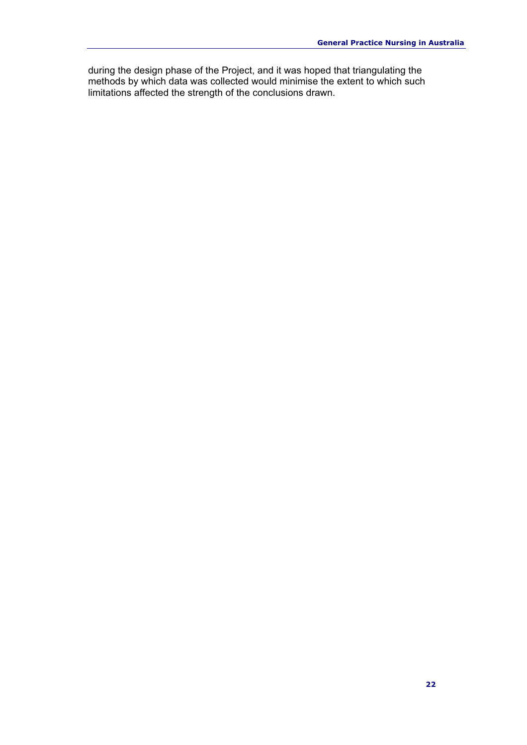during the design phase of the Project, and it was hoped that triangulating the methods by which data was collected would minimise the extent to which such limitations affected the strength of the conclusions drawn.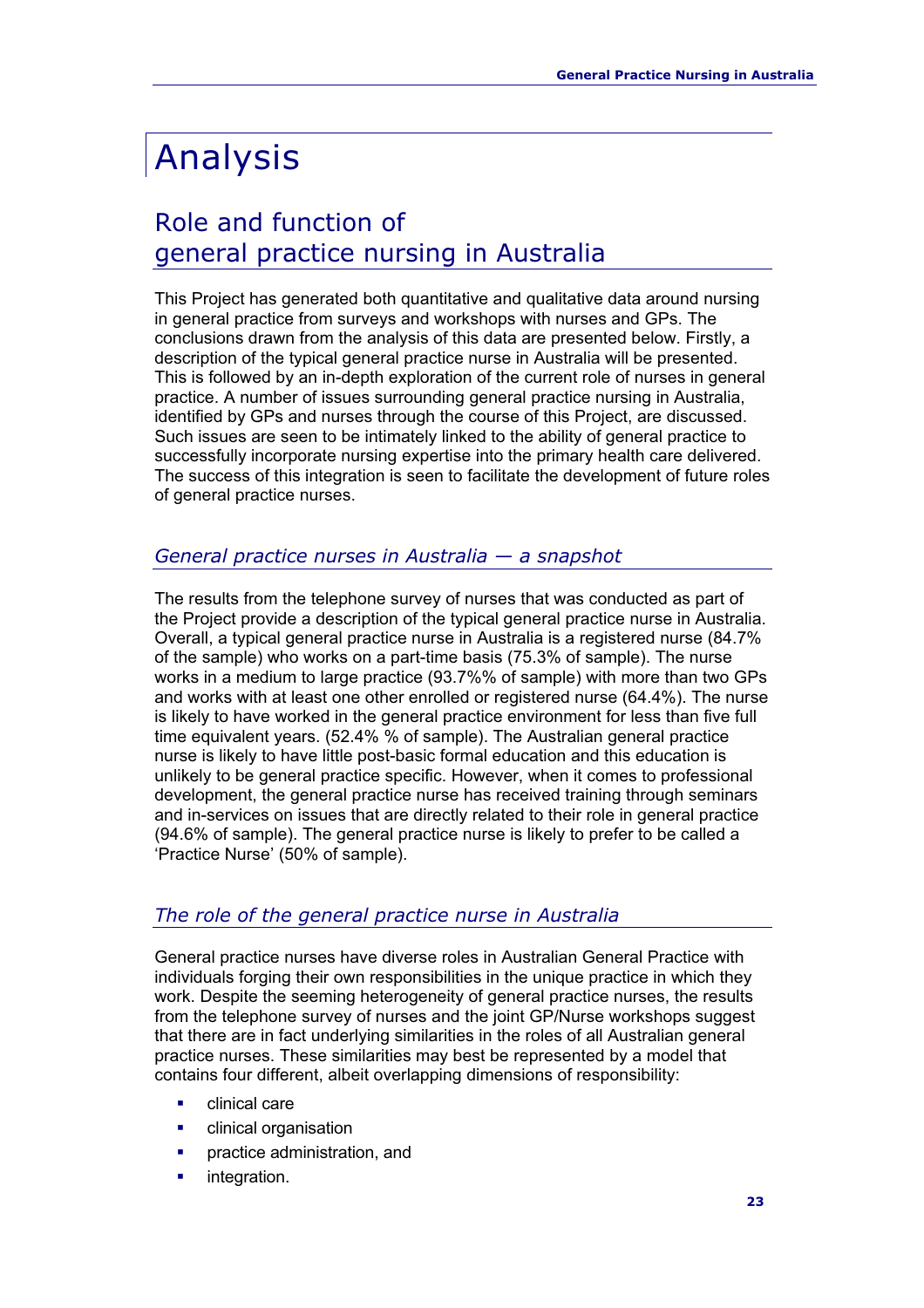# Analysis

## Role and function of general practice nursing in Australia

This Project has generated both quantitative and qualitative data around nursing in general practice from surveys and workshops with nurses and GPs. The conclusions drawn from the analysis of this data are presented below. Firstly, a description of the typical general practice nurse in Australia will be presented. This is followed by an in-depth exploration of the current role of nurses in general practice. A number of issues surrounding general practice nursing in Australia, identified by GPs and nurses through the course of this Project, are discussed. Such issues are seen to be intimately linked to the ability of general practice to successfully incorporate nursing expertise into the primary health care delivered. The success of this integration is seen to facilitate the development of future roles of general practice nurses.

### *General practice nurses in Australia — a snapshot*

The results from the telephone survey of nurses that was conducted as part of the Project provide a description of the typical general practice nurse in Australia. Overall, a typical general practice nurse in Australia is a registered nurse (84.7% of the sample) who works on a part-time basis (75.3% of sample). The nurse works in a medium to large practice (93.7%% of sample) with more than two GPs and works with at least one other enrolled or registered nurse (64.4%). The nurse is likely to have worked in the general practice environment for less than five full time equivalent years. (52.4% % of sample). The Australian general practice nurse is likely to have little post-basic formal education and this education is unlikely to be general practice specific. However, when it comes to professional development, the general practice nurse has received training through seminars and in-services on issues that are directly related to their role in general practice (94.6% of sample). The general practice nurse is likely to prefer to be called a 'Practice Nurse' (50% of sample).

### *The role of the general practice nurse in Australia*

General practice nurses have diverse roles in Australian General Practice with individuals forging their own responsibilities in the unique practice in which they work. Despite the seeming heterogeneity of general practice nurses, the results from the telephone survey of nurses and the joint GP/Nurse workshops suggest that there are in fact underlying similarities in the roles of all Australian general practice nurses. These similarities may best be represented by a model that contains four different, albeit overlapping dimensions of responsibility:

- clinical care
- clinical organisation
- practice administration, and
- integration.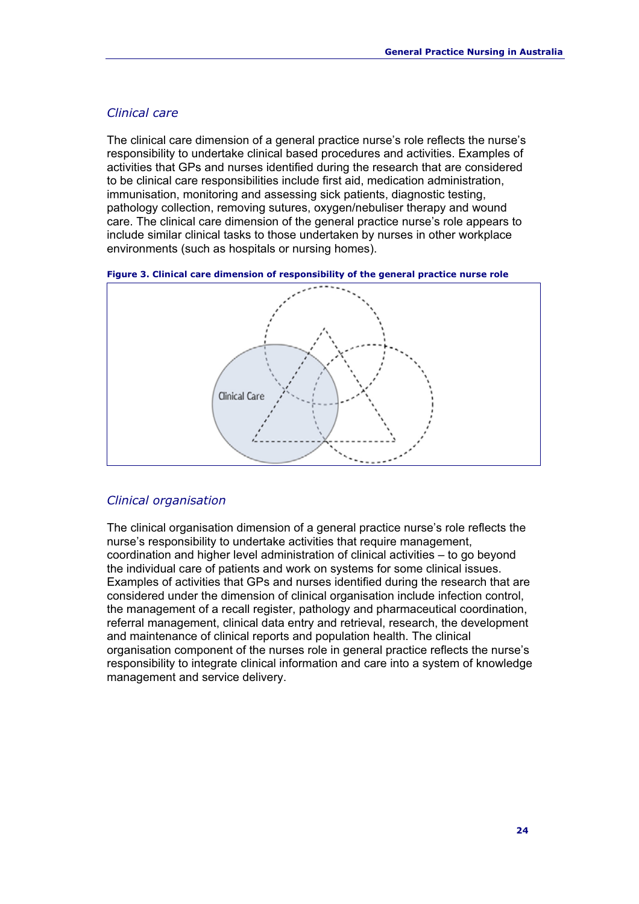## *Clinical care*

The clinical care dimension of a general practice nurse's role reflects the nurse's responsibility to undertake clinical based procedures and activities. Examples of activities that GPs and nurses identified during the research that are considered to be clinical care responsibilities include first aid, medication administration, immunisation, monitoring and assessing sick patients, diagnostic testing, pathology collection, removing sutures, oxygen/nebuliser therapy and wound care. The clinical care dimension of the general practice nurse's role appears to include similar clinical tasks to those undertaken by nurses in other workplace environments (such as hospitals or nursing homes).

**Figure 3. Clinical care dimension of responsibility of the general practice nurse role**

Clinical Care

## *Clinical organisation*

The clinical organisation dimension of a general practice nurse's role reflects the nurse's responsibility to undertake activities that require management, coordination and higher level administration of clinical activities – to go beyond the individual care of patients and work on systems for some clinical issues. Examples of activities that GPs and nurses identified during the research that are considered under the dimension of clinical organisation include infection control, the management of a recall register, pathology and pharmaceutical coordination, referral management, clinical data entry and retrieval, research, the development and maintenance of clinical reports and population health. The clinical organisation component of the nurses role in general practice reflects the nurse's responsibility to integrate clinical information and care into a system of knowledge management and service delivery.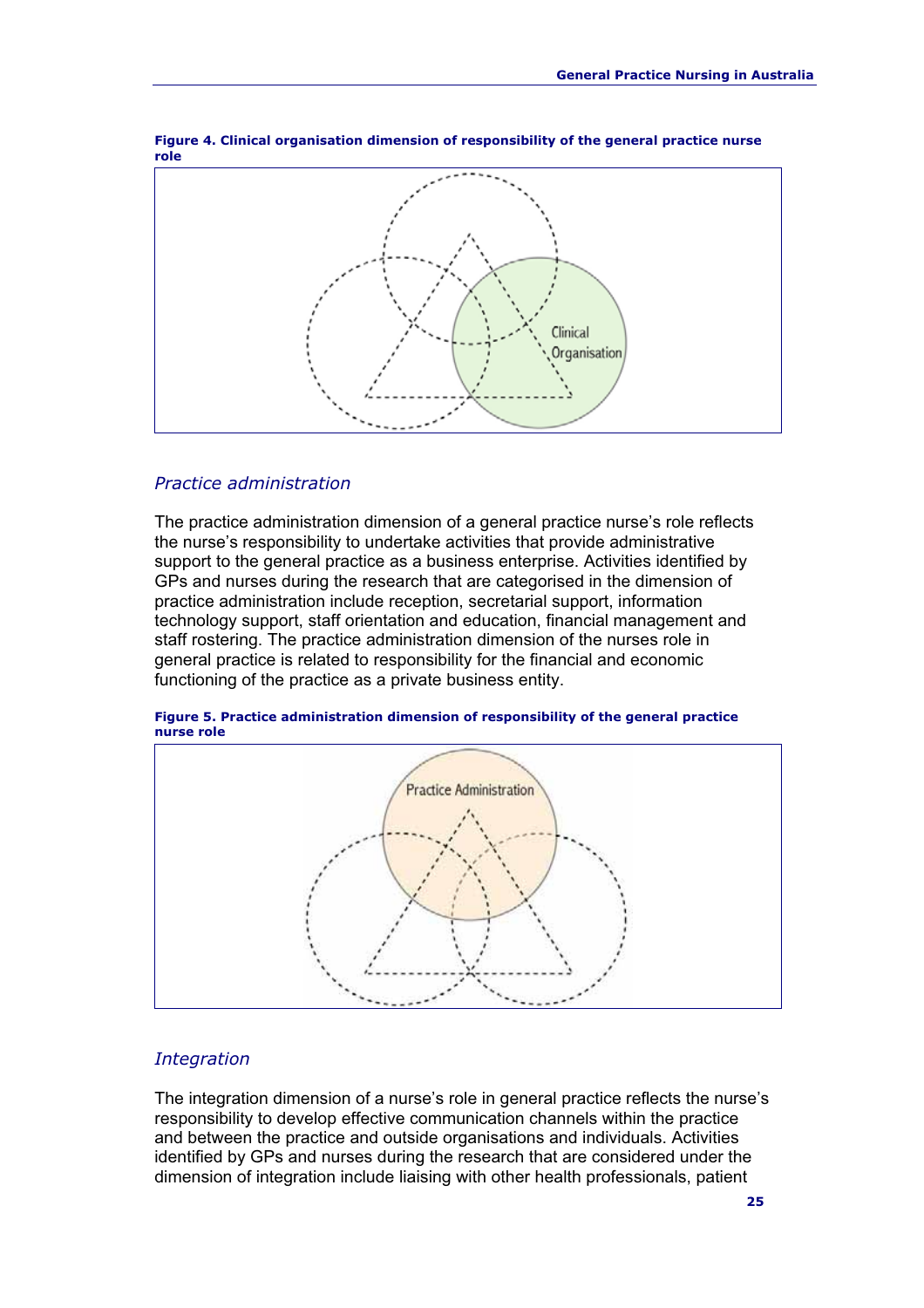**Figure 4. Clinical organisation dimension of responsibility of the general practice nurse role**

Clinical Organisation

### *Practice administration*

The practice administration dimension of a general practice nurse's role reflects the nurse's responsibility to undertake activities that provide administrative support to the general practice as a business enterprise. Activities identified by GPs and nurses during the research that are categorised in the dimension of practice administration include reception, secretarial support, information technology support, staff orientation and education, financial management and staff rostering. The practice administration dimension of the nurses role in general practice is related to responsibility for the financial and economic functioning of the practice as a private business entity.

**Figure 5. Practice administration dimension of responsibility of the general practice nurse role**

Practice Administration

### *Integration*

The integration dimension of a nurse's role in general practice reflects the nurse's responsibility to develop effective communication channels within the practice and between the practice and outside organisations and individuals. Activities identified by GPs and nurses during the research that are considered under the dimension of integration include liaising with other health professionals, patient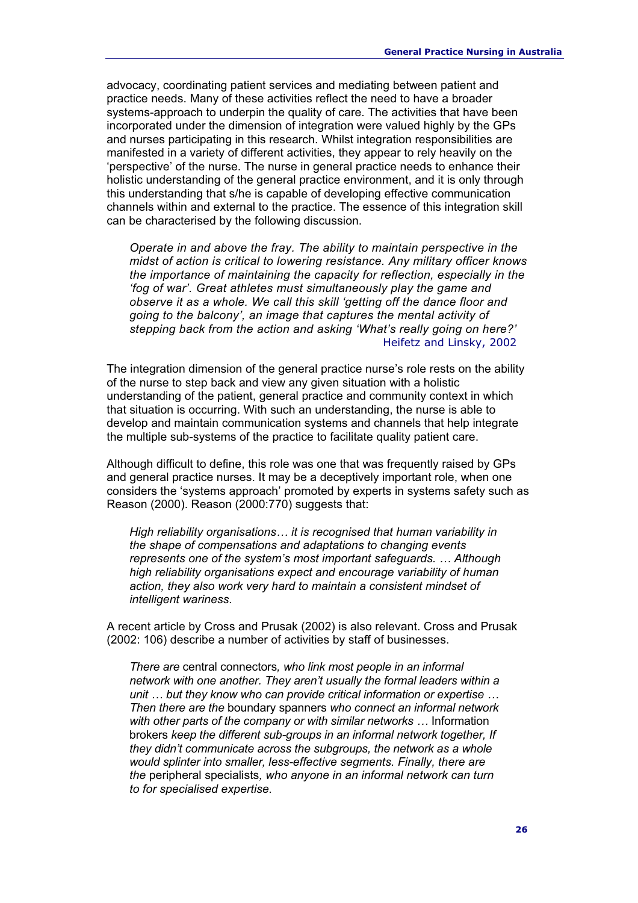advocacy, coordinating patient services and mediating between patient and practice needs. Many of these activities reflect the need to have a broader systems-approach to underpin the quality of care. The activities that have been incorporated under the dimension of integration were valued highly by the GPs and nurses participating in this research. Whilst integration responsibilities are manifested in a variety of different activities, they appear to rely heavily on the 'perspective' of the nurse. The nurse in general practice needs to enhance their holistic understanding of the general practice environment, and it is only through this understanding that s/he is capable of developing effective communication channels within and external to the practice. The essence of this integration skill can be characterised by the following discussion.

> *Operate in and above the fray. The ability to maintain perspective in the midst of action is critical to lowering resistance. Any military officer knows the importance of maintaining the capacity for reflection, especially in the 'fog of war'. Great athletes must simultaneously play the game and observe it as a whole. We call this skill 'getting off the dance floor and going to the balcony', an image that captures the mental activity of stepping back from the action and asking 'What's really going on here?'*
>
> Heifetz and Linsky, 2002

The integration dimension of the general practice nurse's role rests on the ability of the nurse to step back and view any given situation with a holistic understanding of the patient, general practice and community context in which that situation is occurring. With such an understanding, the nurse is able to develop and maintain communication systems and channels that help integrate the multiple sub-systems of the practice to facilitate quality patient care.

Although difficult to define, this role was one that was frequently raised by GPs and general practice nurses. It may be a deceptively important role, when one considers the 'systems approach' promoted by experts in systems safety such as Reason (2000). Reason (2000:770) suggests that:

> *High reliability organisations… it is recognised that human variability in the shape of compensations and adaptations to changing events represents one of the system's most important safeguards. … Although high reliability organisations expect and encourage variability of human action, they also work very hard to maintain a consistent mindset of intelligent wariness.*

A recent article by Cross and Prusak (2002) is also relevant. Cross and Prusak (2002: 106) describe a number of activities by staff of businesses.

> *There are* central connectors*, who link most people in an informal network with one another. They aren't usually the formal leaders within a unit … but they know who can provide critical information or expertise … Then there are the* boundary spanners *who connect an informal network with other parts of the company or with similar networks …* Information brokers *keep the different sub-groups in an informal network together, If they didn't communicate across the subgroups, the network as a whole would splinter into smaller, less-effective segments. Finally, there are the* peripheral specialists*, who anyone in an informal network can turn to for specialised expertise.*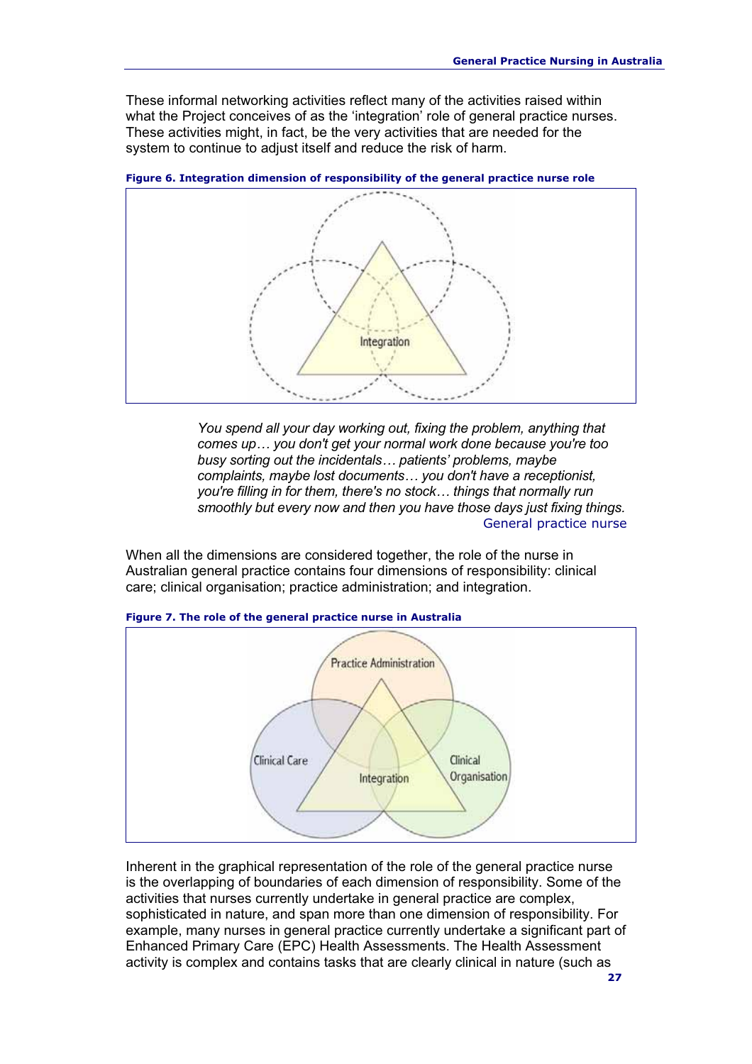These informal networking activities reflect many of the activities raised within what the Project conceives of as the 'integration' role of general practice nurses. These activities might, in fact, be the very activities that are needed for the system to continue to adjust itself and reduce the risk of harm.

**Figure 6. Integration dimension of responsibility of the general practice nurse role**

> *You spend all your day working out, fixing the problem, anything that comes up… you don't get your normal work done because you're too busy sorting out the incidentals… patients' problems, maybe complaints, maybe lost documents… you don't have a receptionist, you're filling in for them, there's no stock… things that normally run smoothly but every now and then you have those days just fixing things.*
> General practice nurse

When all the dimensions are considered together, the role of the nurse in Australian general practice contains four dimensions of responsibility: clinical care; clinical organisation; practice administration; and integration.

**Figure 7. The role of the general practice nurse in Australia**

Inherent in the graphical representation of the role of the general practice nurse is the overlapping of boundaries of each dimension of responsibility. Some of the activities that nurses currently undertake in general practice are complex, sophisticated in nature, and span more than one dimension of responsibility. For example, many nurses in general practice currently undertake a significant part of Enhanced Primary Care (EPC) Health Assessments. The Health Assessment activity is complex and contains tasks that are clearly clinical in nature (such as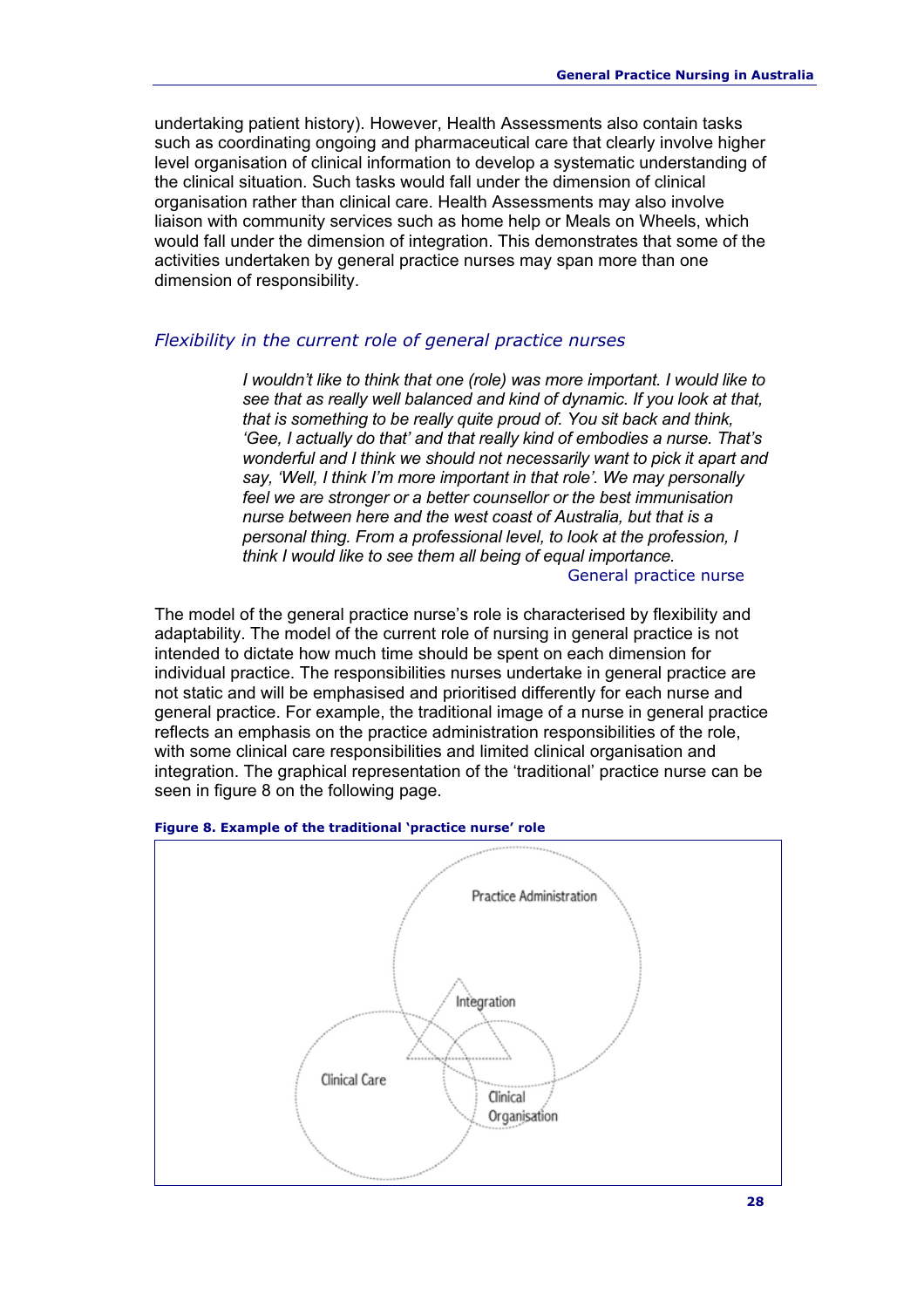undertaking patient history). However, Health Assessments also contain tasks such as coordinating ongoing and pharmaceutical care that clearly involve higher level organisation of clinical information to develop a systematic understanding of the clinical situation. Such tasks would fall under the dimension of clinical organisation rather than clinical care. Health Assessments may also involve liaison with community services such as home help or Meals on Wheels, which would fall under the dimension of integration. This demonstrates that some of the activities undertaken by general practice nurses may span more than one dimension of responsibility.

### *Flexibility in the current role of general practice nurses*

> *I wouldn't like to think that one (role) was more important. I would like to see that as really well balanced and kind of dynamic. If you look at that, that is something to be really quite proud of. You sit back and think, 'Gee, I actually do that' and that really kind of embodies a nurse. That's wonderful and I think we should not necessarily want to pick it apart and say, 'Well, I think I'm more important in that role'. We may personally feel we are stronger or a better counsellor or the best immunisation nurse between here and the west coast of Australia, but that is a personal thing. From a professional level, to look at the profession, I think I would like to see them all being of equal importance.*
>
> General practice nurse

The model of the general practice nurse's role is characterised by flexibility and adaptability. The model of the current role of nursing in general practice is not intended to dictate how much time should be spent on each dimension for individual practice. The responsibilities nurses undertake in general practice are not static and will be emphasised and prioritised differently for each nurse and general practice. For example, the traditional image of a nurse in general practice reflects an emphasis on the practice administration responsibilities of the role, with some clinical care responsibilities and limited clinical organisation and integration. The graphical representation of the 'traditional' practice nurse can be seen in figure 8 on the following page.

**Figure 8. Example of the traditional 'practice nurse' role**

Practice Administration

Integration

Clinical Care

Clinical Organisation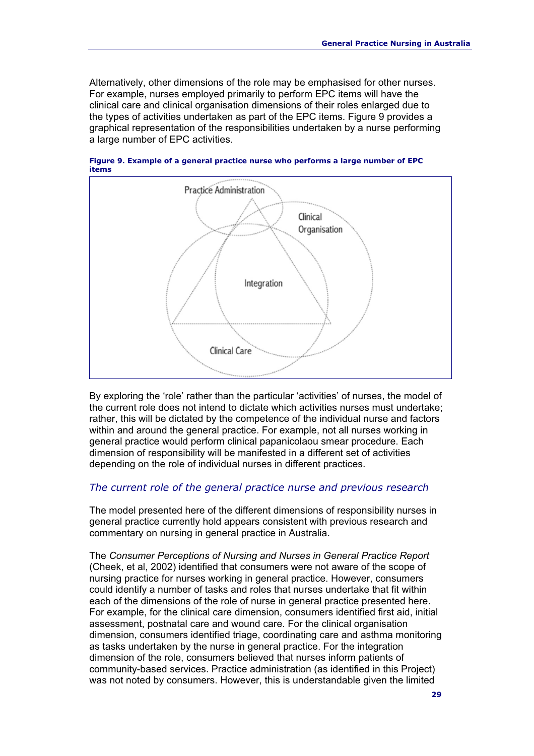Alternatively, other dimensions of the role may be emphasised for other nurses. For example, nurses employed primarily to perform EPC items will have the clinical care and clinical organisation dimensions of their roles enlarged due to the types of activities undertaken as part of the EPC items. Figure 9 provides a graphical representation of the responsibilities undertaken by a nurse performing a large number of EPC activities.

**Figure 9. Example of a general practice nurse who performs a large number of EPC items**

Practice Administration

Clinical Organisation

Integration

Clinical Care

By exploring the 'role' rather than the particular 'activities' of nurses, the model of the current role does not intend to dictate which activities nurses must undertake; rather, this will be dictated by the competence of the individual nurse and factors within and around the general practice. For example, not all nurses working in general practice would perform clinical papanicolaou smear procedure. Each dimension of responsibility will be manifested in a different set of activities depending on the role of individual nurses in different practices.

### *The current role of the general practice nurse and previous research*

The model presented here of the different dimensions of responsibility nurses in general practice currently hold appears consistent with previous research and commentary on nursing in general practice in Australia.

The *Consumer Perceptions of Nursing and Nurses in General Practice Report* (Cheek, et al, 2002) identified that consumers were not aware of the scope of nursing practice for nurses working in general practice. However, consumers could identify a number of tasks and roles that nurses undertake that fit within each of the dimensions of the role of nurse in general practice presented here. For example, for the clinical care dimension, consumers identified first aid, initial assessment, postnatal care and wound care. For the clinical organisation dimension, consumers identified triage, coordinating care and asthma monitoring as tasks undertaken by the nurse in general practice. For the integration dimension of the role, consumers believed that nurses inform patients of community-based services. Practice administration (as identified in this Project) was not noted by consumers. However, this is understandable given the limited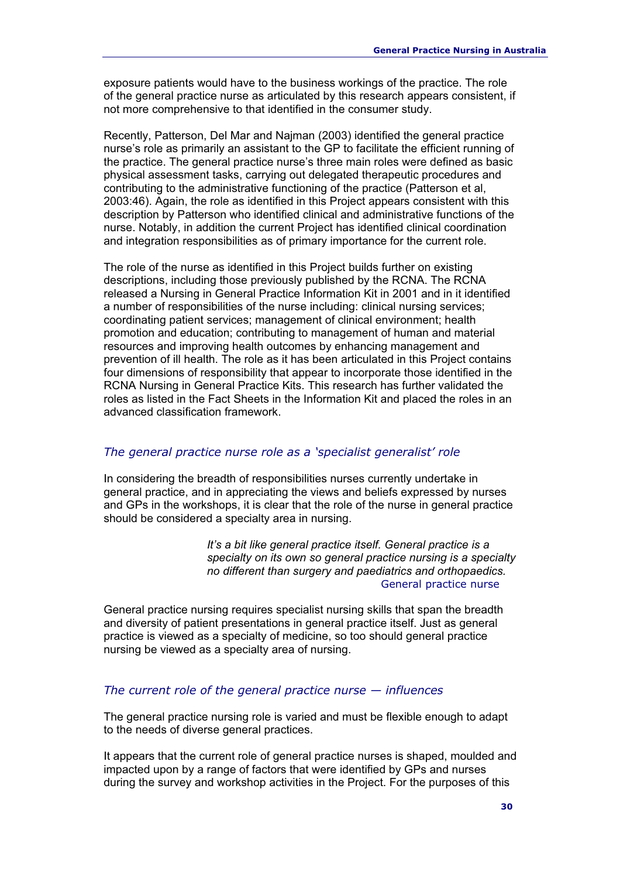exposure patients would have to the business workings of the practice. The role of the general practice nurse as articulated by this research appears consistent, if not more comprehensive to that identified in the consumer study.

Recently, Patterson, Del Mar and Najman (2003) identified the general practice nurse's role as primarily an assistant to the GP to facilitate the efficient running of the practice. The general practice nurse's three main roles were defined as basic physical assessment tasks, carrying out delegated therapeutic procedures and contributing to the administrative functioning of the practice (Patterson et al, 2003:46). Again, the role as identified in this Project appears consistent with this description by Patterson who identified clinical and administrative functions of the nurse. Notably, in addition the current Project has identified clinical coordination and integration responsibilities as of primary importance for the current role.

The role of the nurse as identified in this Project builds further on existing descriptions, including those previously published by the RCNA. The RCNA released a Nursing in General Practice Information Kit in 2001 and in it identified a number of responsibilities of the nurse including: clinical nursing services; coordinating patient services; management of clinical environment; health promotion and education; contributing to management of human and material resources and improving health outcomes by enhancing management and prevention of ill health. The role as it has been articulated in this Project contains four dimensions of responsibility that appear to incorporate those identified in the RCNA Nursing in General Practice Kits. This research has further validated the roles as listed in the Fact Sheets in the Information Kit and placed the roles in an advanced classification framework.

### *The general practice nurse role as a 'specialist generalist' role*

In considering the breadth of responsibilities nurses currently undertake in general practice, and in appreciating the views and beliefs expressed by nurses and GPs in the workshops, it is clear that the role of the nurse in general practice should be considered a specialty area in nursing.

> *It's a bit like general practice itself. General practice is a specialty on its own so general practice nursing is a specialty no different than surgery and paediatrics and orthopaedics.*
> General practice nurse

General practice nursing requires specialist nursing skills that span the breadth and diversity of patient presentations in general practice itself. Just as general practice is viewed as a specialty of medicine, so too should general practice nursing be viewed as a specialty area of nursing.

### *The current role of the general practice nurse — influences*

The general practice nursing role is varied and must be flexible enough to adapt to the needs of diverse general practices.

It appears that the current role of general practice nurses is shaped, moulded and impacted upon by a range of factors that were identified by GPs and nurses during the survey and workshop activities in the Project. For the purposes of this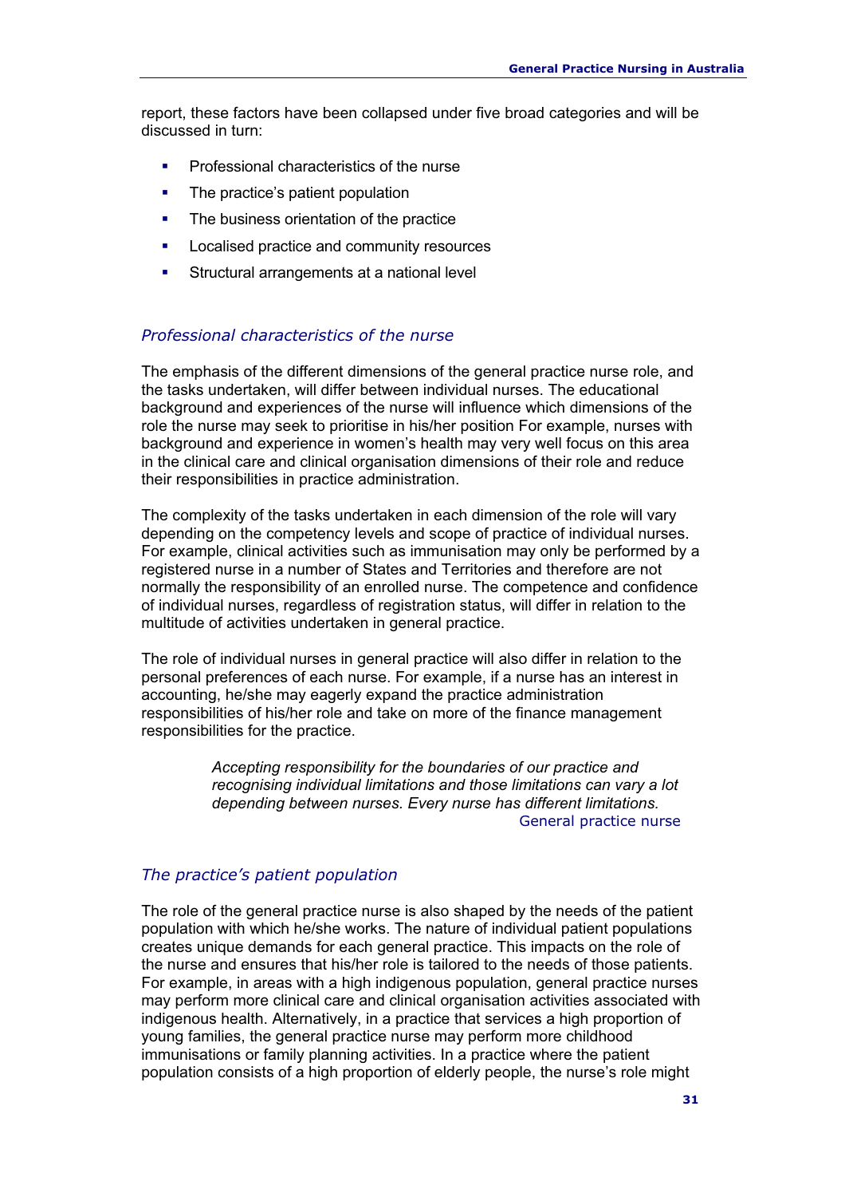report, these factors have been collapsed under five broad categories and will be discussed in turn:

- Professional characteristics of the nurse
- The practice's patient population
- The business orientation of the practice
- Localised practice and community resources
- Structural arrangements at a national level

### *Professional characteristics of the nurse*

The emphasis of the different dimensions of the general practice nurse role, and the tasks undertaken, will differ between individual nurses. The educational background and experiences of the nurse will influence which dimensions of the role the nurse may seek to prioritise in his/her position For example, nurses with background and experience in women's health may very well focus on this area in the clinical care and clinical organisation dimensions of their role and reduce their responsibilities in practice administration.

The complexity of the tasks undertaken in each dimension of the role will vary depending on the competency levels and scope of practice of individual nurses. For example, clinical activities such as immunisation may only be performed by a registered nurse in a number of States and Territories and therefore are not normally the responsibility of an enrolled nurse. The competence and confidence of individual nurses, regardless of registration status, will differ in relation to the multitude of activities undertaken in general practice.

The role of individual nurses in general practice will also differ in relation to the personal preferences of each nurse. For example, if a nurse has an interest in accounting, he/she may eagerly expand the practice administration responsibilities of his/her role and take on more of the finance management responsibilities for the practice.

> *Accepting responsibility for the boundaries of our practice and recognising individual limitations and those limitations can vary a lot depending between nurses. Every nurse has different limitations.*
>
> General practice nurse

### *The practice's patient population*

The role of the general practice nurse is also shaped by the needs of the patient population with which he/she works. The nature of individual patient populations creates unique demands for each general practice. This impacts on the role of the nurse and ensures that his/her role is tailored to the needs of those patients. For example, in areas with a high indigenous population, general practice nurses may perform more clinical care and clinical organisation activities associated with indigenous health. Alternatively, in a practice that services a high proportion of young families, the general practice nurse may perform more childhood immunisations or family planning activities. In a practice where the patient population consists of a high proportion of elderly people, the nurse's role might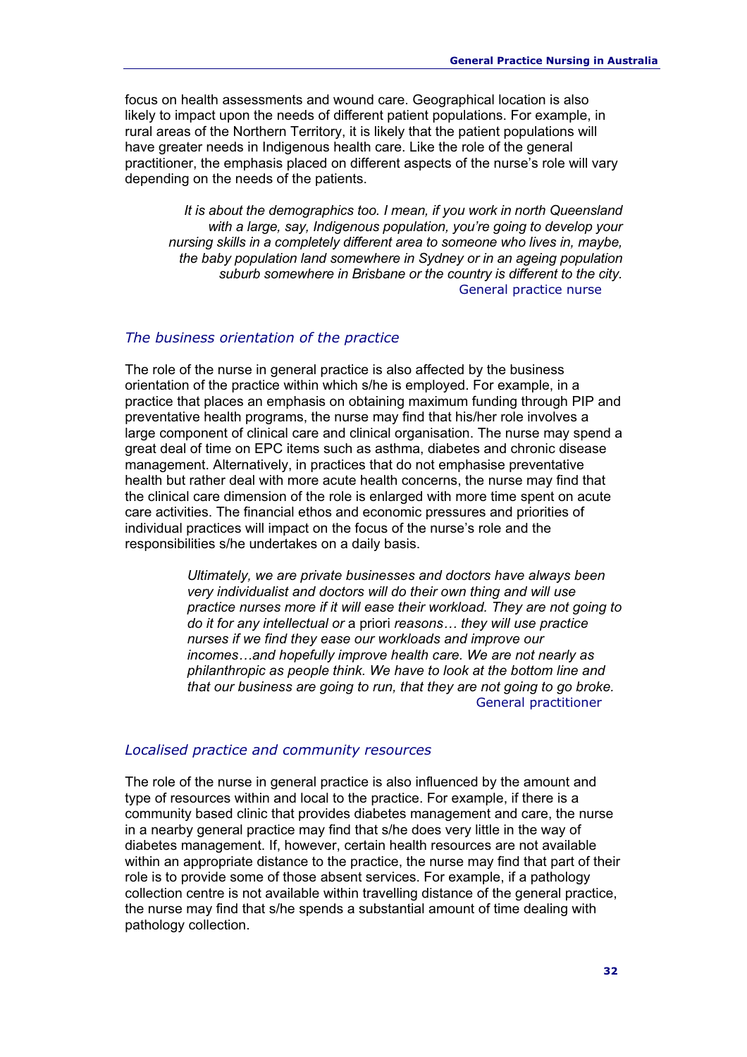focus on health assessments and wound care. Geographical location is also likely to impact upon the needs of different patient populations. For example, in rural areas of the Northern Territory, it is likely that the patient populations will have greater needs in Indigenous health care. Like the role of the general practitioner, the emphasis placed on different aspects of the nurse's role will vary depending on the needs of the patients.

> *It is about the demographics too. I mean, if you work in north Queensland with a large, say, Indigenous population, you're going to develop your nursing skills in a completely different area to someone who lives in, maybe, the baby population land somewhere in Sydney or in an ageing population suburb somewhere in Brisbane or the country is different to the city.*
> General practice nurse

### *The business orientation of the practice*

The role of the nurse in general practice is also affected by the business orientation of the practice within which s/he is employed. For example, in a practice that places an emphasis on obtaining maximum funding through PIP and preventative health programs, the nurse may find that his/her role involves a large component of clinical care and clinical organisation. The nurse may spend a great deal of time on EPC items such as asthma, diabetes and chronic disease management. Alternatively, in practices that do not emphasise preventative health but rather deal with more acute health concerns, the nurse may find that the clinical care dimension of the role is enlarged with more time spent on acute care activities. The financial ethos and economic pressures and priorities of individual practices will impact on the focus of the nurse's role and the responsibilities s/he undertakes on a daily basis.

> *Ultimately, we are private businesses and doctors have always been very individualist and doctors will do their own thing and will use practice nurses more if it will ease their workload. They are not going to do it for any intellectual or* a priori *reasons… they will use practice nurses if we find they ease our workloads and improve our incomes…and hopefully improve health care. We are not nearly as philanthropic as people think. We have to look at the bottom line and that our business are going to run, that they are not going to go broke.*
> General practitioner

### *Localised practice and community resources*

The role of the nurse in general practice is also influenced by the amount and type of resources within and local to the practice. For example, if there is a community based clinic that provides diabetes management and care, the nurse in a nearby general practice may find that s/he does very little in the way of diabetes management. If, however, certain health resources are not available within an appropriate distance to the practice, the nurse may find that part of their role is to provide some of those absent services. For example, if a pathology collection centre is not available within travelling distance of the general practice, the nurse may find that s/he spends a substantial amount of time dealing with pathology collection.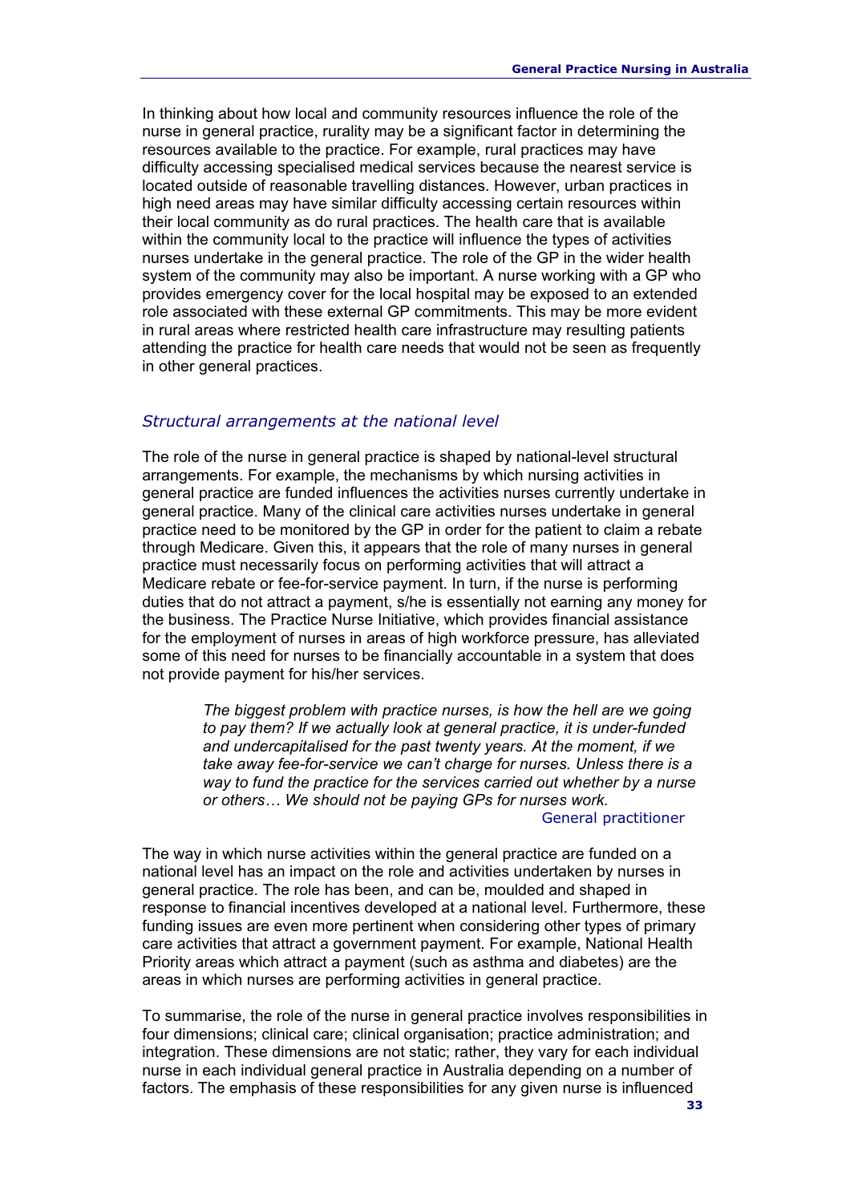In thinking about how local and community resources influence the role of the nurse in general practice, rurality may be a significant factor in determining the resources available to the practice. For example, rural practices may have difficulty accessing specialised medical services because the nearest service is located outside of reasonable travelling distances. However, urban practices in high need areas may have similar difficulty accessing certain resources within their local community as do rural practices. The health care that is available within the community local to the practice will influence the types of activities nurses undertake in the general practice. The role of the GP in the wider health system of the community may also be important. A nurse working with a GP who provides emergency cover for the local hospital may be exposed to an extended role associated with these external GP commitments. This may be more evident in rural areas where restricted health care infrastructure may resulting patients attending the practice for health care needs that would not be seen as frequently in other general practices.

### *Structural arrangements at the national level*

The role of the nurse in general practice is shaped by national-level structural arrangements. For example, the mechanisms by which nursing activities in general practice are funded influences the activities nurses currently undertake in general practice. Many of the clinical care activities nurses undertake in general practice need to be monitored by the GP in order for the patient to claim a rebate through Medicare. Given this, it appears that the role of many nurses in general practice must necessarily focus on performing activities that will attract a Medicare rebate or fee-for-service payment. In turn, if the nurse is performing duties that do not attract a payment, s/he is essentially not earning any money for the business. The Practice Nurse Initiative, which provides financial assistance for the employment of nurses in areas of high workforce pressure, has alleviated some of this need for nurses to be financially accountable in a system that does not provide payment for his/her services.

> *The biggest problem with practice nurses, is how the hell are we going to pay them? If we actually look at general practice, it is under-funded and undercapitalised for the past twenty years. At the moment, if we take away fee-for-service we can't charge for nurses. Unless there is a way to fund the practice for the services carried out whether by a nurse or others… We should not be paying GPs for nurses work.*
>
> General practitioner

The way in which nurse activities within the general practice are funded on a national level has an impact on the role and activities undertaken by nurses in general practice. The role has been, and can be, moulded and shaped in response to financial incentives developed at a national level. Furthermore, these funding issues are even more pertinent when considering other types of primary care activities that attract a government payment. For example, National Health Priority areas which attract a payment (such as asthma and diabetes) are the areas in which nurses are performing activities in general practice.

To summarise, the role of the nurse in general practice involves responsibilities in four dimensions; clinical care; clinical organisation; practice administration; and integration. These dimensions are not static; rather, they vary for each individual nurse in each individual general practice in Australia depending on a number of factors. The emphasis of these responsibilities for any given nurse is influenced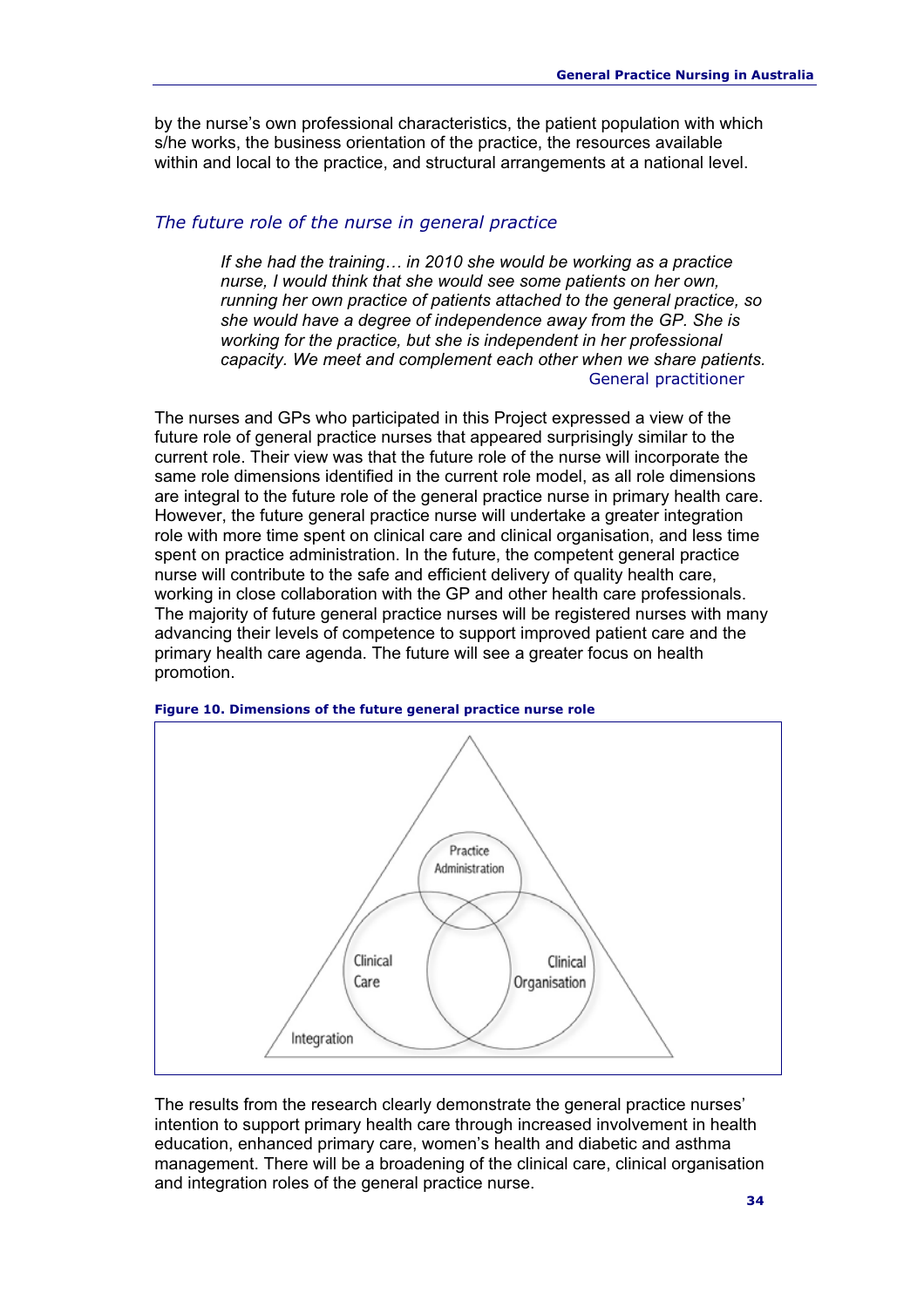by the nurse's own professional characteristics, the patient population with which s/he works, the business orientation of the practice, the resources available within and local to the practice, and structural arrangements at a national level.

### *The future role of the nurse in general practice*

> *If she had the training… in 2010 she would be working as a practice nurse, I would think that she would see some patients on her own, running her own practice of patients attached to the general practice, so she would have a degree of independence away from the GP. She is working for the practice, but she is independent in her professional capacity. We meet and complement each other when we share patients.*
>
> General practitioner

The nurses and GPs who participated in this Project expressed a view of the future role of general practice nurses that appeared surprisingly similar to the current role. Their view was that the future role of the nurse will incorporate the same role dimensions identified in the current role model, as all role dimensions are integral to the future role of the general practice nurse in primary health care. However, the future general practice nurse will undertake a greater integration role with more time spent on clinical care and clinical organisation, and less time spent on practice administration. In the future, the competent general practice nurse will contribute to the safe and efficient delivery of quality health care, working in close collaboration with the GP and other health care professionals. The majority of future general practice nurses will be registered nurses with many advancing their levels of competence to support improved patient care and the primary health care agenda. The future will see a greater focus on health promotion.

**Figure 10. Dimensions of the future general practice nurse role**

Practice Administration

Clinical Care

Clinical Organisation

Integration

The results from the research clearly demonstrate the general practice nurses' intention to support primary health care through increased involvement in health education, enhanced primary care, women's health and diabetic and asthma management. There will be a broadening of the clinical care, clinical organisation and integration roles of the general practice nurse.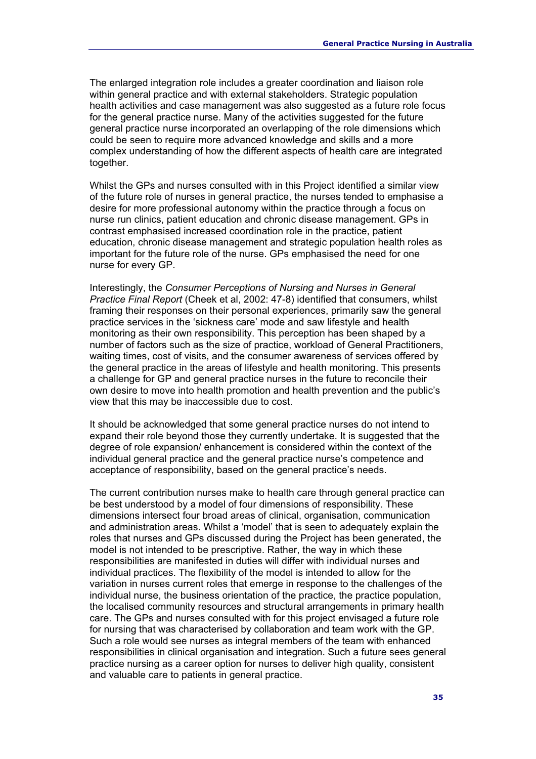The enlarged integration role includes a greater coordination and liaison role within general practice and with external stakeholders. Strategic population health activities and case management was also suggested as a future role focus for the general practice nurse. Many of the activities suggested for the future general practice nurse incorporated an overlapping of the role dimensions which could be seen to require more advanced knowledge and skills and a more complex understanding of how the different aspects of health care are integrated together.

Whilst the GPs and nurses consulted with in this Project identified a similar view of the future role of nurses in general practice, the nurses tended to emphasise a desire for more professional autonomy within the practice through a focus on nurse run clinics, patient education and chronic disease management. GPs in contrast emphasised increased coordination role in the practice, patient education, chronic disease management and strategic population health roles as important for the future role of the nurse. GPs emphasised the need for one nurse for every GP.

Interestingly, the *Consumer Perceptions of Nursing and Nurses in General Practice Final Report* (Cheek et al, 2002: 47-8) identified that consumers, whilst framing their responses on their personal experiences, primarily saw the general practice services in the 'sickness care' mode and saw lifestyle and health monitoring as their own responsibility. This perception has been shaped by a number of factors such as the size of practice, workload of General Practitioners, waiting times, cost of visits, and the consumer awareness of services offered by the general practice in the areas of lifestyle and health monitoring. This presents a challenge for GP and general practice nurses in the future to reconcile their own desire to move into health promotion and health prevention and the public's view that this may be inaccessible due to cost.

It should be acknowledged that some general practice nurses do not intend to expand their role beyond those they currently undertake. It is suggested that the degree of role expansion/ enhancement is considered within the context of the individual general practice and the general practice nurse's competence and acceptance of responsibility, based on the general practice's needs.

The current contribution nurses make to health care through general practice can be best understood by a model of four dimensions of responsibility. These dimensions intersect four broad areas of clinical, organisation, communication and administration areas. Whilst a 'model' that is seen to adequately explain the roles that nurses and GPs discussed during the Project has been generated, the model is not intended to be prescriptive. Rather, the way in which these responsibilities are manifested in duties will differ with individual nurses and individual practices. The flexibility of the model is intended to allow for the variation in nurses current roles that emerge in response to the challenges of the individual nurse, the business orientation of the practice, the practice population, the localised community resources and structural arrangements in primary health care. The GPs and nurses consulted with for this project envisaged a future role for nursing that was characterised by collaboration and team work with the GP. Such a role would see nurses as integral members of the team with enhanced responsibilities in clinical organisation and integration. Such a future sees general practice nursing as a career option for nurses to deliver high quality, consistent and valuable care to patients in general practice.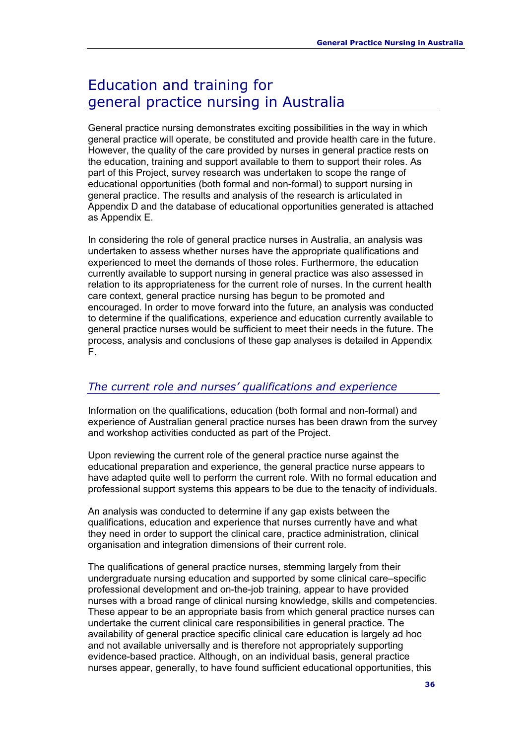# Education and training for general practice nursing in Australia

General practice nursing demonstrates exciting possibilities in the way in which general practice will operate, be constituted and provide health care in the future. However, the quality of the care provided by nurses in general practice rests on the education, training and support available to them to support their roles. As part of this Project, survey research was undertaken to scope the range of educational opportunities (both formal and non-formal) to support nursing in general practice. The results and analysis of the research is articulated in Appendix D and the database of educational opportunities generated is attached as Appendix E.

In considering the role of general practice nurses in Australia, an analysis was undertaken to assess whether nurses have the appropriate qualifications and experienced to meet the demands of those roles. Furthermore, the education currently available to support nursing in general practice was also assessed in relation to its appropriateness for the current role of nurses. In the current health care context, general practice nursing has begun to be promoted and encouraged. In order to move forward into the future, an analysis was conducted to determine if the qualifications, experience and education currently available to general practice nurses would be sufficient to meet their needs in the future. The process, analysis and conclusions of these gap analyses is detailed in Appendix F.

## *The current role and nurses' qualifications and experience*

Information on the qualifications, education (both formal and non-formal) and experience of Australian general practice nurses has been drawn from the survey and workshop activities conducted as part of the Project.

Upon reviewing the current role of the general practice nurse against the educational preparation and experience, the general practice nurse appears to have adapted quite well to perform the current role. With no formal education and professional support systems this appears to be due to the tenacity of individuals.

An analysis was conducted to determine if any gap exists between the qualifications, education and experience that nurses currently have and what they need in order to support the clinical care, practice administration, clinical organisation and integration dimensions of their current role.

The qualifications of general practice nurses, stemming largely from their undergraduate nursing education and supported by some clinical care–specific professional development and on-the-job training, appear to have provided nurses with a broad range of clinical nursing knowledge, skills and competencies. These appear to be an appropriate basis from which general practice nurses can undertake the current clinical care responsibilities in general practice. The availability of general practice specific clinical care education is largely ad hoc and not available universally and is therefore not appropriately supporting evidence-based practice. Although, on an individual basis, general practice nurses appear, generally, to have found sufficient educational opportunities, this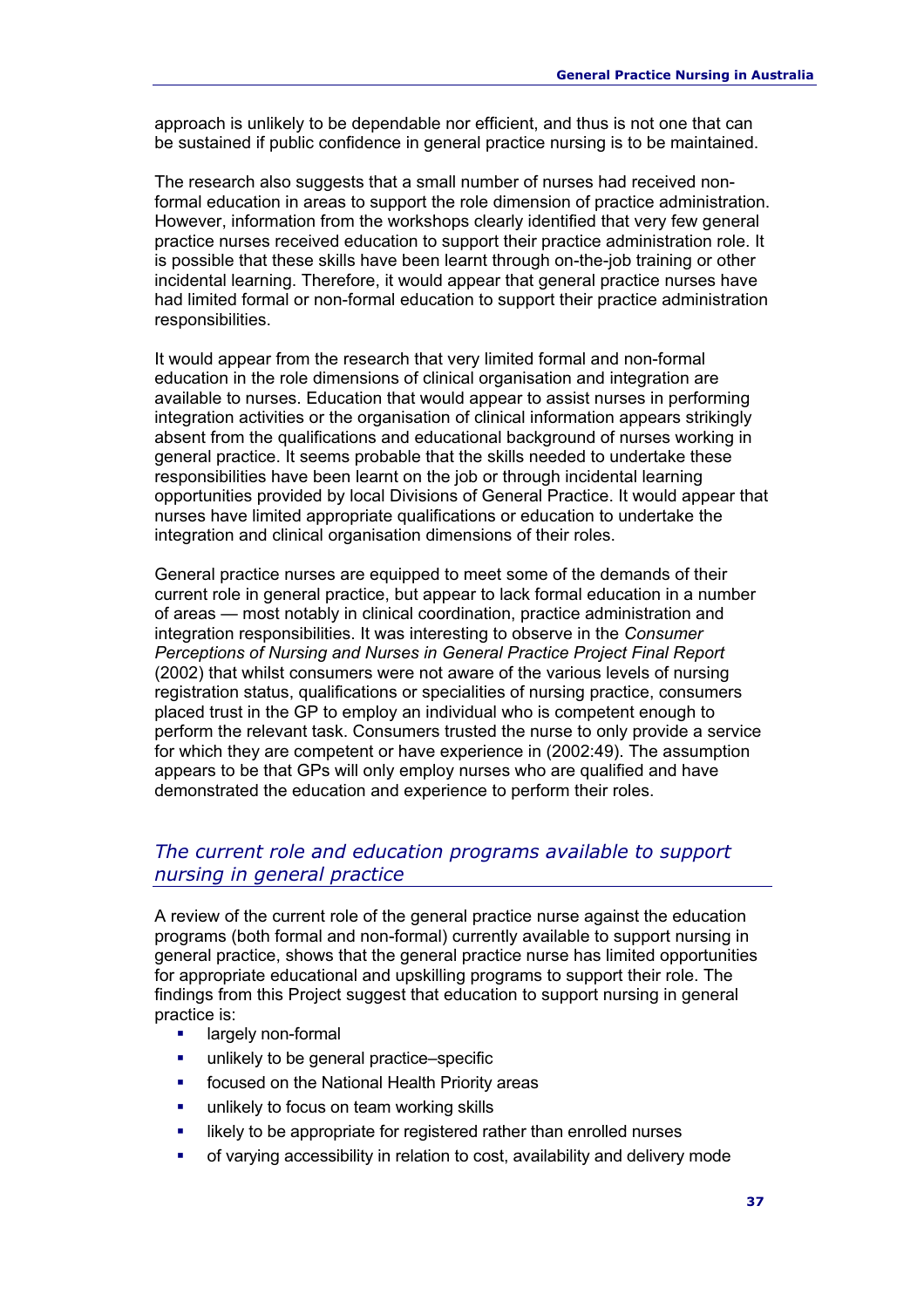approach is unlikely to be dependable nor efficient, and thus is not one that can be sustained if public confidence in general practice nursing is to be maintained.

The research also suggests that a small number of nurses had received non-formal education in areas to support the role dimension of practice administration. However, information from the workshops clearly identified that very few general practice nurses received education to support their practice administration role. It is possible that these skills have been learnt through on-the-job training or other incidental learning. Therefore, it would appear that general practice nurses have had limited formal or non-formal education to support their practice administration responsibilities.

It would appear from the research that very limited formal and non-formal education in the role dimensions of clinical organisation and integration are available to nurses. Education that would appear to assist nurses in performing integration activities or the organisation of clinical information appears strikingly absent from the qualifications and educational background of nurses working in general practice. It seems probable that the skills needed to undertake these responsibilities have been learnt on the job or through incidental learning opportunities provided by local Divisions of General Practice. It would appear that nurses have limited appropriate qualifications or education to undertake the integration and clinical organisation dimensions of their roles.

General practice nurses are equipped to meet some of the demands of their current role in general practice, but appear to lack formal education in a number of areas — most notably in clinical coordination, practice administration and integration responsibilities. It was interesting to observe in the *Consumer Perceptions of Nursing and Nurses in General Practice Project Final Report* (2002) that whilst consumers were not aware of the various levels of nursing registration status, qualifications or specialities of nursing practice, consumers placed trust in the GP to employ an individual who is competent enough to perform the relevant task. Consumers trusted the nurse to only provide a service for which they are competent or have experience in (2002:49). The assumption appears to be that GPs will only employ nurses who are qualified and have demonstrated the education and experience to perform their roles.

## *The current role and education programs available to support nursing in general practice*

A review of the current role of the general practice nurse against the education programs (both formal and non-formal) currently available to support nursing in general practice, shows that the general practice nurse has limited opportunities for appropriate educational and upskilling programs to support their role. The findings from this Project suggest that education to support nursing in general practice is:

- largely non-formal
- unlikely to be general practice–specific
- focused on the National Health Priority areas
- unlikely to focus on team working skills
- likely to be appropriate for registered rather than enrolled nurses
- of varying accessibility in relation to cost, availability and delivery mode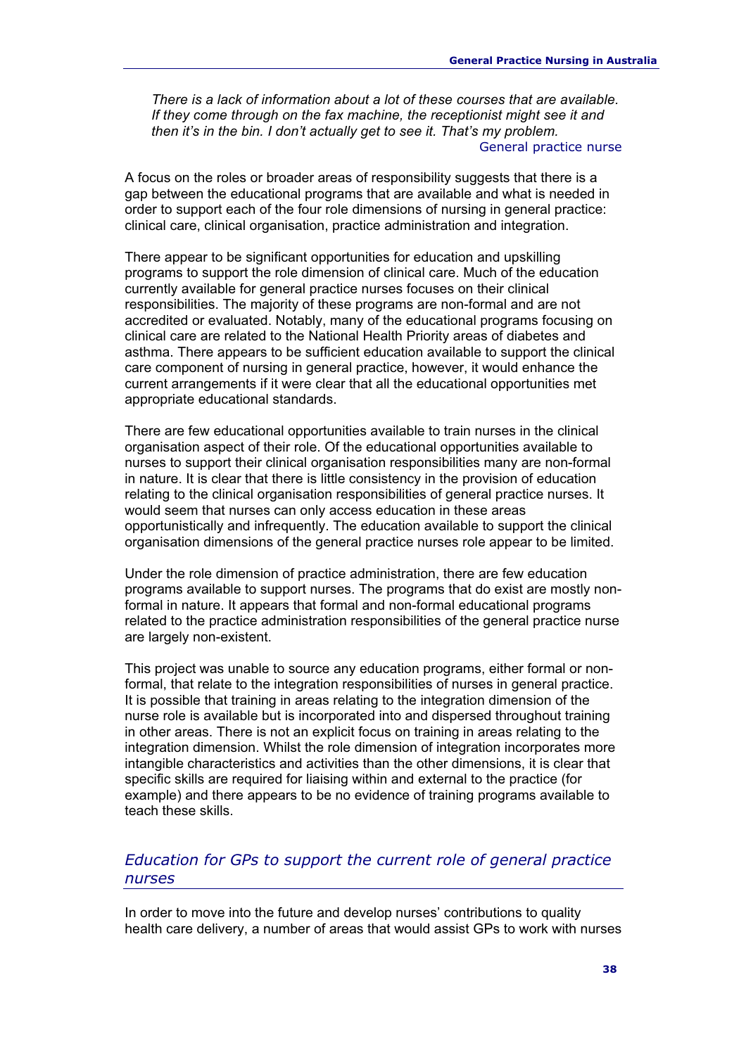*There is a lack of information about a lot of these courses that are available. If they come through on the fax machine, the receptionist might see it and then it's in the bin. I don't actually get to see it. That's my problem.*

General practice nurse

A focus on the roles or broader areas of responsibility suggests that there is a gap between the educational programs that are available and what is needed in order to support each of the four role dimensions of nursing in general practice: clinical care, clinical organisation, practice administration and integration.

There appear to be significant opportunities for education and upskilling programs to support the role dimension of clinical care. Much of the education currently available for general practice nurses focuses on their clinical responsibilities. The majority of these programs are non-formal and are not accredited or evaluated. Notably, many of the educational programs focusing on clinical care are related to the National Health Priority areas of diabetes and asthma. There appears to be sufficient education available to support the clinical care component of nursing in general practice, however, it would enhance the current arrangements if it were clear that all the educational opportunities met appropriate educational standards.

There are few educational opportunities available to train nurses in the clinical organisation aspect of their role. Of the educational opportunities available to nurses to support their clinical organisation responsibilities many are non-formal in nature. It is clear that there is little consistency in the provision of education relating to the clinical organisation responsibilities of general practice nurses. It would seem that nurses can only access education in these areas opportunistically and infrequently. The education available to support the clinical organisation dimensions of the general practice nurses role appear to be limited.

Under the role dimension of practice administration, there are few education programs available to support nurses. The programs that do exist are mostly non-formal in nature. It appears that formal and non-formal educational programs related to the practice administration responsibilities of the general practice nurse are largely non-existent.

This project was unable to source any education programs, either formal or non-formal, that relate to the integration responsibilities of nurses in general practice. It is possible that training in areas relating to the integration dimension of the nurse role is available but is incorporated into and dispersed throughout training in other areas. There is not an explicit focus on training in areas relating to the integration dimension. Whilst the role dimension of integration incorporates more intangible characteristics and activities than the other dimensions, it is clear that specific skills are required for liaising within and external to the practice (for example) and there appears to be no evidence of training programs available to teach these skills.

## *Education for GPs to support the current role of general practice nurses*

In order to move into the future and develop nurses' contributions to quality health care delivery, a number of areas that would assist GPs to work with nurses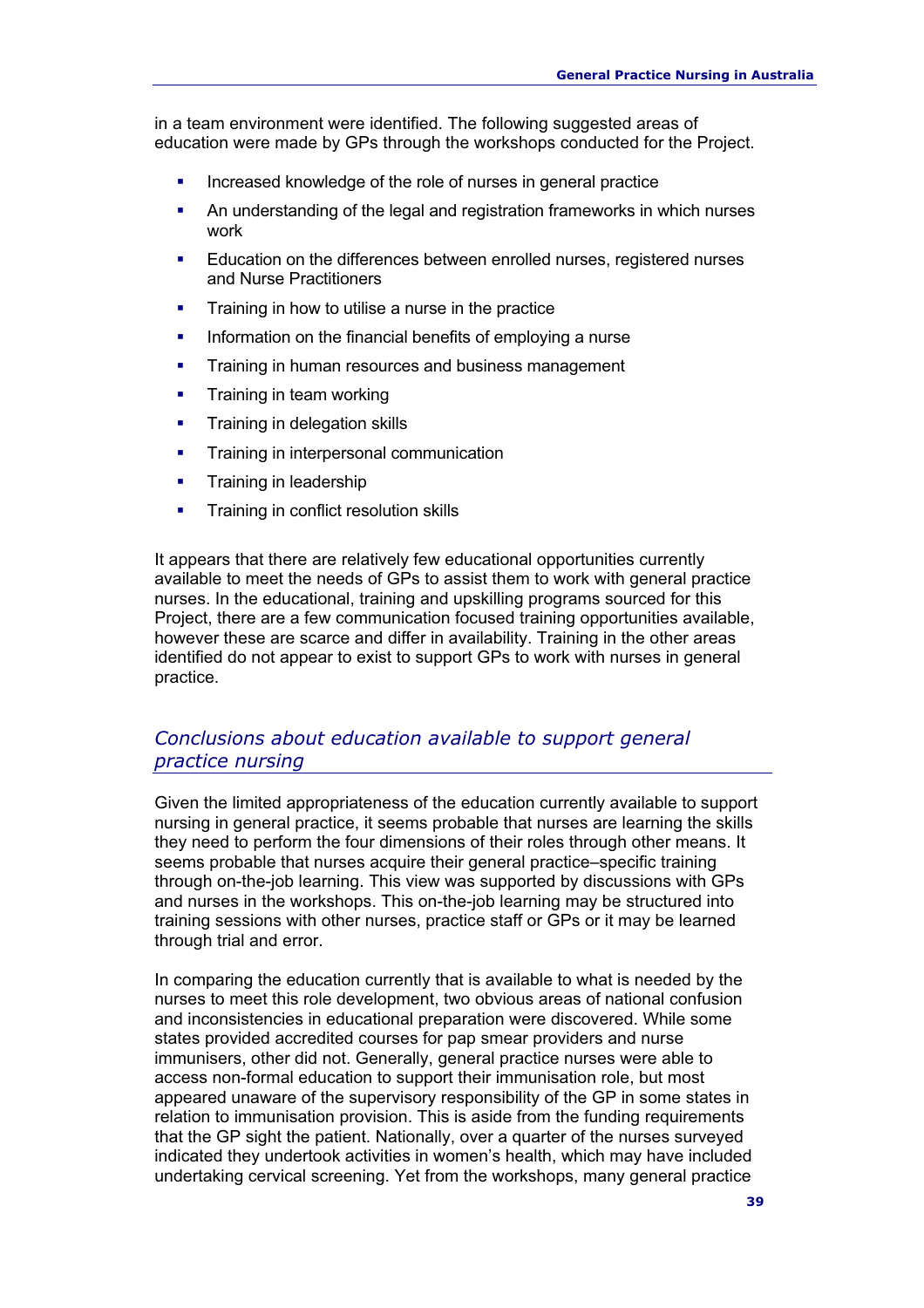in a team environment were identified. The following suggested areas of education were made by GPs through the workshops conducted for the Project.

- Increased knowledge of the role of nurses in general practice
- An understanding of the legal and registration frameworks in which nurses work
- Education on the differences between enrolled nurses, registered nurses and Nurse Practitioners
- Training in how to utilise a nurse in the practice
- Information on the financial benefits of employing a nurse
- Training in human resources and business management
- Training in team working
- Training in delegation skills
- Training in interpersonal communication
- Training in leadership
- Training in conflict resolution skills

It appears that there are relatively few educational opportunities currently available to meet the needs of GPs to assist them to work with general practice nurses. In the educational, training and upskilling programs sourced for this Project, there are a few communication focused training opportunities available, however these are scarce and differ in availability. Training in the other areas identified do not appear to exist to support GPs to work with nurses in general practice.

## *Conclusions about education available to support general practice nursing*

Given the limited appropriateness of the education currently available to support nursing in general practice, it seems probable that nurses are learning the skills they need to perform the four dimensions of their roles through other means. It seems probable that nurses acquire their general practice–specific training through on-the-job learning. This view was supported by discussions with GPs and nurses in the workshops. This on-the-job learning may be structured into training sessions with other nurses, practice staff or GPs or it may be learned through trial and error.

In comparing the education currently that is available to what is needed by the nurses to meet this role development, two obvious areas of national confusion and inconsistencies in educational preparation were discovered. While some states provided accredited courses for pap smear providers and nurse immunisers, other did not. Generally, general practice nurses were able to access non-formal education to support their immunisation role, but most appeared unaware of the supervisory responsibility of the GP in some states in relation to immunisation provision. This is aside from the funding requirements that the GP sight the patient. Nationally, over a quarter of the nurses surveyed indicated they undertook activities in women's health, which may have included undertaking cervical screening. Yet from the workshops, many general practice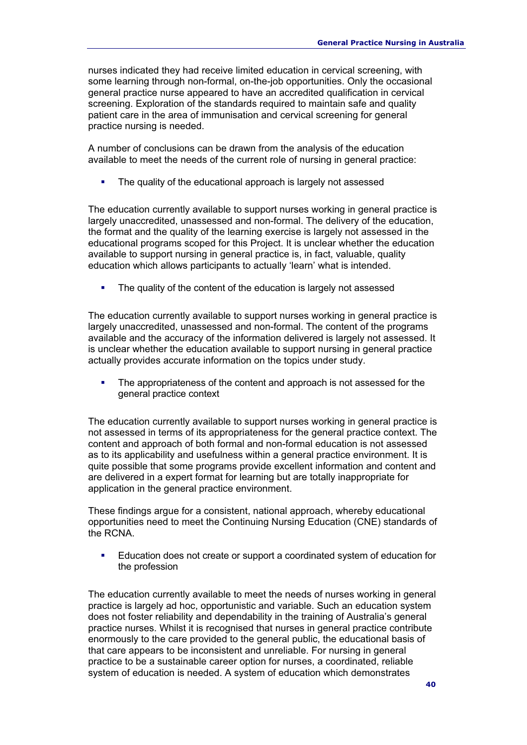nurses indicated they had receive limited education in cervical screening, with some learning through non-formal, on-the-job opportunities. Only the occasional general practice nurse appeared to have an accredited qualification in cervical screening. Exploration of the standards required to maintain safe and quality patient care in the area of immunisation and cervical screening for general practice nursing is needed.

A number of conclusions can be drawn from the analysis of the education available to meet the needs of the current role of nursing in general practice:

- The quality of the educational approach is largely not assessed

The education currently available to support nurses working in general practice is largely unaccredited, unassessed and non-formal. The delivery of the education, the format and the quality of the learning exercise is largely not assessed in the educational programs scoped for this Project. It is unclear whether the education available to support nursing in general practice is, in fact, valuable, quality education which allows participants to actually 'learn' what is intended.

- The quality of the content of the education is largely not assessed

The education currently available to support nurses working in general practice is largely unaccredited, unassessed and non-formal. The content of the programs available and the accuracy of the information delivered is largely not assessed. It is unclear whether the education available to support nursing in general practice actually provides accurate information on the topics under study.

- The appropriateness of the content and approach is not assessed for the general practice context

The education currently available to support nurses working in general practice is not assessed in terms of its appropriateness for the general practice context. The content and approach of both formal and non-formal education is not assessed as to its applicability and usefulness within a general practice environment. It is quite possible that some programs provide excellent information and content and are delivered in a expert format for learning but are totally inappropriate for application in the general practice environment.

These findings argue for a consistent, national approach, whereby educational opportunities need to meet the Continuing Nursing Education (CNE) standards of the RCNA.

- Education does not create or support a coordinated system of education for the profession

The education currently available to meet the needs of nurses working in general practice is largely ad hoc, opportunistic and variable. Such an education system does not foster reliability and dependability in the training of Australia's general practice nurses. Whilst it is recognised that nurses in general practice contribute enormously to the care provided to the general public, the educational basis of that care appears to be inconsistent and unreliable. For nursing in general practice to be a sustainable career option for nurses, a coordinated, reliable system of education is needed. A system of education which demonstrates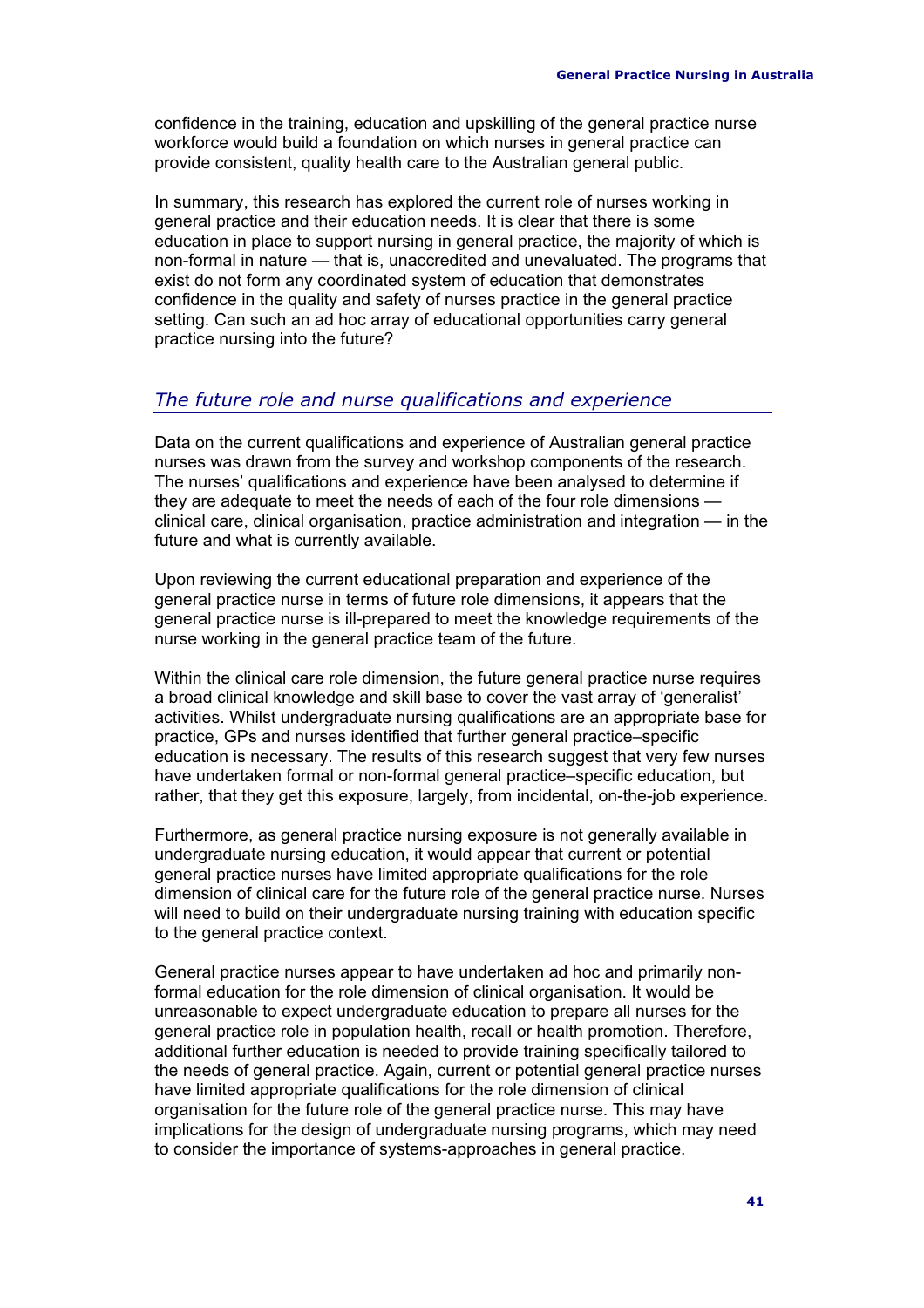confidence in the training, education and upskilling of the general practice nurse workforce would build a foundation on which nurses in general practice can provide consistent, quality health care to the Australian general public.

In summary, this research has explored the current role of nurses working in general practice and their education needs. It is clear that there is some education in place to support nursing in general practice, the majority of which is non-formal in nature — that is, unaccredited and unevaluated. The programs that exist do not form any coordinated system of education that demonstrates confidence in the quality and safety of nurses practice in the general practice setting. Can such an ad hoc array of educational opportunities carry general practice nursing into the future?

## *The future role and nurse qualifications and experience*

Data on the current qualifications and experience of Australian general practice nurses was drawn from the survey and workshop components of the research. The nurses' qualifications and experience have been analysed to determine if they are adequate to meet the needs of each of the four role dimensions — clinical care, clinical organisation, practice administration and integration — in the future and what is currently available.

Upon reviewing the current educational preparation and experience of the general practice nurse in terms of future role dimensions, it appears that the general practice nurse is ill-prepared to meet the knowledge requirements of the nurse working in the general practice team of the future.

Within the clinical care role dimension, the future general practice nurse requires a broad clinical knowledge and skill base to cover the vast array of 'generalist' activities. Whilst undergraduate nursing qualifications are an appropriate base for practice, GPs and nurses identified that further general practice–specific education is necessary. The results of this research suggest that very few nurses have undertaken formal or non-formal general practice–specific education, but rather, that they get this exposure, largely, from incidental, on-the-job experience.

Furthermore, as general practice nursing exposure is not generally available in undergraduate nursing education, it would appear that current or potential general practice nurses have limited appropriate qualifications for the role dimension of clinical care for the future role of the general practice nurse. Nurses will need to build on their undergraduate nursing training with education specific to the general practice context.

General practice nurses appear to have undertaken ad hoc and primarily non-formal education for the role dimension of clinical organisation. It would be unreasonable to expect undergraduate education to prepare all nurses for the general practice role in population health, recall or health promotion. Therefore, additional further education is needed to provide training specifically tailored to the needs of general practice. Again, current or potential general practice nurses have limited appropriate qualifications for the role dimension of clinical organisation for the future role of the general practice nurse. This may have implications for the design of undergraduate nursing programs, which may need to consider the importance of systems-approaches in general practice.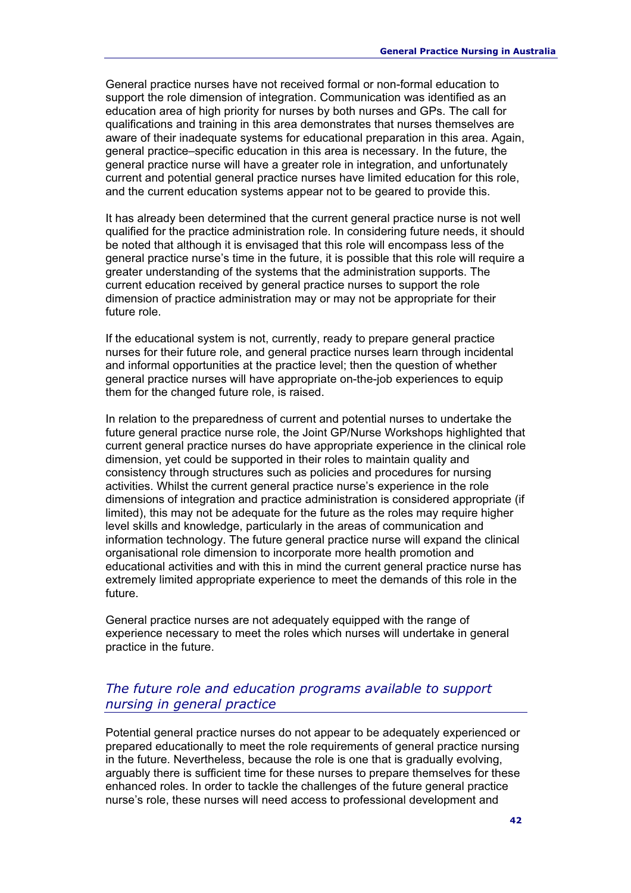General practice nurses have not received formal or non-formal education to support the role dimension of integration. Communication was identified as an education area of high priority for nurses by both nurses and GPs. The call for qualifications and training in this area demonstrates that nurses themselves are aware of their inadequate systems for educational preparation in this area. Again, general practice–specific education in this area is necessary. In the future, the general practice nurse will have a greater role in integration, and unfortunately current and potential general practice nurses have limited education for this role, and the current education systems appear not to be geared to provide this.

It has already been determined that the current general practice nurse is not well qualified for the practice administration role. In considering future needs, it should be noted that although it is envisaged that this role will encompass less of the general practice nurse's time in the future, it is possible that this role will require a greater understanding of the systems that the administration supports. The current education received by general practice nurses to support the role dimension of practice administration may or may not be appropriate for their future role.

If the educational system is not, currently, ready to prepare general practice nurses for their future role, and general practice nurses learn through incidental and informal opportunities at the practice level; then the question of whether general practice nurses will have appropriate on-the-job experiences to equip them for the changed future role, is raised.

In relation to the preparedness of current and potential nurses to undertake the future general practice nurse role, the Joint GP/Nurse Workshops highlighted that current general practice nurses do have appropriate experience in the clinical role dimension, yet could be supported in their roles to maintain quality and consistency through structures such as policies and procedures for nursing activities. Whilst the current general practice nurse's experience in the role dimensions of integration and practice administration is considered appropriate (if limited), this may not be adequate for the future as the roles may require higher level skills and knowledge, particularly in the areas of communication and information technology. The future general practice nurse will expand the clinical organisational role dimension to incorporate more health promotion and educational activities and with this in mind the current general practice nurse has extremely limited appropriate experience to meet the demands of this role in the future.

General practice nurses are not adequately equipped with the range of experience necessary to meet the roles which nurses will undertake in general practice in the future.

### *The future role and education programs available to support nursing in general practice*

Potential general practice nurses do not appear to be adequately experienced or prepared educationally to meet the role requirements of general practice nursing in the future. Nevertheless, because the role is one that is gradually evolving, arguably there is sufficient time for these nurses to prepare themselves for these enhanced roles. In order to tackle the challenges of the future general practice nurse's role, these nurses will need access to professional development and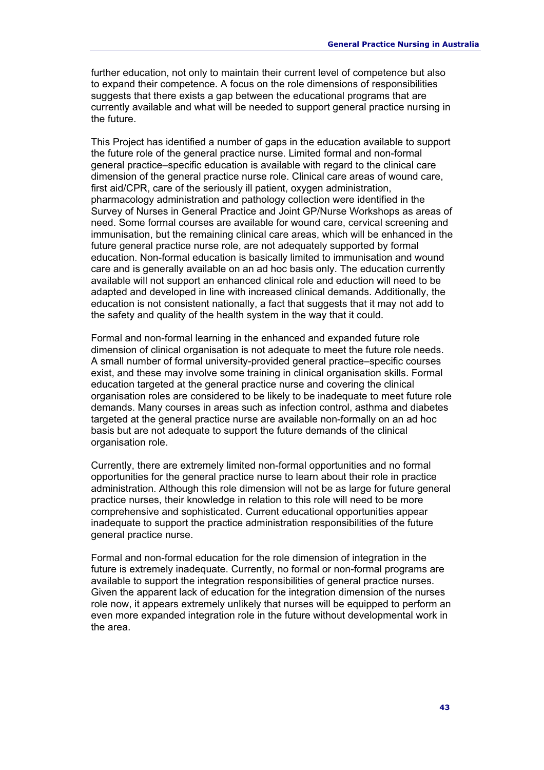further education, not only to maintain their current level of competence but also to expand their competence. A focus on the role dimensions of responsibilities suggests that there exists a gap between the educational programs that are currently available and what will be needed to support general practice nursing in the future.

This Project has identified a number of gaps in the education available to support the future role of the general practice nurse. Limited formal and non-formal general practice–specific education is available with regard to the clinical care dimension of the general practice nurse role. Clinical care areas of wound care, first aid/CPR, care of the seriously ill patient, oxygen administration, pharmacology administration and pathology collection were identified in the Survey of Nurses in General Practice and Joint GP/Nurse Workshops as areas of need. Some formal courses are available for wound care, cervical screening and immunisation, but the remaining clinical care areas, which will be enhanced in the future general practice nurse role, are not adequately supported by formal education. Non-formal education is basically limited to immunisation and wound care and is generally available on an ad hoc basis only. The education currently available will not support an enhanced clinical role and eduction will need to be adapted and developed in line with increased clinical demands. Additionally, the education is not consistent nationally, a fact that suggests that it may not add to the safety and quality of the health system in the way that it could.

Formal and non-formal learning in the enhanced and expanded future role dimension of clinical organisation is not adequate to meet the future role needs. A small number of formal university-provided general practice–specific courses exist, and these may involve some training in clinical organisation skills. Formal education targeted at the general practice nurse and covering the clinical organisation roles are considered to be likely to be inadequate to meet future role demands. Many courses in areas such as infection control, asthma and diabetes targeted at the general practice nurse are available non-formally on an ad hoc basis but are not adequate to support the future demands of the clinical organisation role.

Currently, there are extremely limited non-formal opportunities and no formal opportunities for the general practice nurse to learn about their role in practice administration. Although this role dimension will not be as large for future general practice nurses, their knowledge in relation to this role will need to be more comprehensive and sophisticated. Current educational opportunities appear inadequate to support the practice administration responsibilities of the future general practice nurse.

Formal and non-formal education for the role dimension of integration in the future is extremely inadequate. Currently, no formal or non-formal programs are available to support the integration responsibilities of general practice nurses. Given the apparent lack of education for the integration dimension of the nurses role now, it appears extremely unlikely that nurses will be equipped to perform an even more expanded integration role in the future without developmental work in the area.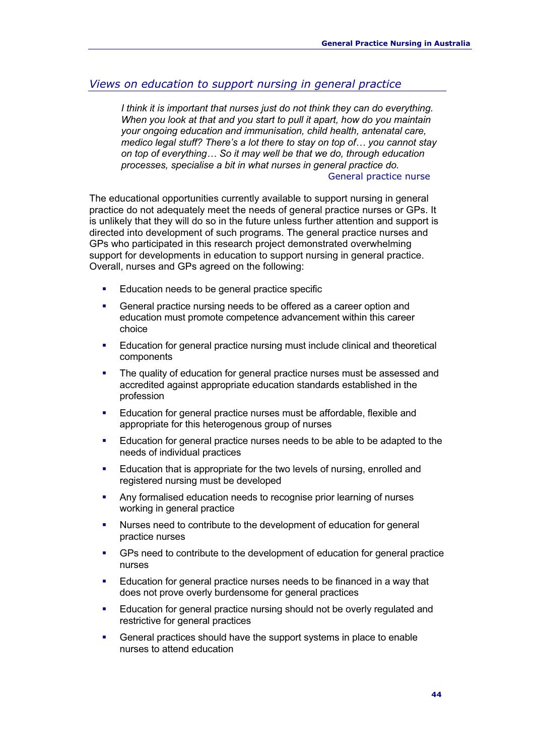## *Views on education to support nursing in general practice*

> *I think it is important that nurses just do not think they can do everything. When you look at that and you start to pull it apart, how do you maintain your ongoing education and immunisation, child health, antenatal care, medico legal stuff? There's a lot there to stay on top of… you cannot stay on top of everything… So it may well be that we do, through education processes, specialise a bit in what nurses in general practice do.*
>
> General practice nurse

The educational opportunities currently available to support nursing in general practice do not adequately meet the needs of general practice nurses or GPs. It is unlikely that they will do so in the future unless further attention and support is directed into development of such programs. The general practice nurses and GPs who participated in this research project demonstrated overwhelming support for developments in education to support nursing in general practice. Overall, nurses and GPs agreed on the following:

- Education needs to be general practice specific
- General practice nursing needs to be offered as a career option and education must promote competence advancement within this career choice
- Education for general practice nursing must include clinical and theoretical components
- The quality of education for general practice nurses must be assessed and accredited against appropriate education standards established in the profession
- Education for general practice nurses must be affordable, flexible and appropriate for this heterogenous group of nurses
- Education for general practice nurses needs to be able to be adapted to the needs of individual practices
- Education that is appropriate for the two levels of nursing, enrolled and registered nursing must be developed
- Any formalised education needs to recognise prior learning of nurses working in general practice
- Nurses need to contribute to the development of education for general practice nurses
- GPs need to contribute to the development of education for general practice nurses
- Education for general practice nurses needs to be financed in a way that does not prove overly burdensome for general practices
- Education for general practice nursing should not be overly regulated and restrictive for general practices
- General practices should have the support systems in place to enable nurses to attend education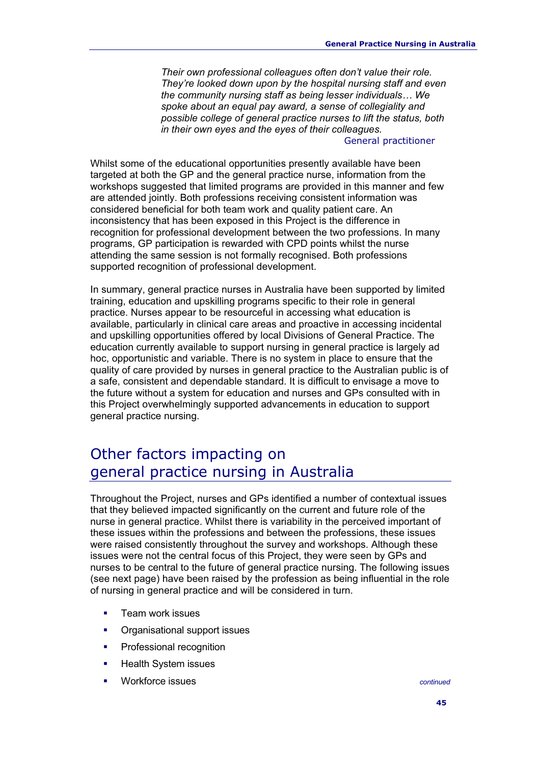> *Their own professional colleagues often don't value their role. They're looked down upon by the hospital nursing staff and even the community nursing staff as being lesser individuals… We spoke about an equal pay award, a sense of collegiality and possible college of general practice nurses to lift the status, both in their own eyes and the eyes of their colleagues.*
>
> General practitioner

Whilst some of the educational opportunities presently available have been targeted at both the GP and the general practice nurse, information from the workshops suggested that limited programs are provided in this manner and few are attended jointly. Both professions receiving consistent information was considered beneficial for both team work and quality patient care. An inconsistency that has been exposed in this Project is the difference in recognition for professional development between the two professions. In many programs, GP participation is rewarded with CPD points whilst the nurse attending the same session is not formally recognised. Both professions supported recognition of professional development.

In summary, general practice nurses in Australia have been supported by limited training, education and upskilling programs specific to their role in general practice. Nurses appear to be resourceful in accessing what education is available, particularly in clinical care areas and proactive in accessing incidental and upskilling opportunities offered by local Divisions of General Practice. The education currently available to support nursing in general practice is largely ad hoc, opportunistic and variable. There is no system in place to ensure that the quality of care provided by nurses in general practice to the Australian public is of a safe, consistent and dependable standard. It is difficult to envisage a move to the future without a system for education and nurses and GPs consulted with in this Project overwhelmingly supported advancements in education to support general practice nursing.

## Other factors impacting on general practice nursing in Australia

Throughout the Project, nurses and GPs identified a number of contextual issues that they believed impacted significantly on the current and future role of the nurse in general practice. Whilst there is variability in the perceived important of these issues within the professions and between the professions, these issues were raised consistently throughout the survey and workshops. Although these issues were not the central focus of this Project, they were seen by GPs and nurses to be central to the future of general practice nursing. The following issues (see next page) have been raised by the profession as being influential in the role of nursing in general practice and will be considered in turn.

- Team work issues
- Organisational support issues
- Professional recognition
- Health System issues
- Workforce issues

*continued*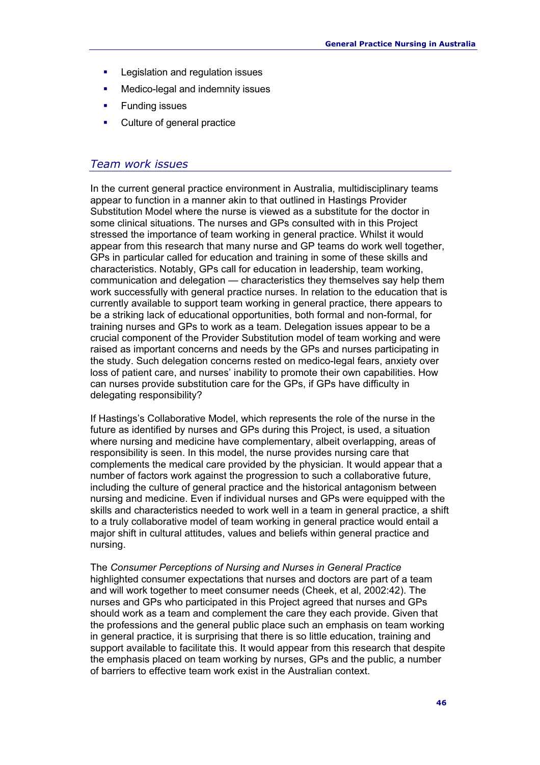- Legislation and regulation issues
- Medico-legal and indemnity issues
- Funding issues
- Culture of general practice

## *Team work issues*

In the current general practice environment in Australia, multidisciplinary teams appear to function in a manner akin to that outlined in Hastings Provider Substitution Model where the nurse is viewed as a substitute for the doctor in some clinical situations. The nurses and GPs consulted with in this Project stressed the importance of team working in general practice. Whilst it would appear from this research that many nurse and GP teams do work well together, GPs in particular called for education and training in some of these skills and characteristics. Notably, GPs call for education in leadership, team working, communication and delegation — characteristics they themselves say help them work successfully with general practice nurses. In relation to the education that is currently available to support team working in general practice, there appears to be a striking lack of educational opportunities, both formal and non-formal, for training nurses and GPs to work as a team. Delegation issues appear to be a crucial component of the Provider Substitution model of team working and were raised as important concerns and needs by the GPs and nurses participating in the study. Such delegation concerns rested on medico-legal fears, anxiety over loss of patient care, and nurses' inability to promote their own capabilities. How can nurses provide substitution care for the GPs, if GPs have difficulty in delegating responsibility?

If Hastings's Collaborative Model, which represents the role of the nurse in the future as identified by nurses and GPs during this Project, is used, a situation where nursing and medicine have complementary, albeit overlapping, areas of responsibility is seen. In this model, the nurse provides nursing care that complements the medical care provided by the physician. It would appear that a number of factors work against the progression to such a collaborative future, including the culture of general practice and the historical antagonism between nursing and medicine. Even if individual nurses and GPs were equipped with the skills and characteristics needed to work well in a team in general practice, a shift to a truly collaborative model of team working in general practice would entail a major shift in cultural attitudes, values and beliefs within general practice and nursing.

The *Consumer Perceptions of Nursing and Nurses in General Practice* highlighted consumer expectations that nurses and doctors are part of a team and will work together to meet consumer needs (Cheek, et al, 2002:42). The nurses and GPs who participated in this Project agreed that nurses and GPs should work as a team and complement the care they each provide. Given that the professions and the general public place such an emphasis on team working in general practice, it is surprising that there is so little education, training and support available to facilitate this. It would appear from this research that despite the emphasis placed on team working by nurses, GPs and the public, a number of barriers to effective team work exist in the Australian context.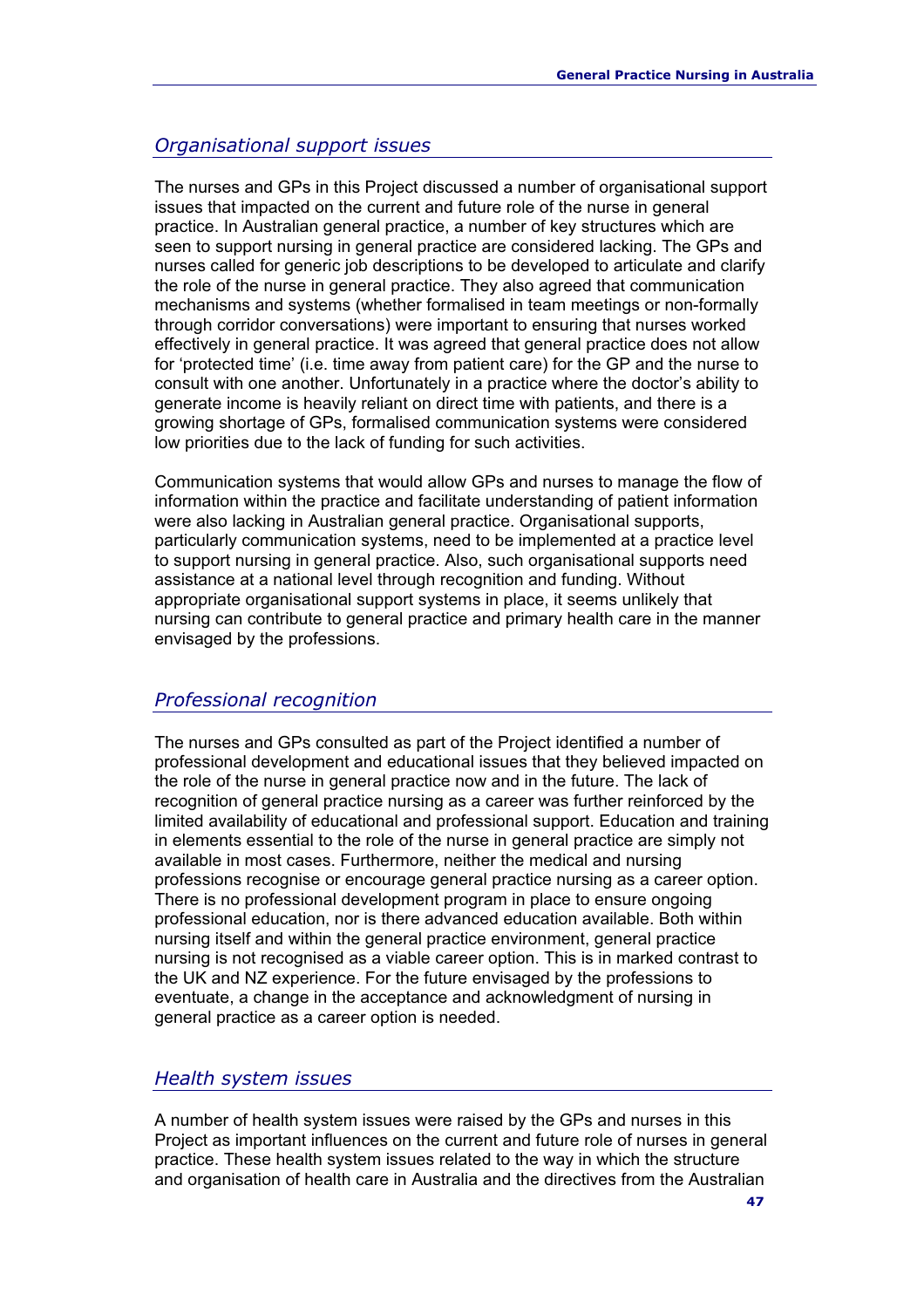## *Organisational support issues*

The nurses and GPs in this Project discussed a number of organisational support issues that impacted on the current and future role of the nurse in general practice. In Australian general practice, a number of key structures which are seen to support nursing in general practice are considered lacking. The GPs and nurses called for generic job descriptions to be developed to articulate and clarify the role of the nurse in general practice. They also agreed that communication mechanisms and systems (whether formalised in team meetings or non-formally through corridor conversations) were important to ensuring that nurses worked effectively in general practice. It was agreed that general practice does not allow for 'protected time' (i.e. time away from patient care) for the GP and the nurse to consult with one another. Unfortunately in a practice where the doctor's ability to generate income is heavily reliant on direct time with patients, and there is a growing shortage of GPs, formalised communication systems were considered low priorities due to the lack of funding for such activities.

Communication systems that would allow GPs and nurses to manage the flow of information within the practice and facilitate understanding of patient information were also lacking in Australian general practice. Organisational supports, particularly communication systems, need to be implemented at a practice level to support nursing in general practice. Also, such organisational supports need assistance at a national level through recognition and funding. Without appropriate organisational support systems in place, it seems unlikely that nursing can contribute to general practice and primary health care in the manner envisaged by the professions.

## *Professional recognition*

The nurses and GPs consulted as part of the Project identified a number of professional development and educational issues that they believed impacted on the role of the nurse in general practice now and in the future. The lack of recognition of general practice nursing as a career was further reinforced by the limited availability of educational and professional support. Education and training in elements essential to the role of the nurse in general practice are simply not available in most cases. Furthermore, neither the medical and nursing professions recognise or encourage general practice nursing as a career option. There is no professional development program in place to ensure ongoing professional education, nor is there advanced education available. Both within nursing itself and within the general practice environment, general practice nursing is not recognised as a viable career option. This is in marked contrast to the UK and NZ experience. For the future envisaged by the professions to eventuate, a change in the acceptance and acknowledgment of nursing in general practice as a career option is needed.

## *Health system issues*

A number of health system issues were raised by the GPs and nurses in this Project as important influences on the current and future role of nurses in general practice. These health system issues related to the way in which the structure and organisation of health care in Australia and the directives from the Australian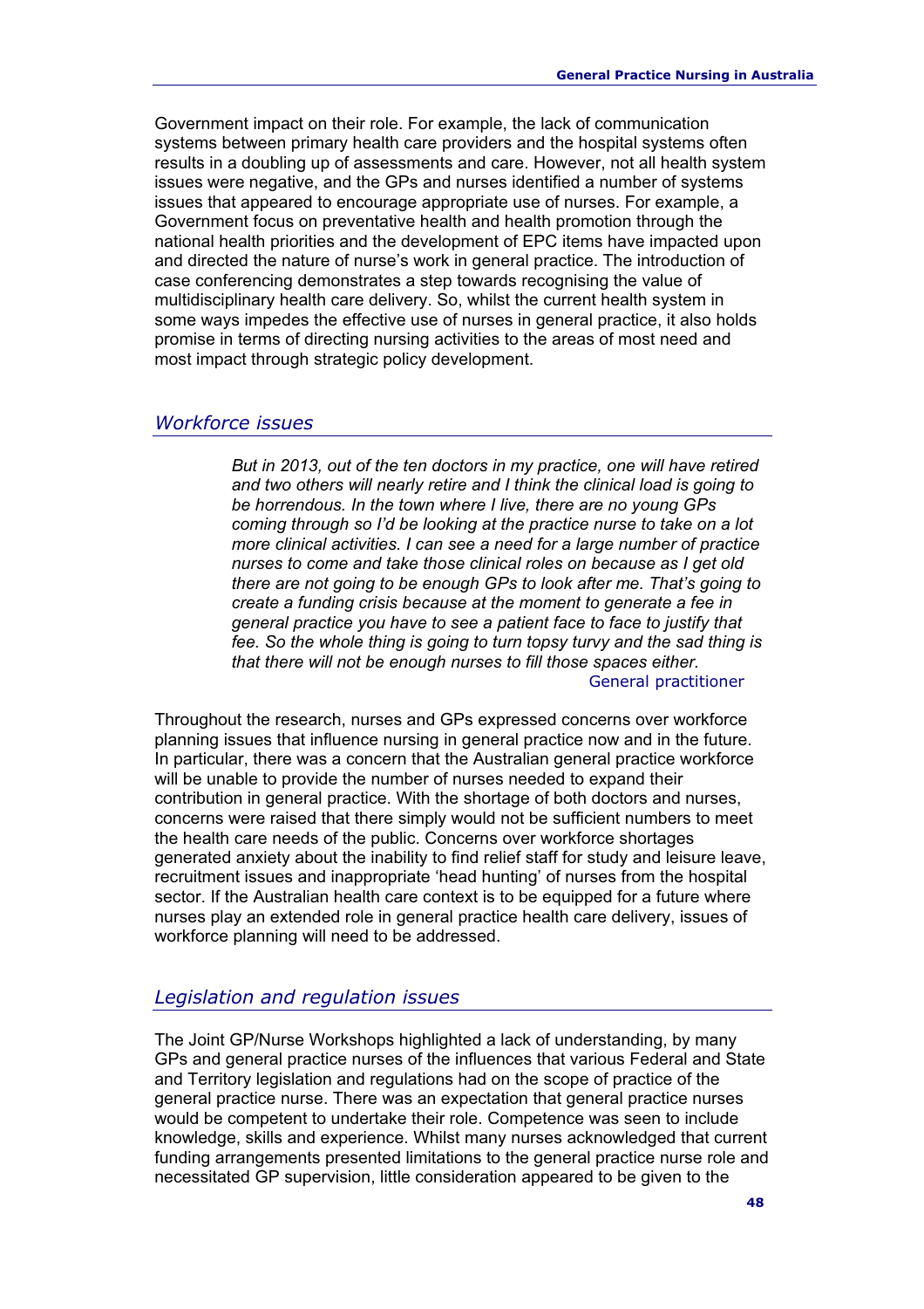Government impact on their role. For example, the lack of communication systems between primary health care providers and the hospital systems often results in a doubling up of assessments and care. However, not all health system issues were negative, and the GPs and nurses identified a number of systems issues that appeared to encourage appropriate use of nurses. For example, a Government focus on preventative health and health promotion through the national health priorities and the development of EPC items have impacted upon and directed the nature of nurse's work in general practice. The introduction of case conferencing demonstrates a step towards recognising the value of multidisciplinary health care delivery. So, whilst the current health system in some ways impedes the effective use of nurses in general practice, it also holds promise in terms of directing nursing activities to the areas of most need and most impact through strategic policy development.

## *Workforce issues*

> *But in 2013, out of the ten doctors in my practice, one will have retired and two others will nearly retire and I think the clinical load is going to be horrendous. In the town where I live, there are no young GPs coming through so I'd be looking at the practice nurse to take on a lot more clinical activities. I can see a need for a large number of practice nurses to come and take those clinical roles on because as I get old there are not going to be enough GPs to look after me. That's going to create a funding crisis because at the moment to generate a fee in general practice you have to see a patient face to face to justify that fee. So the whole thing is going to turn topsy turvy and the sad thing is that there will not be enough nurses to fill those spaces either.*
>
> General practitioner

Throughout the research, nurses and GPs expressed concerns over workforce planning issues that influence nursing in general practice now and in the future. In particular, there was a concern that the Australian general practice workforce will be unable to provide the number of nurses needed to expand their contribution in general practice. With the shortage of both doctors and nurses, concerns were raised that there simply would not be sufficient numbers to meet the health care needs of the public. Concerns over workforce shortages generated anxiety about the inability to find relief staff for study and leisure leave, recruitment issues and inappropriate 'head hunting' of nurses from the hospital sector. If the Australian health care context is to be equipped for a future where nurses play an extended role in general practice health care delivery, issues of workforce planning will need to be addressed.

## *Legislation and regulation issues*

The Joint GP/Nurse Workshops highlighted a lack of understanding, by many GPs and general practice nurses of the influences that various Federal and State and Territory legislation and regulations had on the scope of practice of the general practice nurse. There was an expectation that general practice nurses would be competent to undertake their role. Competence was seen to include knowledge, skills and experience. Whilst many nurses acknowledged that current funding arrangements presented limitations to the general practice nurse role and necessitated GP supervision, little consideration appeared to be given to the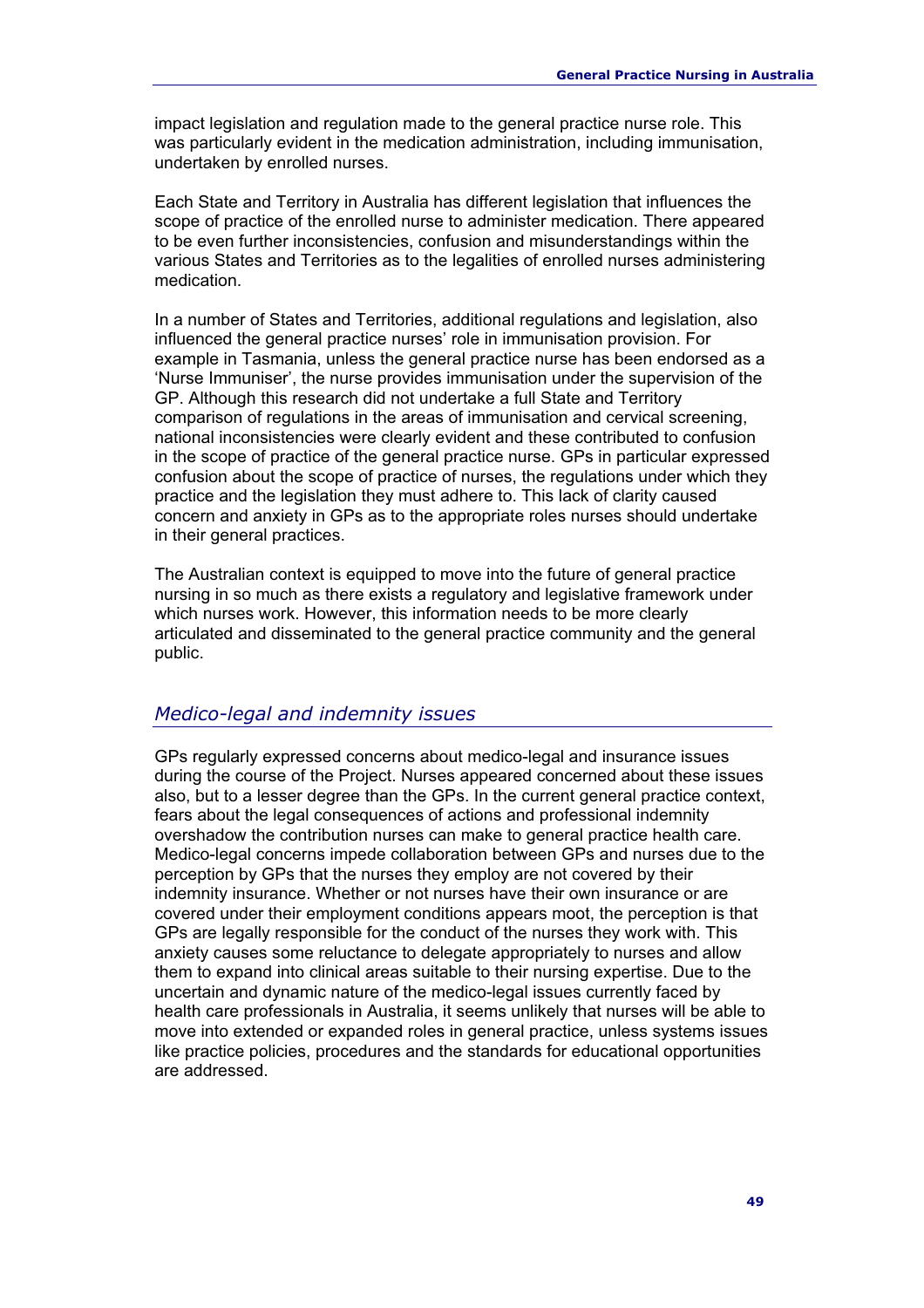impact legislation and regulation made to the general practice nurse role. This was particularly evident in the medication administration, including immunisation, undertaken by enrolled nurses.

Each State and Territory in Australia has different legislation that influences the scope of practice of the enrolled nurse to administer medication. There appeared to be even further inconsistencies, confusion and misunderstandings within the various States and Territories as to the legalities of enrolled nurses administering medication.

In a number of States and Territories, additional regulations and legislation, also influenced the general practice nurses' role in immunisation provision. For example in Tasmania, unless the general practice nurse has been endorsed as a 'Nurse Immuniser', the nurse provides immunisation under the supervision of the GP. Although this research did not undertake a full State and Territory comparison of regulations in the areas of immunisation and cervical screening, national inconsistencies were clearly evident and these contributed to confusion in the scope of practice of the general practice nurse. GPs in particular expressed confusion about the scope of practice of nurses, the regulations under which they practice and the legislation they must adhere to. This lack of clarity caused concern and anxiety in GPs as to the appropriate roles nurses should undertake in their general practices.

The Australian context is equipped to move into the future of general practice nursing in so much as there exists a regulatory and legislative framework under which nurses work. However, this information needs to be more clearly articulated and disseminated to the general practice community and the general public.

## *Medico-legal and indemnity issues*

GPs regularly expressed concerns about medico-legal and insurance issues during the course of the Project. Nurses appeared concerned about these issues also, but to a lesser degree than the GPs. In the current general practice context, fears about the legal consequences of actions and professional indemnity overshadow the contribution nurses can make to general practice health care. Medico-legal concerns impede collaboration between GPs and nurses due to the perception by GPs that the nurses they employ are not covered by their indemnity insurance. Whether or not nurses have their own insurance or are covered under their employment conditions appears moot, the perception is that GPs are legally responsible for the conduct of the nurses they work with. This anxiety causes some reluctance to delegate appropriately to nurses and allow them to expand into clinical areas suitable to their nursing expertise. Due to the uncertain and dynamic nature of the medico-legal issues currently faced by health care professionals in Australia, it seems unlikely that nurses will be able to move into extended or expanded roles in general practice, unless systems issues like practice policies, procedures and the standards for educational opportunities are addressed.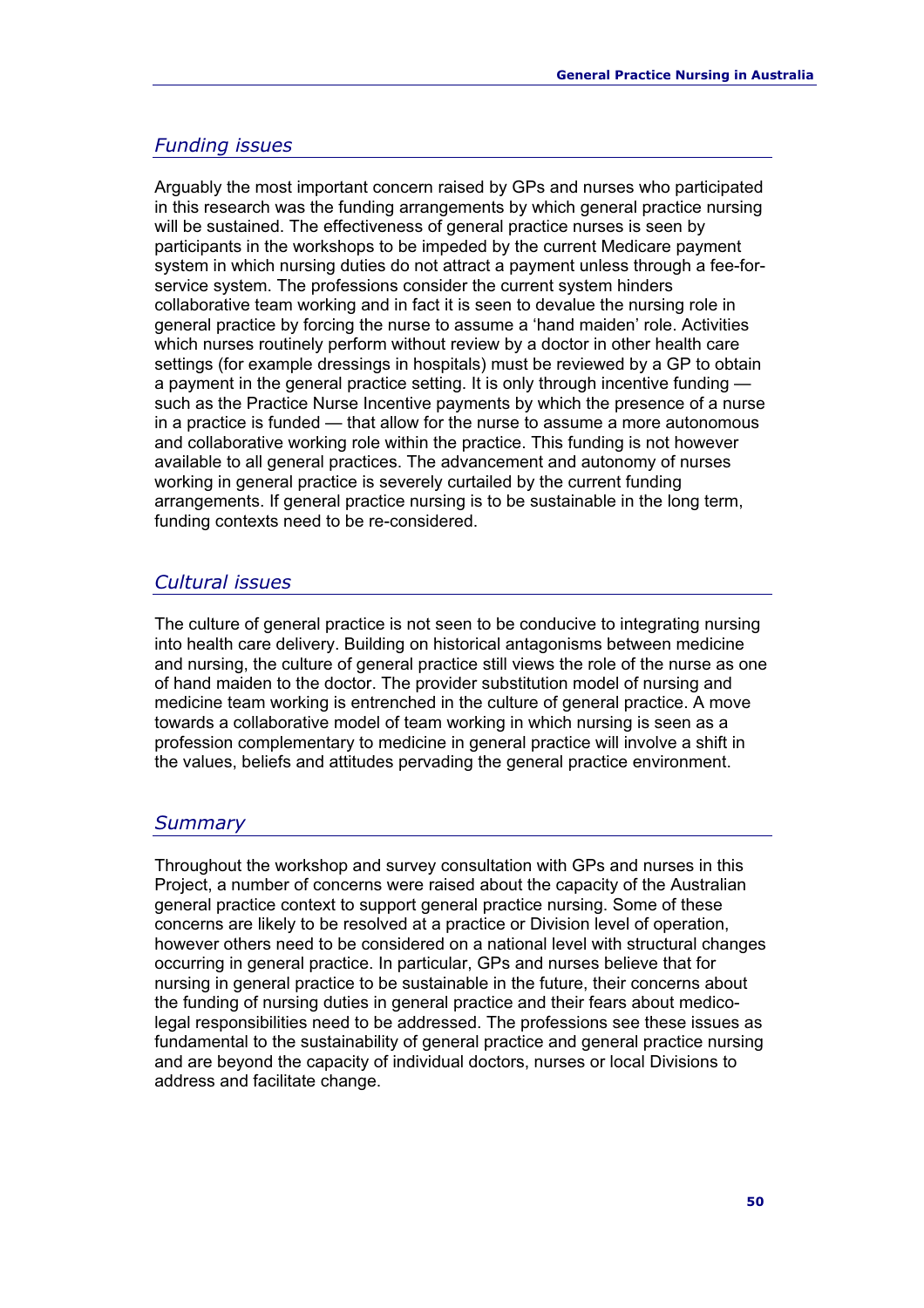### *Funding issues*

Arguably the most important concern raised by GPs and nurses who participated in this research was the funding arrangements by which general practice nursing will be sustained. The effectiveness of general practice nurses is seen by participants in the workshops to be impeded by the current Medicare payment system in which nursing duties do not attract a payment unless through a fee-for-service system. The professions consider the current system hinders collaborative team working and in fact it is seen to devalue the nursing role in general practice by forcing the nurse to assume a 'hand maiden' role. Activities which nurses routinely perform without review by a doctor in other health care settings (for example dressings in hospitals) must be reviewed by a GP to obtain a payment in the general practice setting. It is only through incentive funding — such as the Practice Nurse Incentive payments by which the presence of a nurse in a practice is funded — that allow for the nurse to assume a more autonomous and collaborative working role within the practice. This funding is not however available to all general practices. The advancement and autonomy of nurses working in general practice is severely curtailed by the current funding arrangements. If general practice nursing is to be sustainable in the long term, funding contexts need to be re-considered.

### *Cultural issues*

The culture of general practice is not seen to be conducive to integrating nursing into health care delivery. Building on historical antagonisms between medicine and nursing, the culture of general practice still views the role of the nurse as one of hand maiden to the doctor. The provider substitution model of nursing and medicine team working is entrenched in the culture of general practice. A move towards a collaborative model of team working in which nursing is seen as a profession complementary to medicine in general practice will involve a shift in the values, beliefs and attitudes pervading the general practice environment.

### *Summary*

Throughout the workshop and survey consultation with GPs and nurses in this Project, a number of concerns were raised about the capacity of the Australian general practice context to support general practice nursing. Some of these concerns are likely to be resolved at a practice or Division level of operation, however others need to be considered on a national level with structural changes occurring in general practice. In particular, GPs and nurses believe that for nursing in general practice to be sustainable in the future, their concerns about the funding of nursing duties in general practice and their fears about medico-legal responsibilities need to be addressed. The professions see these issues as fundamental to the sustainability of general practice and general practice nursing and are beyond the capacity of individual doctors, nurses or local Divisions to address and facilitate change.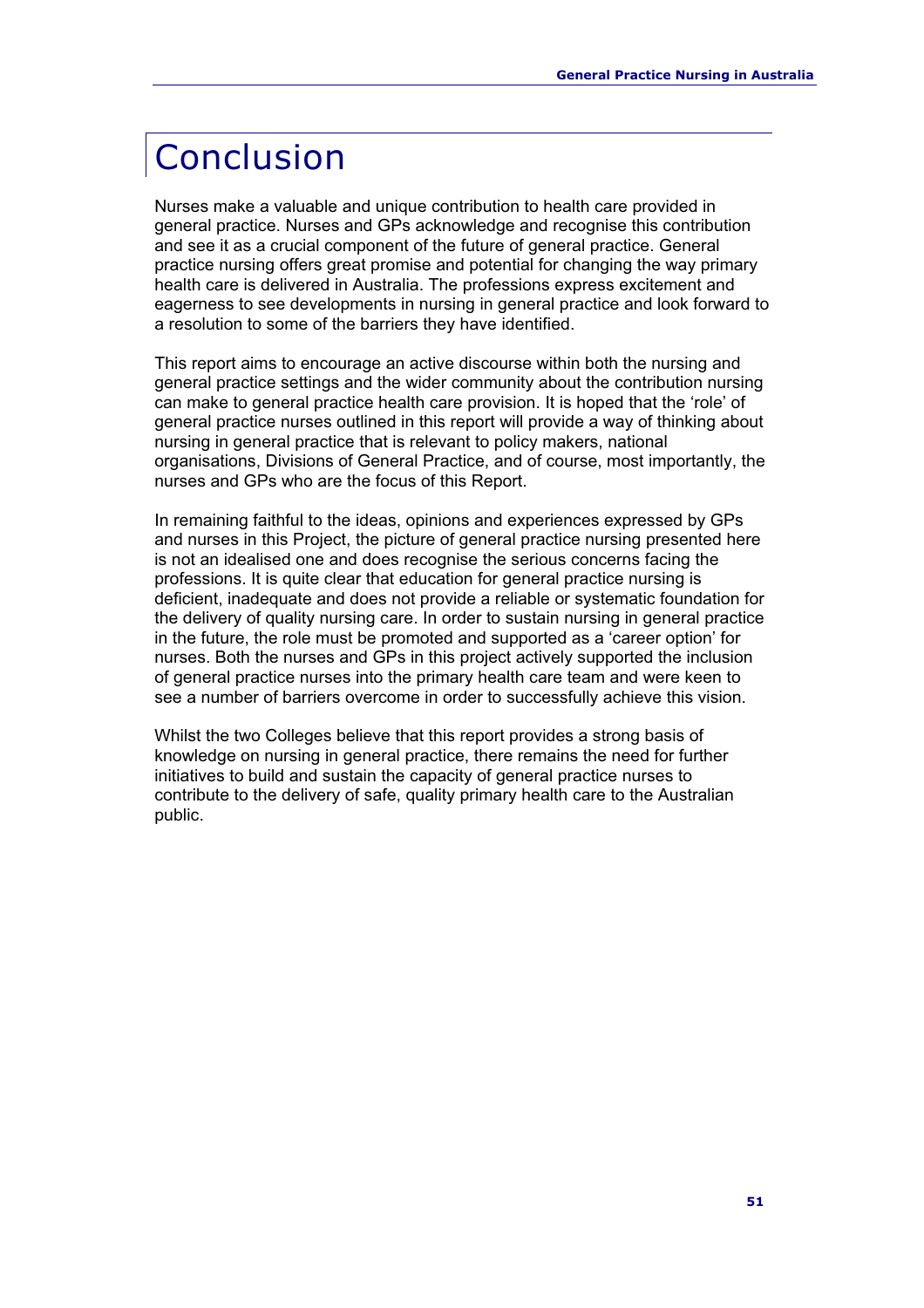# Conclusion

Nurses make a valuable and unique contribution to health care provided in general practice. Nurses and GPs acknowledge and recognise this contribution and see it as a crucial component of the future of general practice. General practice nursing offers great promise and potential for changing the way primary health care is delivered in Australia. The professions express excitement and eagerness to see developments in nursing in general practice and look forward to a resolution to some of the barriers they have identified.

This report aims to encourage an active discourse within both the nursing and general practice settings and the wider community about the contribution nursing can make to general practice health care provision. It is hoped that the 'role' of general practice nurses outlined in this report will provide a way of thinking about nursing in general practice that is relevant to policy makers, national organisations, Divisions of General Practice, and of course, most importantly, the nurses and GPs who are the focus of this Report.

In remaining faithful to the ideas, opinions and experiences expressed by GPs and nurses in this Project, the picture of general practice nursing presented here is not an idealised one and does recognise the serious concerns facing the professions. It is quite clear that education for general practice nursing is deficient, inadequate and does not provide a reliable or systematic foundation for the delivery of quality nursing care. In order to sustain nursing in general practice in the future, the role must be promoted and supported as a 'career option' for nurses. Both the nurses and GPs in this project actively supported the inclusion of general practice nurses into the primary health care team and were keen to see a number of barriers overcome in order to successfully achieve this vision.

Whilst the two Colleges believe that this report provides a strong basis of knowledge on nursing in general practice, there remains the need for further initiatives to build and sustain the capacity of general practice nurses to contribute to the delivery of safe, quality primary health care to the Australian public.